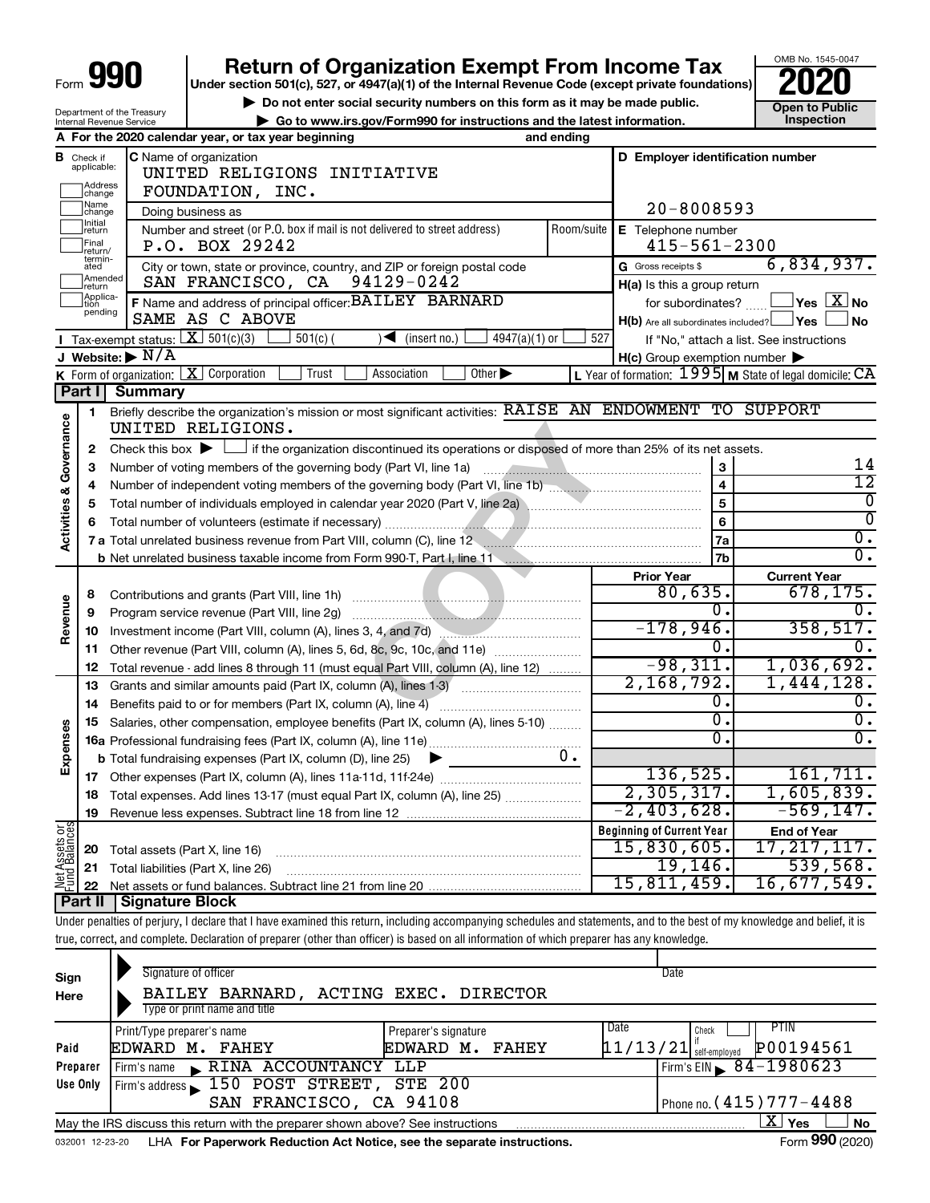Form **990**

# Return of Organization Exempt From Income Tax

**Under section 501(c), 527, or 4947(a)(1) of the Internal Revenue Code (except private foundations)**

▶ Do not enter social security numbers on this form as it may be made public.

▶ Go to www.irs.gov/Form990 for instructions and the latest information.

Department of the Treasury
Internal Revenue Service

OMB No. 1545-0047

**2020**

**Open to Public Inspection**

**A** For the 2020 calendar year, or tax year beginning and ending

**B** Check if applicable: Address change / Name change / Initial return / Final return/terminated / Amended return / Application pending

**C** Name of organization
UNITED RELIGIONS INITIATIVE FOUNDATION, INC.

Doing business as

Number and street (or P.O. box if mail is not delivered to street address) Room/suite
P.O. BOX 29242

City or town, state or province, country, and ZIP or foreign postal code
SAN FRANCISCO, CA 94129-0242

**F** Name and address of principal officer: BAILEY BARNARD
SAME AS C ABOVE

**D** Employer identification number
20-8008593

**E** Telephone number
415-561-2300

**G** Gross receipts $ 6,834,937.

**H(a)** Is this a group return for subordinates? ☐ Yes ☒ No

**H(b)** Are all subordinates included? ☐ Yes ☐ No
If "No," attach a list. See instructions

**H(c)** Group exemption number ▶

**I** Tax-exempt status: ☒ 501(c)(3) ☐ 501(c) ( ) ◀ (insert no.) ☐ 4947(a)(1) or ☐ 527

**J** Website: ▶ N/A

**K** Form of organization: ☒ Corporation ☐ Trust ☐ Association ☐ Other ▶

**L** Year of formation: 1995 **M** State of legal domicile: CA

## Part I Summary

**Activities & Governance**

1 Briefly describe the organization's mission or most significant activities: RAISE AN ENDOWMENT TO SUPPORT UNITED RELIGIONS.

2 Check this box ▶ ☐ if the organization discontinued its operations or disposed of more than 25% of its net assets.

| | | | |
|---|---|---|---|
| 3 | Number of voting members of the governing body (Part VI, line 1a) | 3 | 14 |
| 4 | Number of independent voting members of the governing body (Part VI, line 1b) | 4 | 12 |
| 5 | Total number of individuals employed in calendar year 2020 (Part V, line 2a) | 5 | 0 |
| 6 | Total number of volunteers (estimate if necessary) | 6 | 0 |
| 7a | Total unrelated business revenue from Part VIII, column (C), line 12 | 7a | 0. |
| b | Net unrelated business taxable income from Form 990-T, Part I, line 11 | 7b | 0. |

| | | | Prior Year | Current Year |
|---|---|---|---|---|
| **Revenue** | 8 | Contributions and grants (Part VIII, line 1h) | 80,635. | 678,175. |
| | 9 | Program service revenue (Part VIII, line 2g) | 0. | 0. |
| | 10 | Investment income (Part VIII, column (A), lines 3, 4, and 7d) | -178,946. | 358,517. |
| | 11 | Other revenue (Part VIII, column (A), lines 5, 6d, 8c, 9c, 10c, and 11e) | 0. | 0. |
| | 12 | Total revenue - add lines 8 through 11 (must equal Part VIII, column (A), line 12) | -98,311. | 1,036,692. |
| **Expenses** | 13 | Grants and similar amounts paid (Part IX, column (A), lines 1-3) | 2,168,792. | 1,444,128. |
| | 14 | Benefits paid to or for members (Part IX, column (A), line 4) | 0. | 0. |
| | 15 | Salaries, other compensation, employee benefits (Part IX, column (A), lines 5-10) | 0. | 0. |
| | 16a | Professional fundraising fees (Part IX, column (A), line 11e) | 0. | 0. |
| | b | Total fundraising expenses (Part IX, column (D), line 25) ▶ 0. | | |
| | 17 | Other expenses (Part IX, column (A), lines 11a-11d, 11f-24e) | 136,525. | 161,711. |
| | 18 | Total expenses. Add lines 13-17 (must equal Part IX, column (A), line 25) | 2,305,317. | 1,605,839. |
| | 19 | Revenue less expenses. Subtract line 18 from line 12 | -2,403,628. | -569,147. |

| | | | Beginning of Current Year | End of Year |
|---|---|---|---|---|
| **Net Assets or Fund Balances** | 20 | Total assets (Part X, line 16) | 15,830,605. | 17,217,117. |
| | 21 | Total liabilities (Part X, line 26) | 19,146. | 539,568. |
| | 22 | Net assets or fund balances. Subtract line 21 from line 20 | 15,811,459. | 16,677,549. |

## Part II Signature Block

Under penalties of perjury, I declare that I have examined this return, including accompanying schedules and statements, and to the best of my knowledge and belief, it is true, correct, and complete. Declaration of preparer (other than officer) is based on all information of which preparer has any knowledge.

**Sign Here**

Signature of officer | Date

BAILEY BARNARD, ACTING EXEC. DIRECTOR
Type or print name and title

**Paid Preparer Use Only**

| Print/Type preparer's name | Preparer's signature | Date | Check if self-employed | PTIN |
|---|---|---|---|---|
| EDWARD M. FAHEY | EDWARD M. FAHEY | 11/13/21 | ☐ | P00194561 |

Firm's name ▶ RINA ACCOUNTANCY LLP — Firm's EIN ▶ 84-1980623

Firm's address ▶ 150 POST STREET, STE 200, SAN FRANCISCO, CA 94108 — Phone no. (415)777-4488

May the IRS discuss this return with the preparer shown above? See instructions ☒ Yes ☐ No

032001 12-23-20 LHA For Paperwork Reduction Act Notice, see the separate instructions. Form **990** (2020)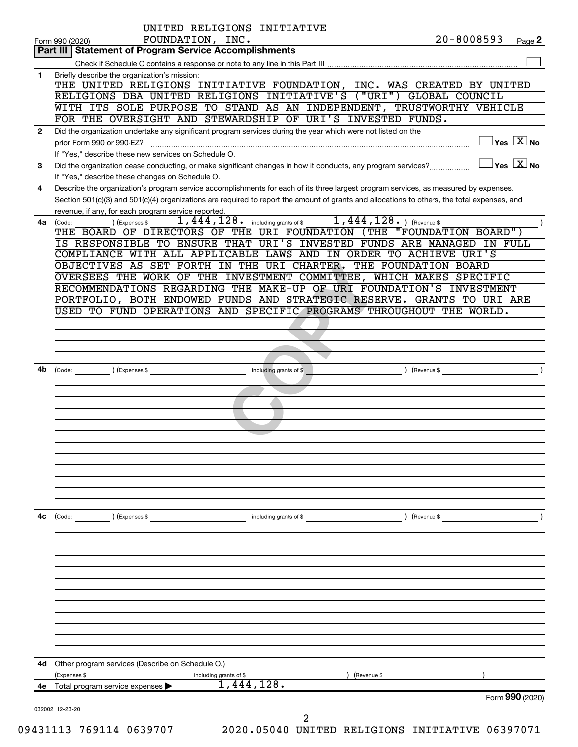UNITED RELIGIONS INITIATIVE FOUNDATION, INC.

Form 990 (2020) 20-8008593 Page 2

## Part III Statement of Program Service Accomplishments

Check if Schedule O contains a response or note to any line in this Part III ☐

**1** Briefly describe the organization's mission:

THE UNITED RELIGIONS INITIATIVE FOUNDATION, INC. WAS CREATED BY UNITED RELIGIONS DBA UNITED RELIGIONS INITIATIVE'S ("URI") GLOBAL COUNCIL WITH ITS SOLE PURPOSE TO STAND AS AN INDEPENDENT, TRUSTWORTHY VEHICLE FOR THE OVERSIGHT AND STEWARDSHIP OF URI'S INVESTED FUNDS.

**2** Did the organization undertake any significant program services during the year which were not listed on the prior Form 990 or 990-EZ? ☐ Yes ☒ No

If "Yes," describe these new services on Schedule O.

**3** Did the organization cease conducting, or make significant changes in how it conducts, any program services? ☐ Yes ☒ No

If "Yes," describe these changes on Schedule O.

**4** Describe the organization's program service accomplishments for each of its three largest program services, as measured by expenses. Section 501(c)(3) and 501(c)(4) organizations are required to report the amount of grants and allocations to others, the total expenses, and revenue, if any, for each program service reported.

**4a** (Code: ) (Expenses $ 1,444,128. including grants of $ 1,444,128. ) (Revenue $ )

THE BOARD OF DIRECTORS OF THE URI FOUNDATION (THE "FOUNDATION BOARD") IS RESPONSIBLE TO ENSURE THAT URI'S INVESTED FUNDS ARE MANAGED IN FULL COMPLIANCE WITH ALL APPLICABLE LAWS AND IN ORDER TO ACHIEVE URI'S OBJECTIVES AS SET FORTH IN THE URI CHARTER. THE FOUNDATION BOARD OVERSEES THE WORK OF THE INVESTMENT COMMITTEE, WHICH MAKES SPECIFIC RECOMMENDATIONS REGARDING THE MAKE-UP OF URI FOUNDATION'S INVESTMENT PORTFOLIO, BOTH ENDOWED FUNDS AND STRATEGIC RESERVE. GRANTS TO URI ARE USED TO FUND OPERATIONS AND SPECIFIC PROGRAMS THROUGHOUT THE WORLD.

**4b** (Code: ) (Expenses $ including grants of $ ) (Revenue $ )

**4c** (Code: ) (Expenses $ including grants of $ ) (Revenue $ )

**4d** Other program services (Describe on Schedule O.)

(Expenses $ including grants of $ ) (Revenue $ )

**4e** Total program service expenses ▶ 1,444,128.

Form **990** (2020)

032002 12-23-20

09431113 769114 0639707 2020.05040 UNITED RELIGIONS INITIATIVE 06397071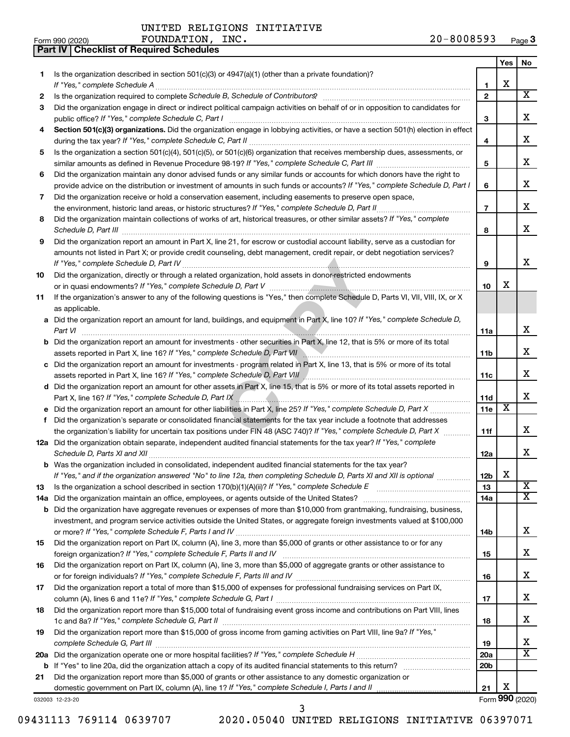UNITED RELIGIONS INITIATIVE
Form 990 (2020) FOUNDATION, INC. 20-8008593 Page **3**

**Part IV | Checklist of Required Schedules**

| | | | Yes | No |
|---|---|---|---|---|
| **1** | Is the organization described in section 501(c)(3) or 4947(a)(1) (other than a private foundation)? *If "Yes," complete Schedule A* | **1** | X | |
| **2** | Is the organization required to complete *Schedule B, Schedule of Contributors*? | **2** | | X |
| **3** | Did the organization engage in direct or indirect political campaign activities on behalf of or in opposition to candidates for public office? *If "Yes," complete Schedule C, Part I* | **3** | | X |
| **4** | **Section 501(c)(3) organizations.** Did the organization engage in lobbying activities, or have a section 501(h) election in effect during the tax year? *If "Yes," complete Schedule C, Part II* | **4** | | X |
| **5** | Is the organization a section 501(c)(4), 501(c)(5), or 501(c)(6) organization that receives membership dues, assessments, or similar amounts as defined in Revenue Procedure 98-19? *If "Yes," complete Schedule C, Part III* | **5** | | X |
| **6** | Did the organization maintain any donor advised funds or any similar funds or accounts for which donors have the right to provide advice on the distribution or investment of amounts in such funds or accounts? *If "Yes," complete Schedule D, Part I* | **6** | | X |
| **7** | Did the organization receive or hold a conservation easement, including easements to preserve open space, the environment, historic land areas, or historic structures? *If "Yes," complete Schedule D, Part II* | **7** | | X |
| **8** | Did the organization maintain collections of works of art, historical treasures, or other similar assets? *If "Yes," complete Schedule D, Part III* | **8** | | X |
| **9** | Did the organization report an amount in Part X, line 21, for escrow or custodial account liability, serve as a custodian for amounts not listed in Part X; or provide credit counseling, debt management, credit repair, or debt negotiation services? *If "Yes," complete Schedule D, Part IV* | **9** | | X |
| **10** | Did the organization, directly or through a related organization, hold assets in donor-restricted endowments or in quasi endowments? *If "Yes," complete Schedule D, Part V* | **10** | X | |
| **11** | If the organization's answer to any of the following questions is "Yes," then complete Schedule D, Parts VI, VII, VIII, IX, or X as applicable. | | | |
| **a** | Did the organization report an amount for land, buildings, and equipment in Part X, line 10? *If "Yes," complete Schedule D, Part VI* | **11a** | | X |
| **b** | Did the organization report an amount for investments - other securities in Part X, line 12, that is 5% or more of its total assets reported in Part X, line 16? *If "Yes," complete Schedule D, Part VII* | **11b** | | X |
| **c** | Did the organization report an amount for investments - program related in Part X, line 13, that is 5% or more of its total assets reported in Part X, line 16? *If "Yes," complete Schedule D, Part VIII* | **11c** | | X |
| **d** | Did the organization report an amount for other assets in Part X, line 15, that is 5% or more of its total assets reported in Part X, line 16? *If "Yes," complete Schedule D, Part IX* | **11d** | | X |
| **e** | Did the organization report an amount for other liabilities in Part X, line 25? *If "Yes," complete Schedule D, Part X* | **11e** | X | |
| **f** | Did the organization's separate or consolidated financial statements for the tax year include a footnote that addresses the organization's liability for uncertain tax positions under FIN 48 (ASC 740)? *If "Yes," complete Schedule D, Part X* | **11f** | | X |
| **12a** | Did the organization obtain separate, independent audited financial statements for the tax year? *If "Yes," complete Schedule D, Parts XI and XII* | **12a** | | X |
| **b** | Was the organization included in consolidated, independent audited financial statements for the tax year? *If "Yes," and if the organization answered "No" to line 12a, then completing Schedule D, Parts XI and XII is optional* | **12b** | X | |
| **13** | Is the organization a school described in section 170(b)(1)(A)(ii)? *If "Yes," complete Schedule E* | **13** | | X |
| **14a** | Did the organization maintain an office, employees, or agents outside of the United States? | **14a** | | X |
| **b** | Did the organization have aggregate revenues or expenses of more than $10,000 from grantmaking, fundraising, business, investment, and program service activities outside the United States, or aggregate foreign investments valued at $100,000 or more? *If "Yes," complete Schedule F, Parts I and IV* | **14b** | | X |
| **15** | Did the organization report on Part IX, column (A), line 3, more than $5,000 of grants or other assistance to or for any foreign organization? *If "Yes," complete Schedule F, Parts II and IV* | **15** | | X |
| **16** | Did the organization report on Part IX, column (A), line 3, more than $5,000 of aggregate grants or other assistance to or for foreign individuals? *If "Yes," complete Schedule F, Parts III and IV* | **16** | | X |
| **17** | Did the organization report a total of more than $15,000 of expenses for professional fundraising services on Part IX, column (A), lines 6 and 11e? *If "Yes," complete Schedule G, Part I* | **17** | | X |
| **18** | Did the organization report more than $15,000 total of fundraising event gross income and contributions on Part VIII, lines 1c and 8a? *If "Yes," complete Schedule G, Part II* | **18** | | X |
| **19** | Did the organization report more than $15,000 of gross income from gaming activities on Part VIII, line 9a? *If "Yes," complete Schedule G, Part III* | **19** | | X |
| **20a** | Did the organization operate one or more hospital facilities? *If "Yes," complete Schedule H* | **20a** | | X |
| **b** | If "Yes" to line 20a, did the organization attach a copy of its audited financial statements to this return? | **20b** | | |
| **21** | Did the organization report more than $5,000 of grants or other assistance to any domestic organization or domestic government on Part IX, column (A), line 1? *If "Yes," complete Schedule I, Parts I and II* | **21** | X | |

032003 12-23-20 Form **990** (2020)

09431113 769114 0639707 2020.05040 UNITED RELIGIONS INITIATIVE 06397071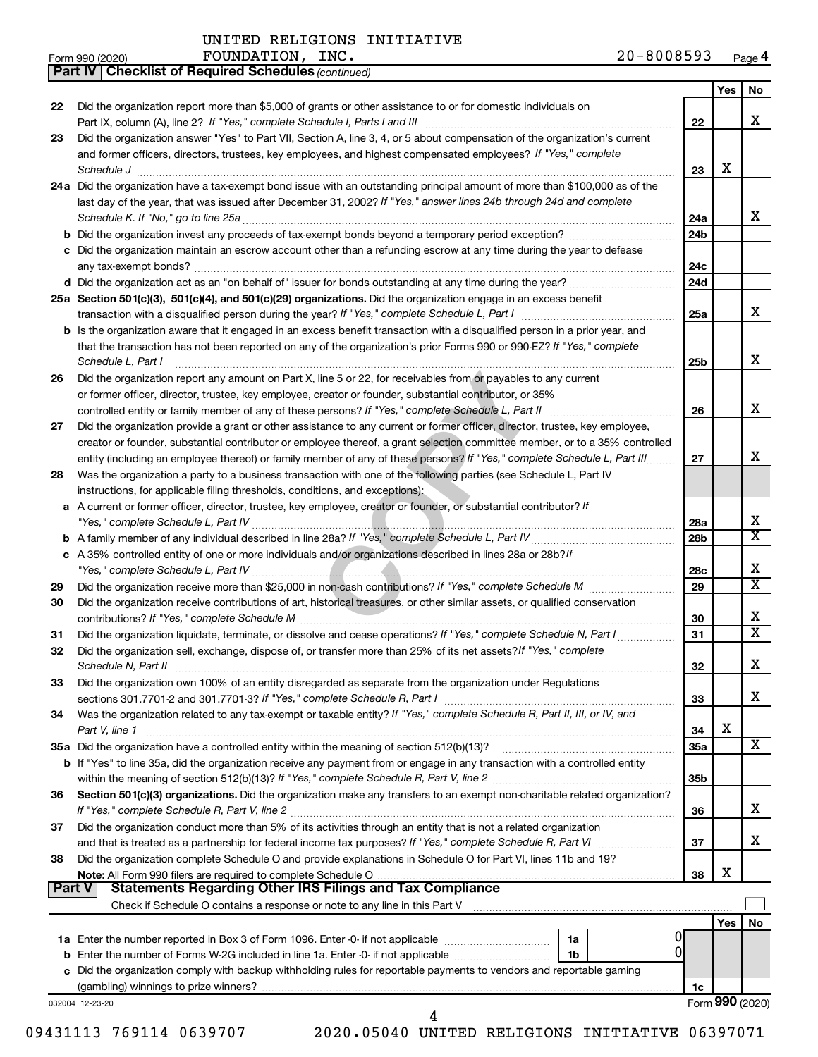UNITED RELIGIONS INITIATIVE
FOUNDATION, INC. 20-8008593

Form 990 (2020) Page 4

**Part IV | Checklist of Required Schedules** *(continued)*

| | | | Yes | No |
|---|---|---|---|---|
| 22 | Did the organization report more than $5,000 of grants or other assistance to or for domestic individuals on Part IX, column (A), line 2? *If "Yes," complete Schedule I, Parts I and III* | 22 | | X |
| 23 | Did the organization answer "Yes" to Part VII, Section A, line 3, 4, or 5 about compensation of the organization's current and former officers, directors, trustees, key employees, and highest compensated employees? *If "Yes," complete Schedule J* | 23 | X | |
| 24a | Did the organization have a tax-exempt bond issue with an outstanding principal amount of more than $100,000 as of the last day of the year, that was issued after December 31, 2002? *If "Yes," answer lines 24b through 24d and complete Schedule K. If "No," go to line 25a* | 24a | | X |
| b | Did the organization invest any proceeds of tax-exempt bonds beyond a temporary period exception? | 24b | | |
| c | Did the organization maintain an escrow account other than a refunding escrow at any time during the year to defease any tax-exempt bonds? | 24c | | |
| d | Did the organization act as an "on behalf of" issuer for bonds outstanding at any time during the year? | 24d | | |
| 25a | **Section 501(c)(3), 501(c)(4), and 501(c)(29) organizations.** Did the organization engage in an excess benefit transaction with a disqualified person during the year? *If "Yes," complete Schedule L, Part I* | 25a | | X |
| b | Is the organization aware that it engaged in an excess benefit transaction with a disqualified person in a prior year, and that the transaction has not been reported on any of the organization's prior Forms 990 or 990-EZ? *If "Yes," complete Schedule L, Part I* | 25b | | X |
| 26 | Did the organization report any amount on Part X, line 5 or 22, for receivables from or payables to any current or former officer, director, trustee, key employee, creator or founder, substantial contributor, or 35% controlled entity or family member of any of these persons? *If "Yes," complete Schedule L, Part II* | 26 | | X |
| 27 | Did the organization provide a grant or other assistance to any current or former officer, director, trustee, key employee, creator or founder, substantial contributor or employee thereof, a grant selection committee member, or to a 35% controlled entity (including an employee thereof) or family member of any of these persons? *If "Yes," complete Schedule L, Part III* | 27 | | X |
| 28 | Was the organization a party to a business transaction with one of the following parties (see Schedule L, Part IV instructions, for applicable filing thresholds, conditions, and exceptions): | | | |
| a | A current or former officer, director, trustee, key employee, creator or founder, or substantial contributor? *If "Yes," complete Schedule L, Part IV* | 28a | | X |
| b | A family member of any individual described in line 28a? *If "Yes," complete Schedule L, Part IV* | 28b | | X |
| c | A 35% controlled entity of one or more individuals and/or organizations described in lines 28a or 28b? *If "Yes," complete Schedule L, Part IV* | 28c | | X |
| 29 | Did the organization receive more than $25,000 in non-cash contributions? *If "Yes," complete Schedule M* | 29 | | X |
| 30 | Did the organization receive contributions of art, historical treasures, or other similar assets, or qualified conservation contributions? *If "Yes," complete Schedule M* | 30 | | X |
| 31 | Did the organization liquidate, terminate, or dissolve and cease operations? *If "Yes," complete Schedule N, Part I* | 31 | | X |
| 32 | Did the organization sell, exchange, dispose of, or transfer more than 25% of its net assets? *If "Yes," complete Schedule N, Part II* | 32 | | X |
| 33 | Did the organization own 100% of an entity disregarded as separate from the organization under Regulations sections 301.7701-2 and 301.7701-3? *If "Yes," complete Schedule R, Part I* | 33 | | X |
| 34 | Was the organization related to any tax-exempt or taxable entity? *If "Yes," complete Schedule R, Part II, III, or IV, and Part V, line 1* | 34 | X | |
| 35a | Did the organization have a controlled entity within the meaning of section 512(b)(13)? | 35a | | X |
| b | If "Yes" to line 35a, did the organization receive any payment from or engage in any transaction with a controlled entity within the meaning of section 512(b)(13)? *If "Yes," complete Schedule R, Part V, line 2* | 35b | | |
| 36 | **Section 501(c)(3) organizations.** Did the organization make any transfers to an exempt non-charitable related organization? *If "Yes," complete Schedule R, Part V, line 2* | 36 | | X |
| 37 | Did the organization conduct more than 5% of its activities through an entity that is not a related organization and that is treated as a partnership for federal income tax purposes? *If "Yes," complete Schedule R, Part VI* | 37 | | X |
| 38 | Did the organization complete Schedule O and provide explanations in Schedule O for Part VI, lines 11b and 19? **Note:** All Form 990 filers are required to complete Schedule O | 38 | X | |

**Part V | Statements Regarding Other IRS Filings and Tax Compliance**

Check if Schedule O contains a response or note to any line in this Part V ☐

| | | | | | Yes | No |
|---|---|---|---|---|---|---|
| 1a | Enter the number reported in Box 3 of Form 1096. Enter -0- if not applicable | 1a | 0 | | | |
| b | Enter the number of Forms W-2G included in line 1a. Enter -0- if not applicable | 1b | 0 | | | |
| c | Did the organization comply with backup withholding rules for reportable payments to vendors and reportable gaming (gambling) winnings to prize winners? | | | 1c | | |

032004 12-23-20

Form **990** (2020)

09431113 769114 0639707 2020.05040 UNITED RELIGIONS INITIATIVE 06397071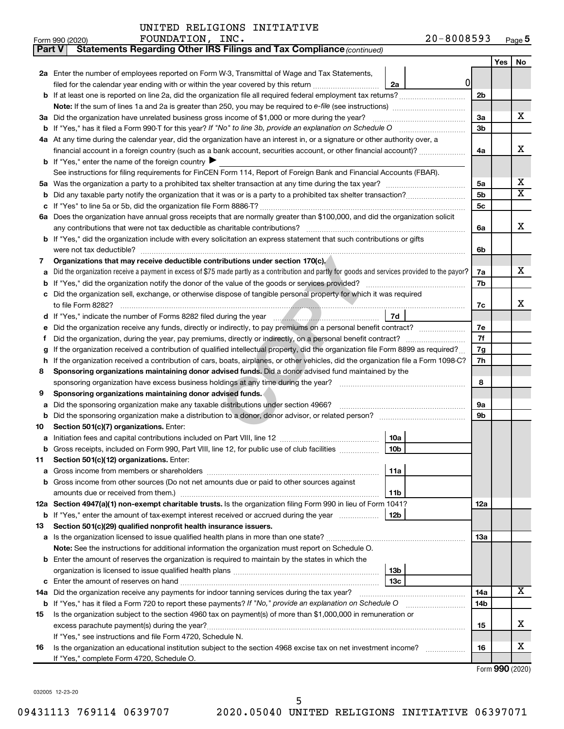UNITED RELIGIONS INITIATIVE FOUNDATION, INC. 20-8008593

Form 990 (2020) Page 5

**Part V Statements Regarding Other IRS Filings and Tax Compliance** *(continued)*

| | | | | Yes | No |
|---|---|---|---|---|---|
| **2a** | Enter the number of employees reported on Form W-3, Transmittal of Wage and Tax Statements, filed for the calendar year ending with or within the year covered by this return | 2a 0 | | | |
| **b** | If at least one is reported on line 2a, did the organization file all required federal employment tax returns? | | 2b | | |
| | **Note:** If the sum of lines 1a and 2a is greater than 250, you may be required to *e-file* (see instructions) | | | | |
| **3a** | Did the organization have unrelated business gross income of $1,000 or more during the year? | | 3a | | X |
| **b** | If "Yes," has it filed a Form 990-T for this year? *If "No" to line 3b, provide an explanation on Schedule O* | | 3b | | |
| **4a** | At any time during the calendar year, did the organization have an interest in, or a signature or other authority over, a financial account in a foreign country (such as a bank account, securities account, or other financial account)? | | 4a | | X |
| **b** | If "Yes," enter the name of the foreign country ▶ | | | | |
| | See instructions for filing requirements for FinCEN Form 114, Report of Foreign Bank and Financial Accounts (FBAR). | | | | |
| **5a** | Was the organization a party to a prohibited tax shelter transaction at any time during the tax year? | | 5a | | X |
| **b** | Did any taxable party notify the organization that it was or is a party to a prohibited tax shelter transaction? | | 5b | | X |
| **c** | If "Yes" to line 5a or 5b, did the organization file Form 8886-T? | | 5c | | |
| **6a** | Does the organization have annual gross receipts that are normally greater than $100,000, and did the organization solicit any contributions that were not tax deductible as charitable contributions? | | 6a | | X |
| **b** | If "Yes," did the organization include with every solicitation an express statement that such contributions or gifts were not tax deductible? | | 6b | | |
| **7** | **Organizations that may receive deductible contributions under section 170(c).** | | | | |
| **a** | Did the organization receive a payment in excess of $75 made partly as a contribution and partly for goods and services provided to the payor? | | 7a | | X |
| **b** | If "Yes," did the organization notify the donor of the value of the goods or services provided? | | 7b | | |
| **c** | Did the organization sell, exchange, or otherwise dispose of tangible personal property for which it was required to file Form 8282? | | 7c | | X |
| **d** | If "Yes," indicate the number of Forms 8282 filed during the year | 7d | | | |
| **e** | Did the organization receive any funds, directly or indirectly, to pay premiums on a personal benefit contract? | | 7e | | |
| **f** | Did the organization, during the year, pay premiums, directly or indirectly, on a personal benefit contract? | | 7f | | |
| **g** | If the organization received a contribution of qualified intellectual property, did the organization file Form 8899 as required? | | 7g | | |
| **h** | If the organization received a contribution of cars, boats, airplanes, or other vehicles, did the organization file a Form 1098-C? | | 7h | | |
| **8** | **Sponsoring organizations maintaining donor advised funds.** Did a donor advised fund maintained by the sponsoring organization have excess business holdings at any time during the year? | | 8 | | |
| **9** | **Sponsoring organizations maintaining donor advised funds.** | | | | |
| **a** | Did the sponsoring organization make any taxable distributions under section 4966? | | 9a | | |
| **b** | Did the sponsoring organization make a distribution to a donor, donor advisor, or related person? | | 9b | | |
| **10** | **Section 501(c)(7) organizations.** Enter: | | | | |
| **a** | Initiation fees and capital contributions included on Part VIII, line 12 | 10a | | | |
| **b** | Gross receipts, included on Form 990, Part VIII, line 12, for public use of club facilities | 10b | | | |
| **11** | **Section 501(c)(12) organizations.** Enter: | | | | |
| **a** | Gross income from members or shareholders | 11a | | | |
| **b** | Gross income from other sources (Do not net amounts due or paid to other sources against amounts due or received from them.) | 11b | | | |
| **12a** | **Section 4947(a)(1) non-exempt charitable trusts.** Is the organization filing Form 990 in lieu of Form 1041? | | 12a | | |
| **b** | If "Yes," enter the amount of tax-exempt interest received or accrued during the year | 12b | | | |
| **13** | **Section 501(c)(29) qualified nonprofit health insurance issuers.** | | | | |
| **a** | Is the organization licensed to issue qualified health plans in more than one state? | | 13a | | |
| | **Note:** See the instructions for additional information the organization must report on Schedule O. | | | | |
| **b** | Enter the amount of reserves the organization is required to maintain by the states in which the organization is licensed to issue qualified health plans | 13b | | | |
| **c** | Enter the amount of reserves on hand | 13c | | | |
| **14a** | Did the organization receive any payments for indoor tanning services during the tax year? | | 14a | | X |
| **b** | If "Yes," has it filed a Form 720 to report these payments? *If "No," provide an explanation on Schedule O* | | 14b | | |
| **15** | Is the organization subject to the section 4960 tax on payment(s) of more than $1,000,000 in remuneration or excess parachute payment(s) during the year? | | 15 | | X |
| | If "Yes," see instructions and file Form 4720, Schedule N. | | | | |
| **16** | Is the organization an educational institution subject to the section 4968 excise tax on net investment income? | | 16 | | X |
| | If "Yes," complete Form 4720, Schedule O. | | | | |

Form **990** (2020)

032005 12-23-20

09431113 769114 0639707 2020.05040 UNITED RELIGIONS INITIATIVE 06397071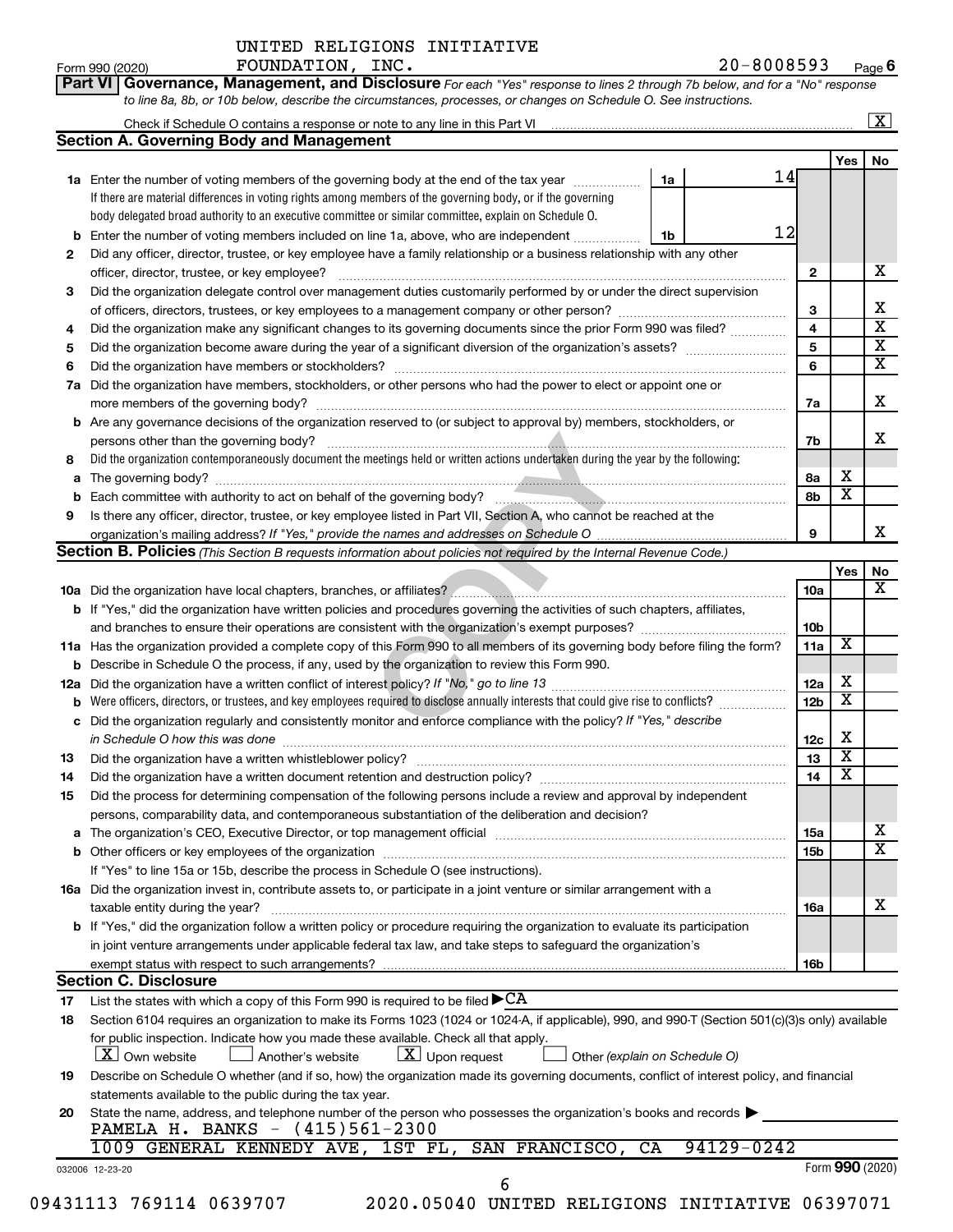UNITED RELIGIONS INITIATIVE FOUNDATION, INC. — 20-8008593

Form 990 (2020)

**Part VI — Governance, Management, and Disclosure** *For each "Yes" response to lines 2 through 7b below, and for a "No" response to line 8a, 8b, or 10b below, describe the circumstances, processes, or changes on Schedule O. See instructions.*

Check if Schedule O contains a response or note to any line in this Part VI .......... [X]

## Section A. Governing Body and Management

| | | Line | Value | Yes | No |
|---|---|---|---|---|---|
| 1a | Enter the number of voting members of the governing body at the end of the tax year. If there are material differences in voting rights among members of the governing body, or if the governing body delegated broad authority to an executive committee or similar committee, explain on Schedule O. | 1a | 14 | | |
| b | Enter the number of voting members included on line 1a, above, who are independent | 1b | 12 | | |
| 2 | Did any officer, director, trustee, or key employee have a family relationship or a business relationship with any other officer, director, trustee, or key employee? | 2 | | | X |
| 3 | Did the organization delegate control over management duties customarily performed by or under the direct supervision of officers, directors, trustees, or key employees to a management company or other person? | 3 | | | X |
| 4 | Did the organization make any significant changes to its governing documents since the prior Form 990 was filed? | 4 | | | X |
| 5 | Did the organization become aware during the year of a significant diversion of the organization's assets? | 5 | | | X |
| 6 | Did the organization have members or stockholders? | 6 | | | X |
| 7a | Did the organization have members, stockholders, or other persons who had the power to elect or appoint one or more members of the governing body? | 7a | | | X |
| b | Are any governance decisions of the organization reserved to (or subject to approval by) members, stockholders, or persons other than the governing body? | 7b | | | X |
| 8 | Did the organization contemporaneously document the meetings held or written actions undertaken during the year by the following: | | | | |
| a | The governing body? | 8a | | X | |
| b | Each committee with authority to act on behalf of the governing body? | 8b | | X | |
| 9 | Is there any officer, director, trustee, or key employee listed in Part VII, Section A, who cannot be reached at the organization's mailing address? *If "Yes," provide the names and addresses on Schedule O* | 9 | | | X |

## Section B. Policies *(This Section B requests information about policies not required by the Internal Revenue Code.)*

| | | Line | Yes | No |
|---|---|---|---|---|
| 10a | Did the organization have local chapters, branches, or affiliates? | 10a | | X |
| b | If "Yes," did the organization have written policies and procedures governing the activities of such chapters, affiliates, and branches to ensure their operations are consistent with the organization's exempt purposes? | 10b | | |
| 11a | Has the organization provided a complete copy of this Form 990 to all members of its governing body before filing the form? | 11a | X | |
| b | Describe in Schedule O the process, if any, used by the organization to review this Form 990. | | | |
| 12a | Did the organization have a written conflict of interest policy? *If "No," go to line 13* | 12a | X | |
| b | Were officers, directors, or trustees, and key employees required to disclose annually interests that could give rise to conflicts? | 12b | X | |
| c | Did the organization regularly and consistently monitor and enforce compliance with the policy? *If "Yes," describe in Schedule O how this was done* | 12c | X | |
| 13 | Did the organization have a written whistleblower policy? | 13 | X | |
| 14 | Did the organization have a written document retention and destruction policy? | 14 | X | |
| 15 | Did the process for determining compensation of the following persons include a review and approval by independent persons, comparability data, and contemporaneous substantiation of the deliberation and decision? | | | |
| a | The organization's CEO, Executive Director, or top management official | 15a | | X |
| b | Other officers or key employees of the organization | 15b | | X |
| | If "Yes" to line 15a or 15b, describe the process in Schedule O (see instructions). | | | |
| 16a | Did the organization invest in, contribute assets to, or participate in a joint venture or similar arrangement with a taxable entity during the year? | 16a | | X |
| b | If "Yes," did the organization follow a written policy or procedure requiring the organization to evaluate its participation in joint venture arrangements under applicable federal tax law, and take steps to safeguard the organization's exempt status with respect to such arrangements? | 16b | | |

## Section C. Disclosure

17. List the states with which a copy of this Form 990 is required to be filed ▶ CA

18. Section 6104 requires an organization to make its Forms 1023 (1024 or 1024-A, if applicable), 990, and 990-T (Section 501(c)(3)s only) available for public inspection. Indicate how you made these available. Check all that apply.
[X] Own website [ ] Another's website [X] Upon request [ ] Other *(explain on Schedule O)*

19. Describe on Schedule O whether (and if so, how) the organization made its governing documents, conflict of interest policy, and financial statements available to the public during the tax year.

20. State the name, address, and telephone number of the person who possesses the organization's books and records ▶
PAMELA H. BANKS - (415)561-2300
1009 GENERAL KENNEDY AVE, 1ST FL, SAN FRANCISCO, CA 94129-0242

032006 12-23-20 — Form **990** (2020)

09431113 769114 0639707 — 2020.05040 UNITED RELIGIONS INITIATIVE 06397071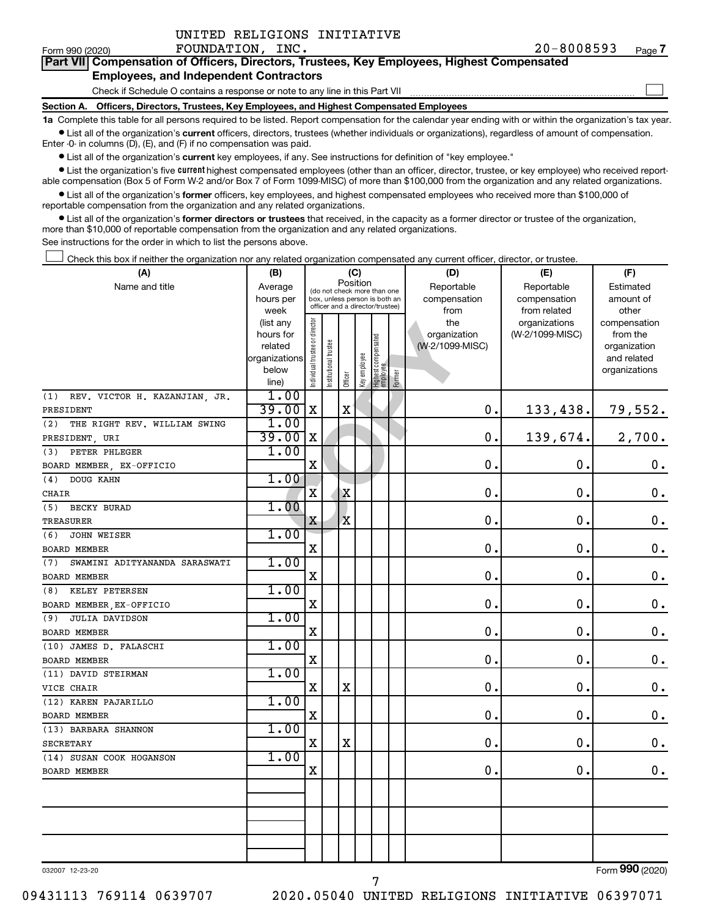UNITED RELIGIONS INITIATIVE FOUNDATION, INC. 20-8008593

Form 990 (2020) Page 7

**Part VII Compensation of Officers, Directors, Trustees, Key Employees, Highest Compensated Employees, and Independent Contractors**

Check if Schedule O contains a response or note to any line in this Part VII

**Section A. Officers, Directors, Trustees, Key Employees, and Highest Compensated Employees**

**1a** Complete this table for all persons required to be listed. Report compensation for the calendar year ending with or within the organization's tax year.

- List all of the organization's **current** officers, directors, trustees (whether individuals or organizations), regardless of amount of compensation. Enter -0- in columns (D), (E), and (F) if no compensation was paid.
- List all of the organization's **current** key employees, if any. See instructions for definition of "key employee."
- List the organization's five **current** highest compensated employees (other than an officer, director, trustee, or key employee) who received reportable compensation (Box 5 of Form W-2 and/or Box 7 of Form 1099-MISC) of more than $100,000 from the organization and any related organizations.
- List all of the organization's **former** officers, key employees, and highest compensated employees who received more than $100,000 of reportable compensation from the organization and any related organizations.
- List all of the organization's **former directors or trustees** that received, in the capacity as a former director or trustee of the organization, more than $10,000 of reportable compensation from the organization and any related organizations.

See instructions for the order in which to list the persons above.

Check this box if neither the organization nor any related organization compensated any current officer, director, or trustee.

| (A) Name and title | (B) Average hours per week (list any hours for related organizations below line) | (C) Position: Individual trustee or director | Institutional trustee | Officer | Key employee | Highest compensated employee | Former | (D) Reportable compensation from the organization (W-2/1099-MISC) | (E) Reportable compensation from related organizations (W-2/1099-MISC) | (F) Estimated amount of other compensation from the organization and related organizations |
|---|---|---|---|---|---|---|---|---|---|---|
| (1) REV. VICTOR H. KAZANJIAN, JR.<br>PRESIDENT | 1.00<br>39.00 | X | | X | | | | 0. | 133,438. | 79,552. |
| (2) THE RIGHT REV. WILLIAM SWING<br>PRESIDENT, URI | 1.00<br>39.00 | X | | | | | | 0. | 139,674. | 2,700. |
| (3) PETER PHLEGER<br>BOARD MEMBER, EX-OFFICIO | 1.00 | X | | | | | | 0. | 0. | 0. |
| (4) DOUG KAHN<br>CHAIR | 1.00 | X | | X | | | | 0. | 0. | 0. |
| (5) BECKY BURAD<br>TREASURER | 1.00 | X | | X | | | | 0. | 0. | 0. |
| (6) JOHN WEISER<br>BOARD MEMBER | 1.00 | X | | | | | | 0. | 0. | 0. |
| (7) SWAMINI ADITYANANDA SARASWATI<br>BOARD MEMBER | 1.00 | X | | | | | | 0. | 0. | 0. |
| (8) KELEY PETERSEN<br>BOARD MEMBER, EX-OFFICIO | 1.00 | X | | | | | | 0. | 0. | 0. |
| (9) JULIA DAVIDSON<br>BOARD MEMBER | 1.00 | X | | | | | | 0. | 0. | 0. |
| (10) JAMES D. FALASCHI<br>BOARD MEMBER | 1.00 | X | | | | | | 0. | 0. | 0. |
| (11) DAVID STEIRMAN<br>VICE CHAIR | 1.00 | X | | X | | | | 0. | 0. | 0. |
| (12) KAREN PAJARILLO<br>BOARD MEMBER | 1.00 | X | | | | | | 0. | 0. | 0. |
| (13) BARBARA SHANNON<br>SECRETARY | 1.00 | X | | X | | | | 0. | 0. | 0. |
| (14) SUSAN COOK HOGANSON<br>BOARD MEMBER | 1.00 | X | | | | | | 0. | 0. | 0. |

032007 12-23-20 Form **990** (2020)

09431113 769114 0639707 2020.05040 UNITED RELIGIONS INITIATIVE 06397071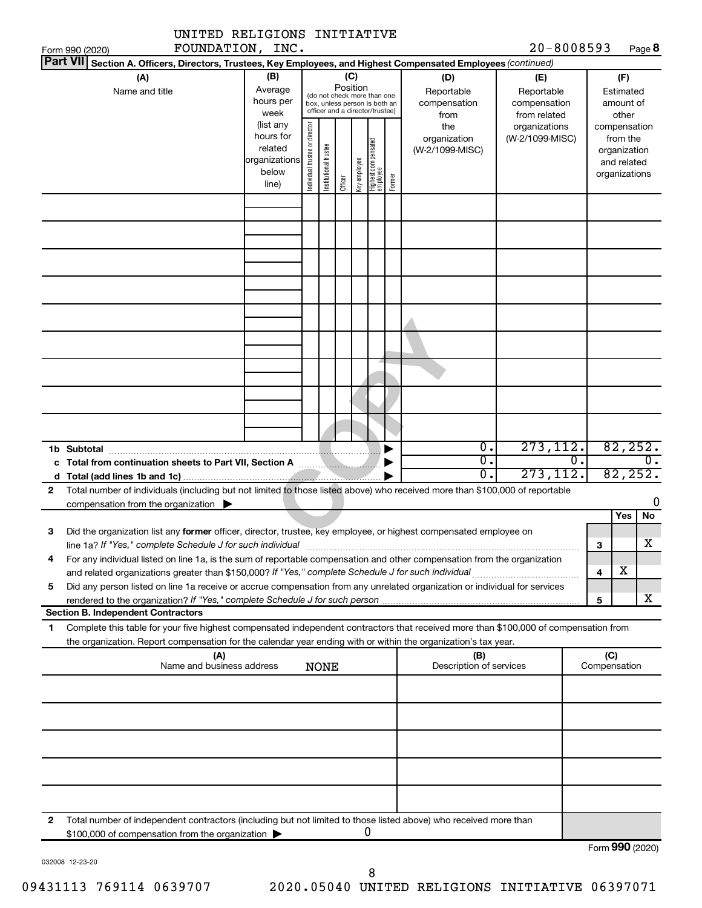UNITED RELIGIONS INITIATIVE FOUNDATION, INC. 20-8008593

Form 990 (2020) Page 8

**Part VII Section A. Officers, Directors, Trustees, Key Employees, and Highest Compensated Employees** *(continued)*

| (A) Name and title | (B) Average hours per week (list any hours for related organizations below line) | (C) Position (do not check more than one box, unless person is both an officer and a director/trustee): Individual trustee or director | Institutional trustee | Officer | Key employee | Highest compensated employee | Former | (D) Reportable compensation from the organization (W-2/1099-MISC) | (E) Reportable compensation from related organizations (W-2/1099-MISC) | (F) Estimated amount of other compensation from the organization and related organizations |
|---|---|---|---|---|---|---|---|---|---|---|
| | | | | | | | | | | |
| | | | | | | | | | | |
| | | | | | | | | | | |
| | | | | | | | | | | |
| | | | | | | | | | | |
| | | | | | | | | | | |
| | | | | | | | | | | |
| | | | | | | | | | | |
| | | | | | | | | | | |
| **1b Subtotal** | | | | | | | ▶ | 0. | 273,112. | 82,252. |
| **c Total from continuation sheets to Part VII, Section A** | | | | | | | ▶ | 0. | 0. | 0. |
| **d Total (add lines 1b and 1c)** | | | | | | | ▶ | 0. | 273,112. | 82,252. |

**2** Total number of individuals (including but not limited to those listed above) who received more than $100,000 of reportable compensation from the organization ▶ 0

| | | | Yes | No |
|---|---|---|---|---|
| **3** | Did the organization list any **former** officer, director, trustee, key employee, or highest compensated employee on line 1a? *If "Yes," complete Schedule J for such individual* | 3 | | X |
| **4** | For any individual listed on line 1a, is the sum of reportable compensation and other compensation from the organization and related organizations greater than $150,000? *If "Yes," complete Schedule J for such individual* | 4 | X | |
| **5** | Did any person listed on line 1a receive or accrue compensation from any unrelated organization or individual for services rendered to the organization? *If "Yes," complete Schedule J for such person* | 5 | | X |

**Section B. Independent Contractors**

**1** Complete this table for your five highest compensated independent contractors that received more than $100,000 of compensation from the organization. Report compensation for the calendar year ending with or within the organization's tax year.

| (A) Name and business address | (B) Description of services | (C) Compensation |
|---|---|---|
| NONE | | |
| | | |
| | | |
| | | |
| | | |

**2** Total number of independent contractors (including but not limited to those listed above) who received more than $100,000 of compensation from the organization ▶ 0

Form **990** (2020)

032008 12-23-20

09431113 769114 0639707 2020.05040 UNITED RELIGIONS INITIATIVE 06397071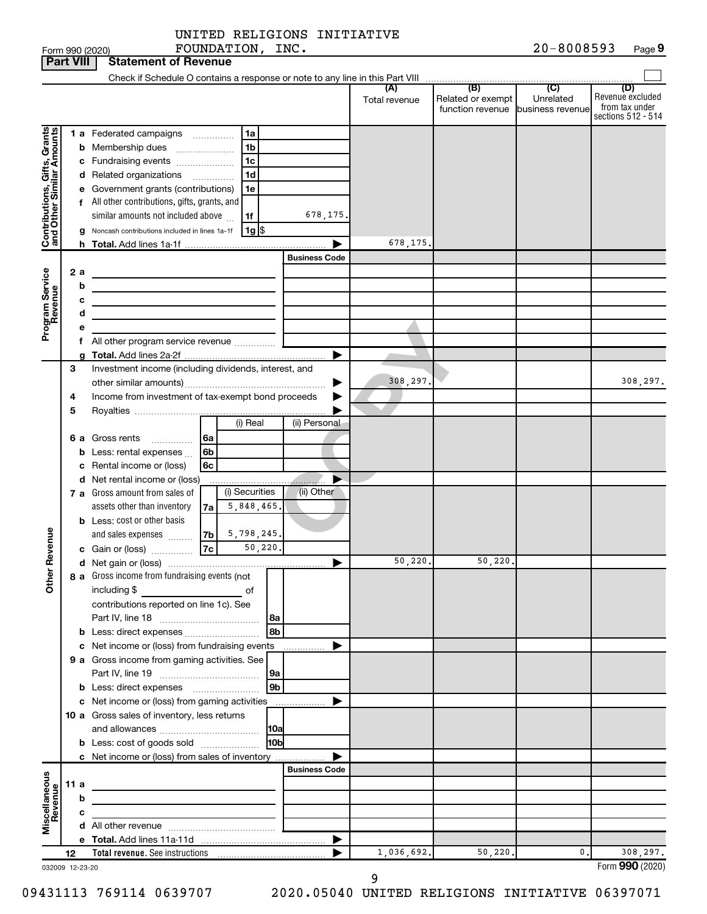UNITED RELIGIONS INITIATIVE FOUNDATION, INC.

Form 990 (2020) 20-8008593 Page 9

**Part VIII Statement of Revenue**

Check if Schedule O contains a response or note to any line in this Part VIII

| | | | (A) Total revenue | (B) Related or exempt function revenue | (C) Unrelated business revenue | (D) Revenue excluded from tax under sections 512 - 514 |
|---|---|---|---|---|---|---|
| **Contributions, Gifts, Grants and Other Similar Amounts** | 1 a Federated campaigns 1a | | | | | |
| | b Membership dues 1b | | | | | |
| | c Fundraising events 1c | | | | | |
| | d Related organizations 1d | | | | | |
| | e Government grants (contributions) 1e | | | | | |
| | f All other contributions, gifts, grants, and similar amounts not included above 1f | 678,175. | | | | |
| | g Noncash contributions included in lines 1a-1f 1g $ | | | | | |
| | h Total. Add lines 1a-1f | | 678,175. | | | |
| **Program Service Revenue** | | Business Code | | | | |
| | 2 a | | | | | |
| | b | | | | | |
| | c | | | | | |
| | d | | | | | |
| | e | | | | | |
| | f All other program service revenue | | | | | |
| | g Total. Add lines 2a-2f | | | | | |
| **Other Revenue** | 3 Investment income (including dividends, interest, and other similar amounts) | | 308,297. | | | 308,297. |
| | 4 Income from investment of tax-exempt bond proceeds | | | | | |
| | 5 Royalties | | | | | |
| | | (i) Real / (ii) Personal | | | | |
| | 6 a Gross rents 6a | | | | | |
| | b Less: rental expenses 6b | | | | | |
| | c Rental income or (loss) 6c | | | | | |
| | d Net rental income or (loss) | | | | | |
| | 7 a Gross amount from sales of assets other than inventory 7a | (i) Securities 5,848,465. / (ii) Other | | | | |
| | b Less: cost or other basis and sales expenses 7b | 5,798,245. | | | | |
| | c Gain or (loss) 7c | 50,220. | | | | |
| | d Net gain or (loss) | | 50,220. | 50,220. | | |
| | 8 a Gross income from fundraising events (not including $ of contributions reported on line 1c). See Part IV, line 18 8a | | | | | |
| | b Less: direct expenses 8b | | | | | |
| | c Net income or (loss) from fundraising events | | | | | |
| | 9 a Gross income from gaming activities. See Part IV, line 19 9a | | | | | |
| | b Less: direct expenses 9b | | | | | |
| | c Net income or (loss) from gaming activities | | | | | |
| | 10 a Gross sales of inventory, less returns and allowances 10a | | | | | |
| | b Less: cost of goods sold 10b | | | | | |
| | c Net income or (loss) from sales of inventory | | | | | |
| **Miscellaneous Revenue** | | Business Code | | | | |
| | 11 a | | | | | |
| | b | | | | | |
| | c | | | | | |
| | d All other revenue | | | | | |
| | e Total. Add lines 11a-11d | | | | | |
| | 12 Total revenue. See instructions | | 1,036,692. | 50,220. | 0. | 308,297. |

032009 12-23-20 Form 990 (2020)

09431113 769114 0639707 2020.05040 UNITED RELIGIONS INITIATIVE 06397071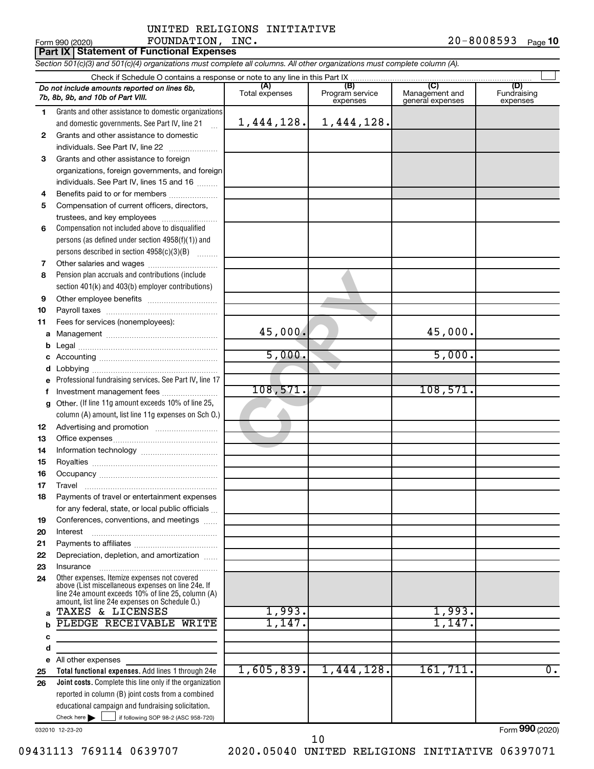Form 990 (2020) UNITED RELIGIONS INITIATIVE FOUNDATION, INC. 20-8008593

**Part IX | Statement of Functional Expenses**

*Section 501(c)(3) and 501(c)(4) organizations must complete all columns. All other organizations must complete column (A).*

Check if Schedule O contains a response or note to any line in this Part IX

| | *Do not include amounts reported on lines 6b, 7b, 8b, 9b, and 10b of Part VIII.* | (A) Total expenses | (B) Program service expenses | (C) Management and general expenses | (D) Fundraising expenses |
|---|---|---|---|---|---|
| 1 | Grants and other assistance to domestic organizations and domestic governments. See Part IV, line 21 | 1,444,128. | 1,444,128. | | |
| 2 | Grants and other assistance to domestic individuals. See Part IV, line 22 | | | | |
| 3 | Grants and other assistance to foreign organizations, foreign governments, and foreign individuals. See Part IV, lines 15 and 16 | | | | |
| 4 | Benefits paid to or for members | | | | |
| 5 | Compensation of current officers, directors, trustees, and key employees | | | | |
| 6 | Compensation not included above to disqualified persons (as defined under section 4958(f)(1)) and persons described in section 4958(c)(3)(B) | | | | |
| 7 | Other salaries and wages | | | | |
| 8 | Pension plan accruals and contributions (include section 401(k) and 403(b) employer contributions) | | | | |
| 9 | Other employee benefits | | | | |
| 10 | Payroll taxes | | | | |
| 11 | Fees for services (nonemployees): | | | | |
| a | Management | 45,000. | | 45,000. | |
| b | Legal | | | | |
| c | Accounting | 5,000. | | 5,000. | |
| d | Lobbying | | | | |
| e | Professional fundraising services. See Part IV, line 17 | | | | |
| f | Investment management fees | 108,571. | | 108,571. | |
| g | Other. (If line 11g amount exceeds 10% of line 25, column (A) amount, list line 11g expenses on Sch O.) | | | | |
| 12 | Advertising and promotion | | | | |
| 13 | Office expenses | | | | |
| 14 | Information technology | | | | |
| 15 | Royalties | | | | |
| 16 | Occupancy | | | | |
| 17 | Travel | | | | |
| 18 | Payments of travel or entertainment expenses for any federal, state, or local public officials | | | | |
| 19 | Conferences, conventions, and meetings | | | | |
| 20 | Interest | | | | |
| 21 | Payments to affiliates | | | | |
| 22 | Depreciation, depletion, and amortization | | | | |
| 23 | Insurance | | | | |
| 24 | Other expenses. Itemize expenses not covered above (List miscellaneous expenses on line 24e. If line 24e amount exceeds 10% of line 25, column (A) amount, list line 24e expenses on Schedule O.) | | | | |
| a | TAXES & LICENSES | 1,993. | | 1,993. | |
| b | PLEDGE RECEIVABLE WRITE | 1,147. | | 1,147. | |
| c | | | | | |
| d | | | | | |
| e | All other expenses | | | | |
| 25 | **Total functional expenses.** Add lines 1 through 24e | 1,605,839. | 1,444,128. | 161,711. | 0. |
| 26 | **Joint costs.** Complete this line only if the organization reported in column (B) joint costs from a combined educational campaign and fundraising solicitation. Check here ☐ if following SOP 98-2 (ASC 958-720) | | | | |

032010 12-23-20

Form **990** (2020)

09431113 769114 0639707 2020.05040 UNITED RELIGIONS INITIATIVE 06397071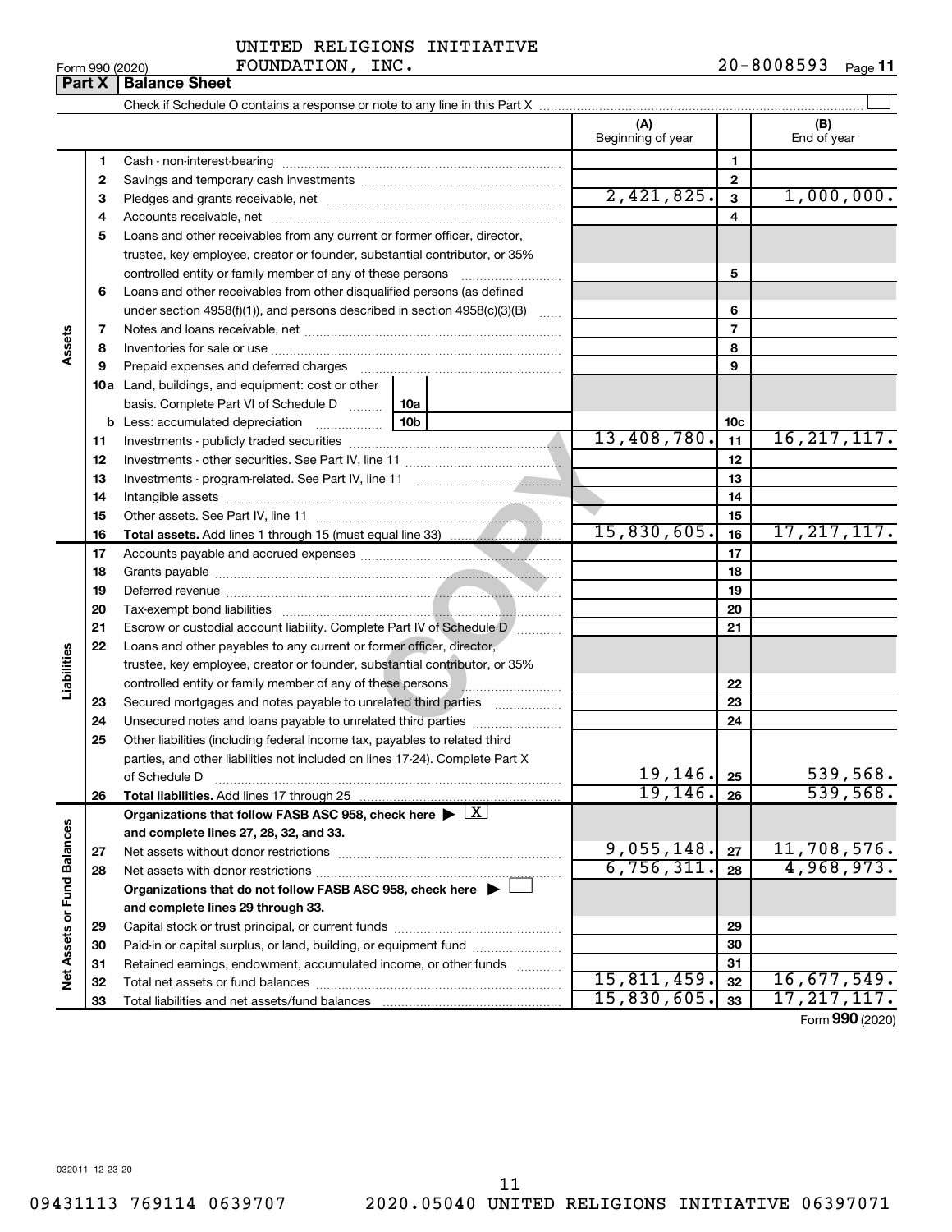UNITED RELIGIONS INITIATIVE FOUNDATION, INC.

Form 990 (2020) 20-8008593 Page 11

**Part X Balance Sheet**

Check if Schedule O contains a response or note to any line in this Part X ☐

| | | | | (A) Beginning of year | | (B) End of year |
|---|---|---|---|---|---|---|
| Assets | 1 | Cash - non-interest-bearing | | | 1 | |
| | 2 | Savings and temporary cash investments | | | 2 | |
| | 3 | Pledges and grants receivable, net | | 2,421,825. | 3 | 1,000,000. |
| | 4 | Accounts receivable, net | | | 4 | |
| | 5 | Loans and other receivables from any current or former officer, director, trustee, key employee, creator or founder, substantial contributor, or 35% controlled entity or family member of any of these persons | | | 5 | |
| | 6 | Loans and other receivables from other disqualified persons (as defined under section 4958(f)(1)), and persons described in section 4958(c)(3)(B) | | | 6 | |
| | 7 | Notes and loans receivable, net | | | 7 | |
| | 8 | Inventories for sale or use | | | 8 | |
| | 9 | Prepaid expenses and deferred charges | | | 9 | |
| | 10a | Land, buildings, and equipment: cost or other basis. Complete Part VI of Schedule D | 10a | | | |
| | b | Less: accumulated depreciation | 10b | | 10c | |
| | 11 | Investments - publicly traded securities | | 13,408,780. | 11 | 16,217,117. |
| | 12 | Investments - other securities. See Part IV, line 11 | | | 12 | |
| | 13 | Investments - program-related. See Part IV, line 11 | | | 13 | |
| | 14 | Intangible assets | | | 14 | |
| | 15 | Other assets. See Part IV, line 11 | | | 15 | |
| | 16 | **Total assets.** Add lines 1 through 15 (must equal line 33) | | 15,830,605. | 16 | 17,217,117. |
| Liabilities | 17 | Accounts payable and accrued expenses | | | 17 | |
| | 18 | Grants payable | | | 18 | |
| | 19 | Deferred revenue | | | 19 | |
| | 20 | Tax-exempt bond liabilities | | | 20 | |
| | 21 | Escrow or custodial account liability. Complete Part IV of Schedule D | | | 21 | |
| | 22 | Loans and other payables to any current or former officer, director, trustee, key employee, creator or founder, substantial contributor, or 35% controlled entity or family member of any of these persons | | | 22 | |
| | 23 | Secured mortgages and notes payable to unrelated third parties | | | 23 | |
| | 24 | Unsecured notes and loans payable to unrelated third parties | | | 24 | |
| | 25 | Other liabilities (including federal income tax, payables to related third parties, and other liabilities not included on lines 17-24). Complete Part X of Schedule D | | 19,146. | 25 | 539,568. |
| | 26 | **Total liabilities.** Add lines 17 through 25 | | 19,146. | 26 | 539,568. |
| Net Assets or Fund Balances | | **Organizations that follow FASB ASC 958, check here ▶ ☒ and complete lines 27, 28, 32, and 33.** | | | | |
| | 27 | Net assets without donor restrictions | | 9,055,148. | 27 | 11,708,576. |
| | 28 | Net assets with donor restrictions | | 6,756,311. | 28 | 4,968,973. |
| | | **Organizations that do not follow FASB ASC 958, check here ▶ ☐ and complete lines 29 through 33.** | | | | |
| | 29 | Capital stock or trust principal, or current funds | | | 29 | |
| | 30 | Paid-in or capital surplus, or land, building, or equipment fund | | | 30 | |
| | 31 | Retained earnings, endowment, accumulated income, or other funds | | | 31 | |
| | 32 | Total net assets or fund balances | | 15,811,459. | 32 | 16,677,549. |
| | 33 | Total liabilities and net assets/fund balances | | 15,830,605. | 33 | 17,217,117. |

Form **990** (2020)

032011 12-23-20

09431113 769114 0639707 2020.05040 UNITED RELIGIONS INITIATIVE 06397071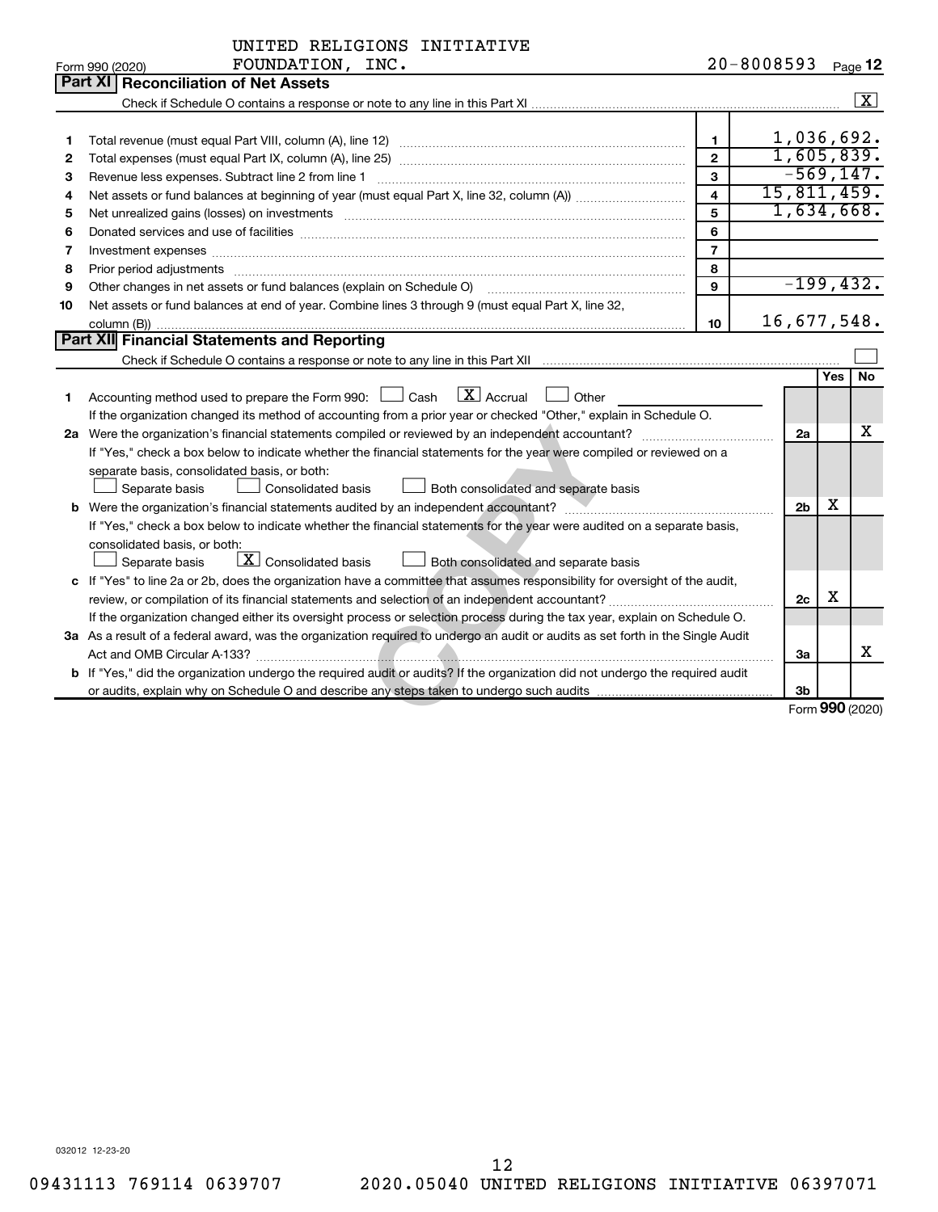UNITED RELIGIONS INITIATIVE
Form 990 (2020) FOUNDATION, INC. 20-8008593 Page 12

## Part XI Reconciliation of Net Assets

Check if Schedule O contains a response or note to any line in this Part XI ..... [X]

| | | | |
|---|---|---|---|
| 1 | Total revenue (must equal Part VIII, column (A), line 12) | 1 | 1,036,692. |
| 2 | Total expenses (must equal Part IX, column (A), line 25) | 2 | 1,605,839. |
| 3 | Revenue less expenses. Subtract line 2 from line 1 | 3 | -569,147. |
| 4 | Net assets or fund balances at beginning of year (must equal Part X, line 32, column (A)) | 4 | 15,811,459. |
| 5 | Net unrealized gains (losses) on investments | 5 | 1,634,668. |
| 6 | Donated services and use of facilities | 6 | |
| 7 | Investment expenses | 7 | |
| 8 | Prior period adjustments | 8 | |
| 9 | Other changes in net assets or fund balances (explain on Schedule O) | 9 | -199,432. |
| 10 | Net assets or fund balances at end of year. Combine lines 3 through 9 (must equal Part X, line 32, column (B)) | 10 | 16,677,548. |

## Part XII Financial Statements and Reporting

Check if Schedule O contains a response or note to any line in this Part XII ..... [ ]

| | | | Yes | No |
|---|---|---|---|---|
| 1 | Accounting method used to prepare the Form 990: [ ] Cash [X] Accrual [ ] Other<br>If the organization changed its method of accounting from a prior year or checked "Other," explain in Schedule O. | | | |
| 2a | Were the organization's financial statements compiled or reviewed by an independent accountant? | 2a | | X |
| | If "Yes," check a box below to indicate whether the financial statements for the year were compiled or reviewed on a separate basis, consolidated basis, or both:<br>[ ] Separate basis [ ] Consolidated basis [ ] Both consolidated and separate basis | | | |
| b | Were the organization's financial statements audited by an independent accountant? | 2b | X | |
| | If "Yes," check a box below to indicate whether the financial statements for the year were audited on a separate basis, consolidated basis, or both:<br>[ ] Separate basis [X] Consolidated basis [ ] Both consolidated and separate basis | | | |
| c | If "Yes" to line 2a or 2b, does the organization have a committee that assumes responsibility for oversight of the audit, review, or compilation of its financial statements and selection of an independent accountant? | 2c | X | |
| | If the organization changed either its oversight process or selection process during the tax year, explain on Schedule O. | | | |
| 3a | As a result of a federal award, was the organization required to undergo an audit or audits as set forth in the Single Audit Act and OMB Circular A-133? | 3a | | X |
| b | If "Yes," did the organization undergo the required audit or audits? If the organization did not undergo the required audit or audits, explain why on Schedule O and describe any steps taken to undergo such audits | 3b | | |

Form 990 (2020)

032012 12-23-20

09431113 769114 0639707 2020.05040 UNITED RELIGIONS INITIATIVE 06397071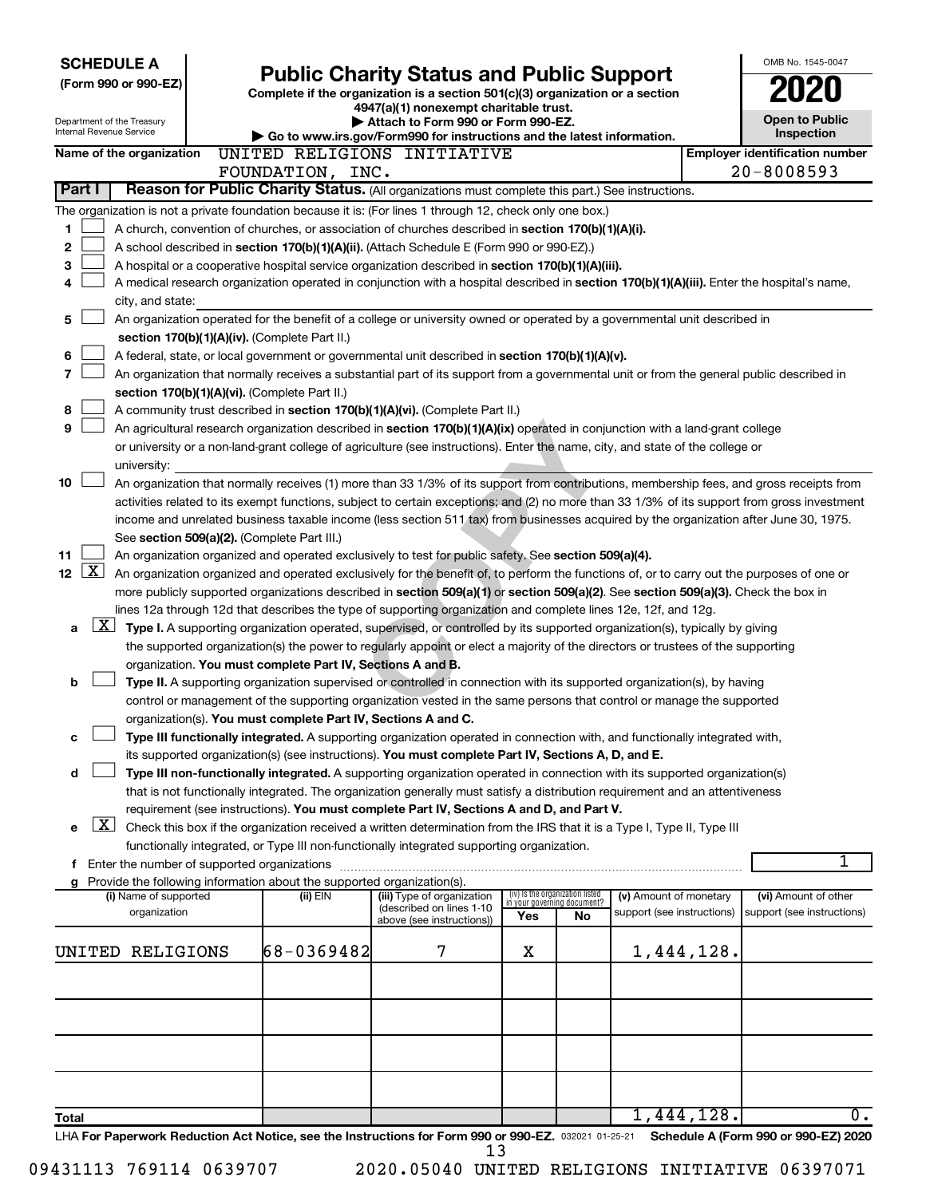**SCHEDULE A**
**(Form 990 or 990-EZ)**

Department of the Treasury
Internal Revenue Service

# Public Charity Status and Public Support

**Complete if the organization is a section 501(c)(3) organization or a section 4947(a)(1) nonexempt charitable trust.**
**▶ Attach to Form 990 or Form 990-EZ.**
**▶ Go to www.irs.gov/Form990 for instructions and the latest information.**

OMB No. 1545-0047
**2020**
**Open to Public Inspection**

**Name of the organization** UNITED RELIGIONS INITIATIVE FOUNDATION, INC.
**Employer identification number** 20-8008593

## Part I Reason for Public Charity Status. (All organizations must complete this part.) See instructions.

The organization is not a private foundation because it is: (For lines 1 through 12, check only one box.)

1 ☐ A church, convention of churches, or association of churches described in **section 170(b)(1)(A)(i).**

2 ☐ A school described in **section 170(b)(1)(A)(ii).** (Attach Schedule E (Form 990 or 990-EZ).)

3 ☐ A hospital or a cooperative hospital service organization described in **section 170(b)(1)(A)(iii).**

4 ☐ A medical research organization operated in conjunction with a hospital described in **section 170(b)(1)(A)(iii).** Enter the hospital's name, city, and state:

5 ☐ An organization operated for the benefit of a college or university owned or operated by a governmental unit described in **section 170(b)(1)(A)(iv).** (Complete Part II.)

6 ☐ A federal, state, or local government or governmental unit described in **section 170(b)(1)(A)(v).**

7 ☐ An organization that normally receives a substantial part of its support from a governmental unit or from the general public described in **section 170(b)(1)(A)(vi).** (Complete Part II.)

8 ☐ A community trust described in **section 170(b)(1)(A)(vi).** (Complete Part II.)

9 ☐ An agricultural research organization described in **section 170(b)(1)(A)(ix)** operated in conjunction with a land-grant college or university or a non-land-grant college of agriculture (see instructions). Enter the name, city, and state of the college or university:

10 ☐ An organization that normally receives (1) more than 33 1/3% of its support from contributions, membership fees, and gross receipts from activities related to its exempt functions, subject to certain exceptions; and (2) no more than 33 1/3% of its support from gross investment income and unrelated business taxable income (less section 511 tax) from businesses acquired by the organization after June 30, 1975. See **section 509(a)(2).** (Complete Part III.)

11 ☐ An organization organized and operated exclusively to test for public safety. See **section 509(a)(4).**

12 ☒ An organization organized and operated exclusively for the benefit of, to perform the functions of, or to carry out the purposes of one or more publicly supported organizations described in **section 509(a)(1)** or **section 509(a)(2)**. See **section 509(a)(3).** Check the box in lines 12a through 12d that describes the type of supporting organization and complete lines 12e, 12f, and 12g.

a ☒ **Type I.** A supporting organization operated, supervised, or controlled by its supported organization(s), typically by giving the supported organization(s) the power to regularly appoint or elect a majority of the directors or trustees of the supporting organization. **You must complete Part IV, Sections A and B.**

b ☐ **Type II.** A supporting organization supervised or controlled in connection with its supported organization(s), by having control or management of the supporting organization vested in the same persons that control or manage the supported organization(s). **You must complete Part IV, Sections A and C.**

c ☐ **Type III functionally integrated.** A supporting organization operated in connection with, and functionally integrated with, its supported organization(s) (see instructions). **You must complete Part IV, Sections A, D, and E.**

d ☐ **Type III non-functionally integrated.** A supporting organization operated in connection with its supported organization(s) that is not functionally integrated. The organization generally must satisfy a distribution requirement and an attentiveness requirement (see instructions). **You must complete Part IV, Sections A and D, and Part V.**

e ☒ Check this box if the organization received a written determination from the IRS that it is a Type I, Type II, Type III functionally integrated, or Type III non-functionally integrated supporting organization.

f Enter the number of supported organizations ........ 1

g Provide the following information about the supported organization(s).

| (i) Name of supported organization | (ii) EIN | (iii) Type of organization (described on lines 1-10 above (see instructions)) | (iv) Is the organization listed in your governing document? Yes | No | (v) Amount of monetary support (see instructions) | (vi) Amount of other support (see instructions) |
|---|---|---|---|---|---|---|
| UNITED RELIGIONS | 68-0369482 | 7 | X | | 1,444,128. | |
| | | | | | | |
| | | | | | | |
| | | | | | | |
| | | | | | | |
| **Total** | | | | | 1,444,128. | 0. |

LHA **For Paperwork Reduction Act Notice, see the Instructions for Form 990 or 990-EZ.** 032021 01-25-21 **Schedule A (Form 990 or 990-EZ) 2020**

09431113 769114 0639707 2020.05040 UNITED RELIGIONS INITIATIVE 06397071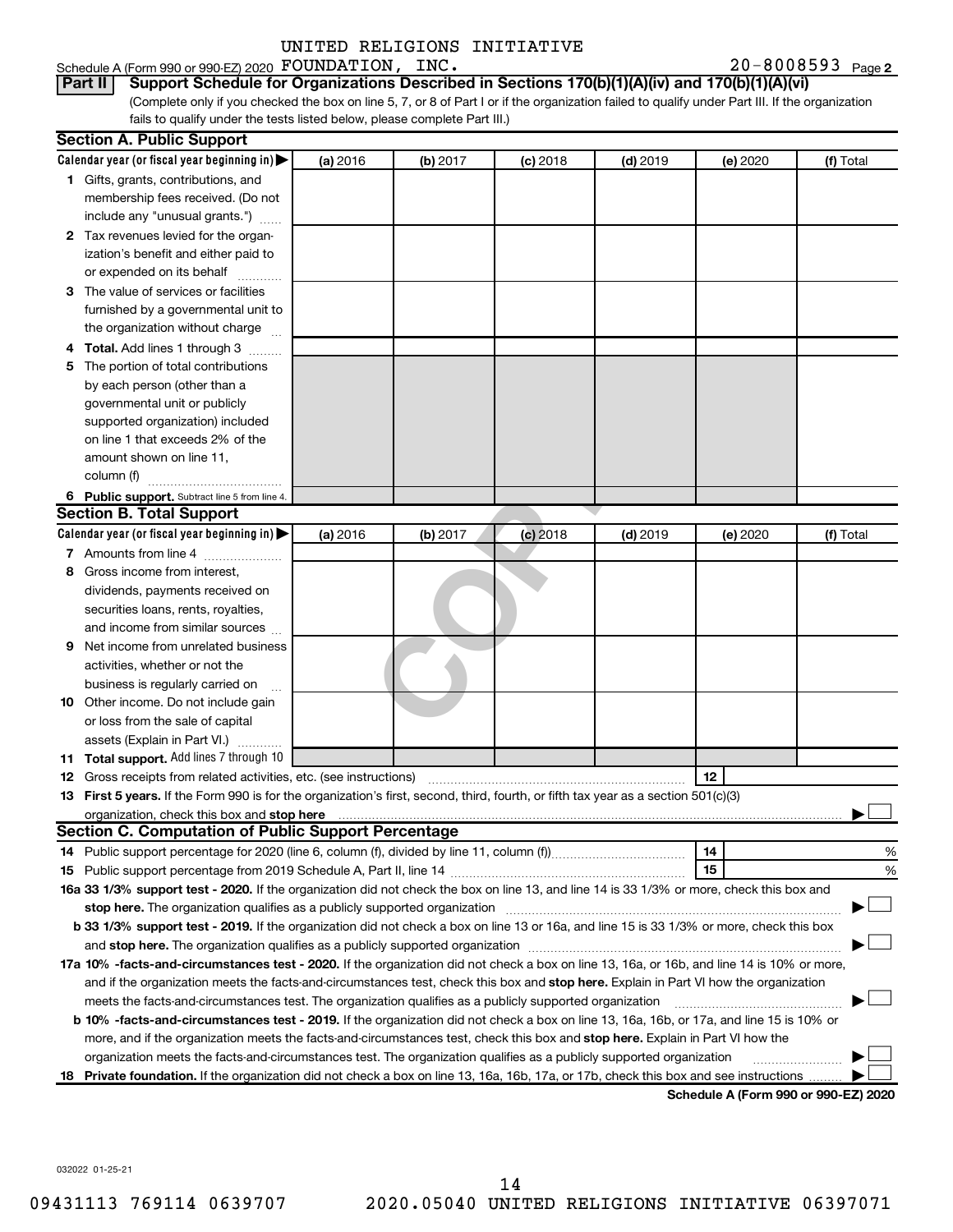UNITED RELIGIONS INITIATIVE

Schedule A (Form 990 or 990-EZ) 2020 FOUNDATION, INC. 20-8008593 Page 2

**Part II** **Support Schedule for Organizations Described in Sections 170(b)(1)(A)(iv) and 170(b)(1)(A)(vi)**

(Complete only if you checked the box on line 5, 7, or 8 of Part I or if the organization failed to qualify under Part III. If the organization fails to qualify under the tests listed below, please complete Part III.)

**Section A. Public Support**

| Calendar year (or fiscal year beginning in) ▶ | (a) 2016 | (b) 2017 | (c) 2018 | (d) 2019 | (e) 2020 | (f) Total |
|---|---|---|---|---|---|---|
| **1** Gifts, grants, contributions, and membership fees received. (Do not include any "unusual grants.") | | | | | | |
| **2** Tax revenues levied for the organization's benefit and either paid to or expended on its behalf | | | | | | |
| **3** The value of services or facilities furnished by a governmental unit to the organization without charge | | | | | | |
| **4** **Total.** Add lines 1 through 3 | | | | | | |
| **5** The portion of total contributions by each person (other than a governmental unit or publicly supported organization) included on line 1 that exceeds 2% of the amount shown on line 11, column (f) | | | | | | |
| **6** **Public support.** Subtract line 5 from line 4. | | | | | | |

**Section B. Total Support**

| Calendar year (or fiscal year beginning in) ▶ | (a) 2016 | (b) 2017 | (c) 2018 | (d) 2019 | (e) 2020 | (f) Total |
|---|---|---|---|---|---|---|
| **7** Amounts from line 4 | | | | | | |
| **8** Gross income from interest, dividends, payments received on securities loans, rents, royalties, and income from similar sources | | | | | | |
| **9** Net income from unrelated business activities, whether or not the business is regularly carried on | | | | | | |
| **10** Other income. Do not include gain or loss from the sale of capital assets (Explain in Part VI.) | | | | | | |
| **11** **Total support.** Add lines 7 through 10 | | | | | | |

**12** Gross receipts from related activities, etc. (see instructions) | **12** |

**13** **First 5 years.** If the Form 990 is for the organization's first, second, third, fourth, or fifth tax year as a section 501(c)(3) organization, check this box and **stop here** ▶ ☐

**Section C. Computation of Public Support Percentage**

**14** Public support percentage for 2020 (line 6, column (f), divided by line 11, column (f)) | **14** | %

**15** Public support percentage from 2019 Schedule A, Part II, line 14 | **15** | %

**16a** **33 1/3% support test - 2020.** If the organization did not check the box on line 13, and line 14 is 33 1/3% or more, check this box and **stop here.** The organization qualifies as a publicly supported organization ▶ ☐

**b** **33 1/3% support test - 2019.** If the organization did not check a box on line 13 or 16a, and line 15 is 33 1/3% or more, check this box and **stop here.** The organization qualifies as a publicly supported organization ▶ ☐

**17a** **10% -facts-and-circumstances test - 2020.** If the organization did not check a box on line 13, 16a, or 16b, and line 14 is 10% or more, and if the organization meets the facts-and-circumstances test, check this box and **stop here.** Explain in Part VI how the organization meets the facts-and-circumstances test. The organization qualifies as a publicly supported organization ▶ ☐

**b** **10% -facts-and-circumstances test - 2019.** If the organization did not check a box on line 13, 16a, 16b, or 17a, and line 15 is 10% or more, and if the organization meets the facts-and-circumstances test, check this box and **stop here.** Explain in Part VI how the organization meets the facts-and-circumstances test. The organization qualifies as a publicly supported organization ▶ ☐

**18** **Private foundation.** If the organization did not check a box on line 13, 16a, 16b, 17a, or 17b, check this box and see instructions ▶ ☐

**Schedule A (Form 990 or 990-EZ) 2020**

032022 01-25-21

09431113 769114 0639707 2020.05040 UNITED RELIGIONS INITIATIVE 06397071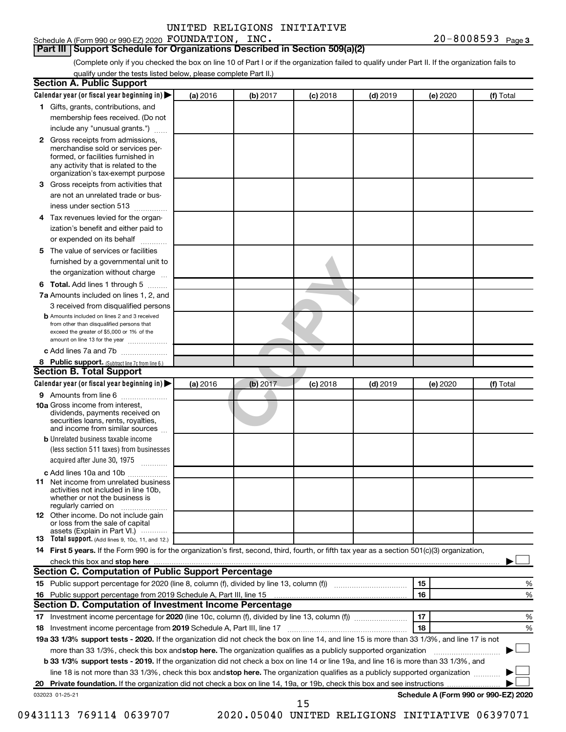Schedule A (Form 990 or 990-EZ) 2020 UNITED RELIGIONS INITIATIVE FOUNDATION, INC. 20-8008593 Page 3

**Part III Support Schedule for Organizations Described in Section 509(a)(2)**

(Complete only if you checked the box on line 10 of Part I or if the organization failed to qualify under Part II. If the organization fails to qualify under the tests listed below, please complete Part II.)

## Section A. Public Support

| Calendar year (or fiscal year beginning in) | (a) 2016 | (b) 2017 | (c) 2018 | (d) 2019 | (e) 2020 | (f) Total |
|---|---|---|---|---|---|---|
| 1 Gifts, grants, contributions, and membership fees received. (Do not include any "unusual grants.") | | | | | | |
| 2 Gross receipts from admissions, merchandise sold or services performed, or facilities furnished in any activity that is related to the organization's tax-exempt purpose | | | | | | |
| 3 Gross receipts from activities that are not an unrelated trade or business under section 513 | | | | | | |
| 4 Tax revenues levied for the organization's benefit and either paid to or expended on its behalf | | | | | | |
| 5 The value of services or facilities furnished by a governmental unit to the organization without charge | | | | | | |
| 6 Total. Add lines 1 through 5 | | | | | | |
| 7a Amounts included on lines 1, 2, and 3 received from disqualified persons | | | | | | |
| b Amounts included on lines 2 and 3 received from other than disqualified persons that exceed the greater of $5,000 or 1% of the amount on line 13 for the year | | | | | | |
| c Add lines 7a and 7b | | | | | | |
| 8 Public support. (Subtract line 7c from line 6.) | | | | | | |

## Section B. Total Support

| Calendar year (or fiscal year beginning in) | (a) 2016 | (b) 2017 | (c) 2018 | (d) 2019 | (e) 2020 | (f) Total |
|---|---|---|---|---|---|---|
| 9 Amounts from line 6 | | | | | | |
| 10a Gross income from interest, dividends, payments received on securities loans, rents, royalties, and income from similar sources | | | | | | |
| b Unrelated business taxable income (less section 511 taxes) from businesses acquired after June 30, 1975 | | | | | | |
| c Add lines 10a and 10b | | | | | | |
| 11 Net income from unrelated business activities not included in line 10b, whether or not the business is regularly carried on | | | | | | |
| 12 Other income. Do not include gain or loss from the sale of capital assets (Explain in Part VI.) | | | | | | |
| 13 Total support. (Add lines 9, 10c, 11, and 12.) | | | | | | |

14 **First 5 years.** If the Form 990 is for the organization's first, second, third, fourth, or fifth tax year as a section 501(c)(3) organization, check this box and **stop here** ☐

## Section C. Computation of Public Support Percentage

| | | | |
|---|---|---|---|
| 15 | Public support percentage for 2020 (line 8, column (f), divided by line 13, column (f)) | 15 | % |
| 16 | Public support percentage from 2019 Schedule A, Part III, line 15 | 16 | % |

## Section D. Computation of Investment Income Percentage

| | | | |
|---|---|---|---|
| 17 | Investment income percentage for **2020** (line 10c, column (f), divided by line 13, column (f)) | 17 | % |
| 18 | Investment income percentage from **2019** Schedule A, Part III, line 17 | 18 | % |

**19a 33 1/3% support tests - 2020.** If the organization did not check the box on line 14, and line 15 is more than 33 1/3%, and line 17 is not more than 33 1/3%, check this box and **stop here.** The organization qualifies as a publicly supported organization ☐

**b 33 1/3% support tests - 2019.** If the organization did not check a box on line 14 or line 19a, and line 16 is more than 33 1/3%, and line 18 is not more than 33 1/3%, check this box and **stop here.** The organization qualifies as a publicly supported organization ☐

**20 Private foundation.** If the organization did not check a box on line 14, 19a, or 19b, check this box and see instructions ☐

032023 01-25-21 **Schedule A (Form 990 or 990-EZ) 2020**

09431113 769114 0639707 2020.05040 UNITED RELIGIONS INITIATIVE 06397071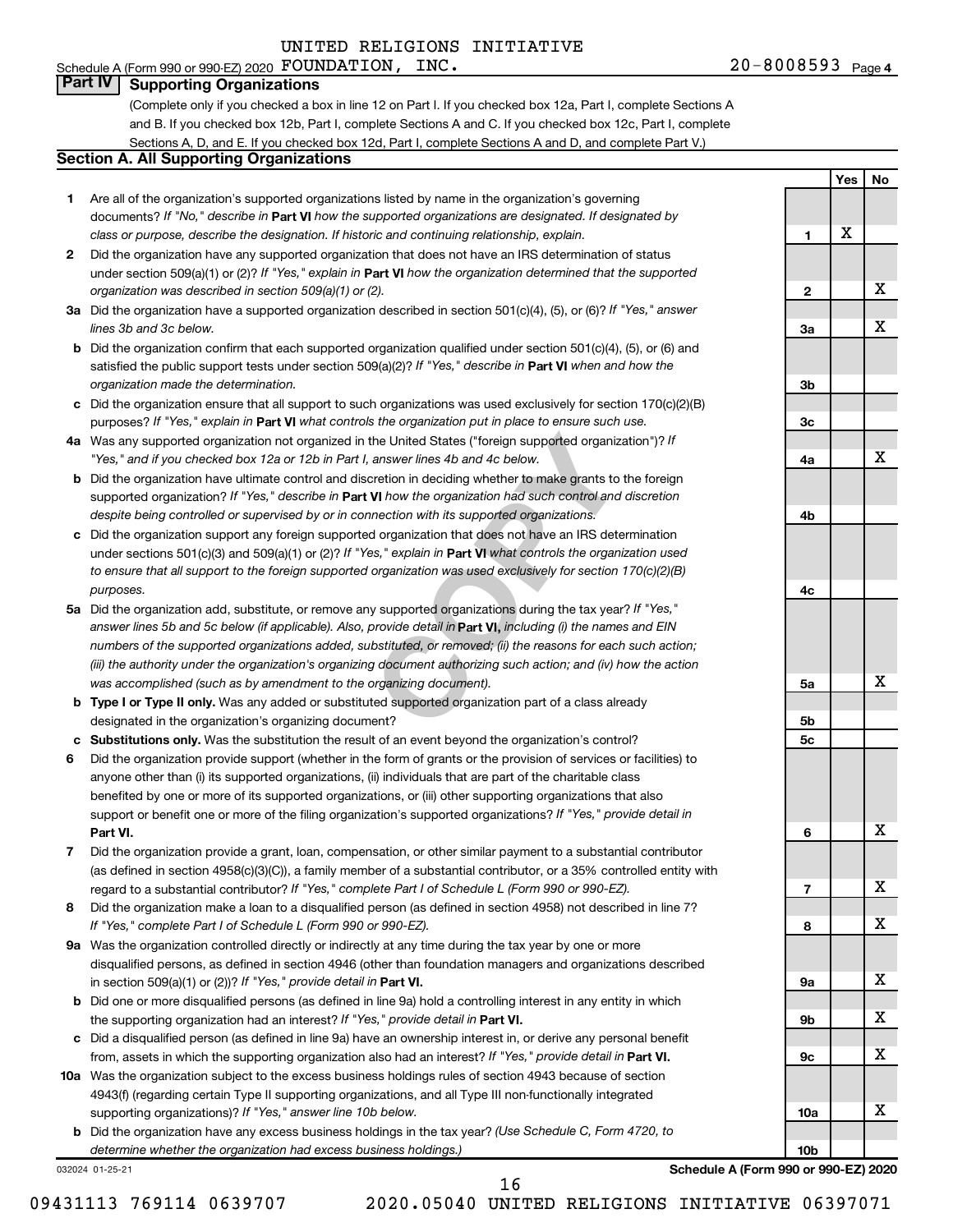UNITED RELIGIONS INITIATIVE

Schedule A (Form 990 or 990-EZ) 2020 FOUNDATION, INC. 20-8008593 Page 4

## Part IV Supporting Organizations

(Complete only if you checked a box in line 12 on Part I. If you checked box 12a, Part I, complete Sections A and B. If you checked box 12b, Part I, complete Sections A and C. If you checked box 12c, Part I, complete Sections A, D, and E. If you checked box 12d, Part I, complete Sections A and D, and complete Part V.)

### Section A. All Supporting Organizations

| | | | Yes | No |
|---|---|---|---|---|
| 1 | Are all of the organization's supported organizations listed by name in the organization's governing documents? *If "No," describe in* **Part VI** *how the supported organizations are designated. If designated by class or purpose, describe the designation. If historic and continuing relationship, explain.* | 1 | X | |
| 2 | Did the organization have any supported organization that does not have an IRS determination of status under section 509(a)(1) or (2)? *If "Yes," explain in* **Part VI** *how the organization determined that the supported organization was described in section 509(a)(1) or (2).* | 2 | | X |
| 3a | Did the organization have a supported organization described in section 501(c)(4), (5), or (6)? *If "Yes," answer lines 3b and 3c below.* | 3a | | X |
| b | Did the organization confirm that each supported organization qualified under section 501(c)(4), (5), or (6) and satisfied the public support tests under section 509(a)(2)? *If "Yes," describe in* **Part VI** *when and how the organization made the determination.* | 3b | | |
| c | Did the organization ensure that all support to such organizations was used exclusively for section 170(c)(2)(B) purposes? *If "Yes," explain in* **Part VI** *what controls the organization put in place to ensure such use.* | 3c | | |
| 4a | Was any supported organization not organized in the United States ("foreign supported organization")? *If "Yes," and if you checked box 12a or 12b in Part I, answer lines 4b and 4c below.* | 4a | | X |
| b | Did the organization have ultimate control and discretion in deciding whether to make grants to the foreign supported organization? *If "Yes," describe in* **Part VI** *how the organization had such control and discretion despite being controlled or supervised by or in connection with its supported organizations.* | 4b | | |
| c | Did the organization support any foreign supported organization that does not have an IRS determination under sections 501(c)(3) and 509(a)(1) or (2)? *If "Yes," explain in* **Part VI** *what controls the organization used to ensure that all support to the foreign supported organization was used exclusively for section 170(c)(2)(B) purposes.* | 4c | | |
| 5a | Did the organization add, substitute, or remove any supported organizations during the tax year? *If "Yes," answer lines 5b and 5c below (if applicable). Also, provide detail in* **Part VI,** *including (i) the names and EIN numbers of the supported organizations added, substituted, or removed; (ii) the reasons for each such action; (iii) the authority under the organization's organizing document authorizing such action; and (iv) how the action was accomplished (such as by amendment to the organizing document).* | 5a | | X |
| b | **Type I or Type II only.** Was any added or substituted supported organization part of a class already designated in the organization's organizing document? | 5b | | |
| c | **Substitutions only.** Was the substitution the result of an event beyond the organization's control? | 5c | | |
| 6 | Did the organization provide support (whether in the form of grants or the provision of services or facilities) to anyone other than (i) its supported organizations, (ii) individuals that are part of the charitable class benefited by one or more of its supported organizations, or (iii) other supporting organizations that also support or benefit one or more of the filing organization's supported organizations? *If "Yes," provide detail in* **Part VI.** | 6 | | X |
| 7 | Did the organization provide a grant, loan, compensation, or other similar payment to a substantial contributor (as defined in section 4958(c)(3)(C)), a family member of a substantial contributor, or a 35% controlled entity with regard to a substantial contributor? *If "Yes," complete Part I of Schedule L (Form 990 or 990-EZ).* | 7 | | X |
| 8 | Did the organization make a loan to a disqualified person (as defined in section 4958) not described in line 7? *If "Yes," complete Part I of Schedule L (Form 990 or 990-EZ).* | 8 | | X |
| 9a | Was the organization controlled directly or indirectly at any time during the tax year by one or more disqualified persons, as defined in section 4946 (other than foundation managers and organizations described in section 509(a)(1) or (2))? *If "Yes," provide detail in* **Part VI.** | 9a | | X |
| b | Did one or more disqualified persons (as defined in line 9a) hold a controlling interest in any entity in which the supporting organization had an interest? *If "Yes," provide detail in* **Part VI.** | 9b | | X |
| c | Did a disqualified person (as defined in line 9a) have an ownership interest in, or derive any personal benefit from, assets in which the supporting organization also had an interest? *If "Yes," provide detail in* **Part VI.** | 9c | | X |
| 10a | Was the organization subject to the excess business holdings rules of section 4943 because of section 4943(f) (regarding certain Type II supporting organizations, and all Type III non-functionally integrated supporting organizations)? *If "Yes," answer line 10b below.* | 10a | | X |
| b | Did the organization have any excess business holdings in the tax year? *(Use Schedule C, Form 4720, to determine whether the organization had excess business holdings.)* | 10b | | |

032024 01-25-21

**Schedule A (Form 990 or 990-EZ) 2020**

09431113 769114 0639707 2020.05040 UNITED RELIGIONS INITIATIVE 06397071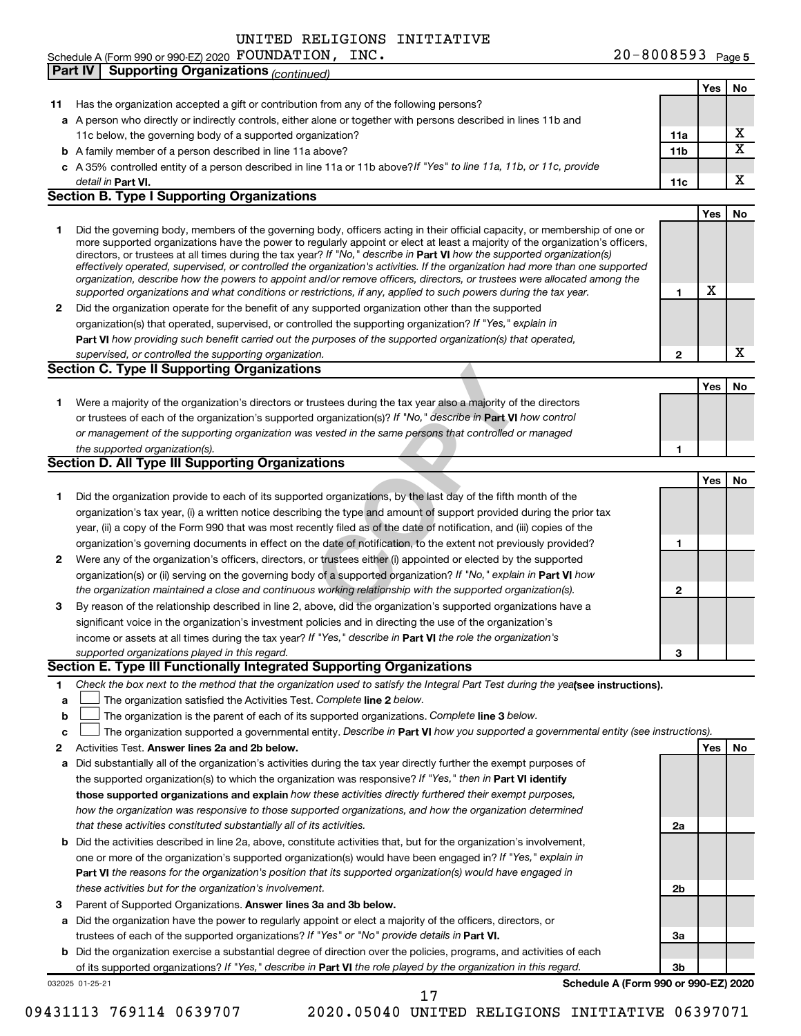Schedule A (Form 990 or 990-EZ) 2020 UNITED RELIGIONS INITIATIVE FOUNDATION, INC. 20-8008593 Page 5

**Part IV Supporting Organizations** *(continued)*

| | | | Yes | No |
|---|---|---|---|---|
| **11** | Has the organization accepted a gift or contribution from any of the following persons? | | | |
| **a** | A person who directly or indirectly controls, either alone or together with persons described in lines 11b and 11c below, the governing body of a supported organization? | 11a | | X |
| **b** | A family member of a person described in line 11a above? | 11b | | X |
| **c** | A 35% controlled entity of a person described in line 11a or 11b above? *If "Yes" to line 11a, 11b, or 11c, provide detail in* **Part VI.** | 11c | | X |

**Section B. Type I Supporting Organizations**

| | | | Yes | No |
|---|---|---|---|---|
| **1** | Did the governing body, members of the governing body, officers acting in their official capacity, or membership of one or more supported organizations have the power to regularly appoint or elect at least a majority of the organization's officers, directors, or trustees at all times during the tax year? *If "No," describe in* **Part VI** *how the supported organization(s) effectively operated, supervised, or controlled the organization's activities. If the organization had more than one supported organization, describe how the powers to appoint and/or remove officers, directors, or trustees were allocated among the supported organizations and what conditions or restrictions, if any, applied to such powers during the tax year.* | 1 | X | |
| **2** | Did the organization operate for the benefit of any supported organization other than the supported organization(s) that operated, supervised, or controlled the supporting organization? *If "Yes," explain in* **Part VI** *how providing such benefit carried out the purposes of the supported organization(s) that operated, supervised, or controlled the supporting organization.* | 2 | | X |

**Section C. Type II Supporting Organizations**

| | | | Yes | No |
|---|---|---|---|---|
| **1** | Were a majority of the organization's directors or trustees during the tax year also a majority of the directors or trustees of each of the organization's supported organization(s)? *If "No," describe in* **Part VI** *how control or management of the supporting organization was vested in the same persons that controlled or managed the supported organization(s).* | 1 | | |

**Section D. All Type III Supporting Organizations**

| | | | Yes | No |
|---|---|---|---|---|
| **1** | Did the organization provide to each of its supported organizations, by the last day of the fifth month of the organization's tax year, (i) a written notice describing the type and amount of support provided during the prior tax year, (ii) a copy of the Form 990 that was most recently filed as of the date of notification, and (iii) copies of the organization's governing documents in effect on the date of notification, to the extent not previously provided? | 1 | | |
| **2** | Were any of the organization's officers, directors, or trustees either (i) appointed or elected by the supported organization(s) or (ii) serving on the governing body of a supported organization? *If "No," explain in* **Part VI** *how the organization maintained a close and continuous working relationship with the supported organization(s).* | 2 | | |
| **3** | By reason of the relationship described in line 2, above, did the organization's supported organizations have a significant voice in the organization's investment policies and in directing the use of the organization's income or assets at all times during the tax year? *If "Yes," describe in* **Part VI** *the role the organization's supported organizations played in this regard.* | 3 | | |

**Section E. Type III Functionally Integrated Supporting Organizations**

**1** *Check the box next to the method that the organization used to satisfy the Integral Part Test during the year* **(see instructions).**

- **a** ☐ The organization satisfied the Activities Test. *Complete* **line 2** *below.*
- **b** ☐ The organization is the parent of each of its supported organizations. *Complete* **line 3** *below.*
- **c** ☐ The organization supported a governmental entity. *Describe in* **Part VI** *how you supported a governmental entity (see instructions).*

| | | | Yes | No |
|---|---|---|---|---|
| **2** | Activities Test. **Answer lines 2a and 2b below.** | | | |
| **a** | Did substantially all of the organization's activities during the tax year directly further the exempt purposes of the supported organization(s) to which the organization was responsive? *If "Yes," then in* **Part VI identify those supported organizations and explain** *how these activities directly furthered their exempt purposes, how the organization was responsive to those supported organizations, and how the organization determined that these activities constituted substantially all of its activities.* | 2a | | |
| **b** | Did the activities described in line 2a, above, constitute activities that, but for the organization's involvement, one or more of the organization's supported organization(s) would have been engaged in? *If "Yes," explain in* **Part VI** *the reasons for the organization's position that its supported organization(s) would have engaged in these activities but for the organization's involvement.* | 2b | | |
| **3** | Parent of Supported Organizations. **Answer lines 3a and 3b below.** | | | |
| **a** | Did the organization have the power to regularly appoint or elect a majority of the officers, directors, or trustees of each of the supported organizations? *If "Yes" or "No" provide details in* **Part VI.** | 3a | | |
| **b** | Did the organization exercise a substantial degree of direction over the policies, programs, and activities of each of its supported organizations? *If "Yes," describe in* **Part VI** *the role played by the organization in this regard.* | 3b | | |

032025 01-25-21 **Schedule A (Form 990 or 990-EZ) 2020**

09431113 769114 0639707 2020.05040 UNITED RELIGIONS INITIATIVE 06397071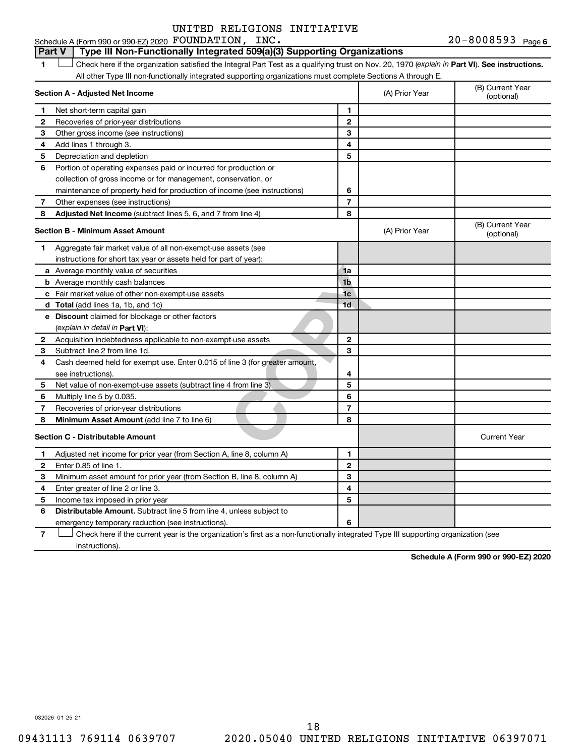Schedule A (Form 990 or 990-EZ) 2020 UNITED RELIGIONS INITIATIVE FOUNDATION, INC. 20-8008593 Page 6

## Part V Type III Non-Functionally Integrated 509(a)(3) Supporting Organizations

1 ☐ Check here if the organization satisfied the Integral Part Test as a qualifying trust on Nov. 20, 1970 (*explain in* **Part VI**). **See instructions.** All other Type III non-functionally integrated supporting organizations must complete Sections A through E.

| **Section A - Adjusted Net Income** | | (A) Prior Year | (B) Current Year (optional) |
|---|---|---|---|
| 1 Net short-term capital gain | 1 | | |
| 2 Recoveries of prior-year distributions | 2 | | |
| 3 Other gross income (see instructions) | 3 | | |
| 4 Add lines 1 through 3. | 4 | | |
| 5 Depreciation and depletion | 5 | | |
| 6 Portion of operating expenses paid or incurred for production or collection of gross income or for management, conservation, or maintenance of property held for production of income (see instructions) | 6 | | |
| 7 Other expenses (see instructions) | 7 | | |
| 8 **Adjusted Net Income** (subtract lines 5, 6, and 7 from line 4) | 8 | | |

| **Section B - Minimum Asset Amount** | | (A) Prior Year | (B) Current Year (optional) |
|---|---|---|---|
| 1 Aggregate fair market value of all non-exempt-use assets (see instructions for short tax year or assets held for part of year): | | | |
| a Average monthly value of securities | 1a | | |
| b Average monthly cash balances | 1b | | |
| c Fair market value of other non-exempt-use assets | 1c | | |
| d **Total** (add lines 1a, 1b, and 1c) | 1d | | |
| e **Discount** claimed for blockage or other factors (*explain in detail in* **Part VI**): | | | |
| 2 Acquisition indebtedness applicable to non-exempt-use assets | 2 | | |
| 3 Subtract line 2 from line 1d. | 3 | | |
| 4 Cash deemed held for exempt use. Enter 0.015 of line 3 (for greater amount, see instructions). | 4 | | |
| 5 Net value of non-exempt-use assets (subtract line 4 from line 3) | 5 | | |
| 6 Multiply line 5 by 0.035. | 6 | | |
| 7 Recoveries of prior-year distributions | 7 | | |
| 8 **Minimum Asset Amount** (add line 7 to line 6) | 8 | | |

| **Section C - Distributable Amount** | | | Current Year |
|---|---|---|---|
| 1 Adjusted net income for prior year (from Section A, line 8, column A) | 1 | | |
| 2 Enter 0.85 of line 1. | 2 | | |
| 3 Minimum asset amount for prior year (from Section B, line 8, column A) | 3 | | |
| 4 Enter greater of line 2 or line 3. | 4 | | |
| 5 Income tax imposed in prior year | 5 | | |
| 6 **Distributable Amount.** Subtract line 5 from line 4, unless subject to emergency temporary reduction (see instructions). | 6 | | |

7 ☐ Check here if the current year is the organization's first as a non-functionally integrated Type III supporting organization (see instructions).

**Schedule A (Form 990 or 990-EZ) 2020**

032026 01-25-21

09431113 769114 0639707 2020.05040 UNITED RELIGIONS INITIATIVE 06397071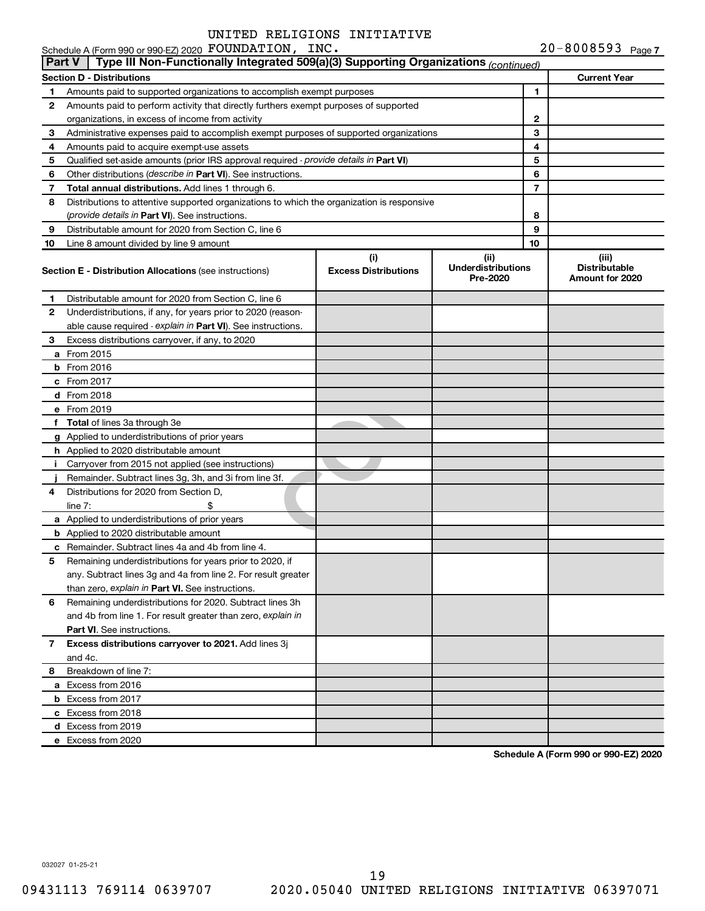UNITED RELIGIONS INITIATIVE

Schedule A (Form 990 or 990-EZ) 2020 FOUNDATION, INC. 20-8008593 Page 7

**Part V | Type III Non-Functionally Integrated 509(a)(3) Supporting Organizations** *(continued)*

| **Section D - Distributions** | | | **Current Year** |
|---|---|---|---|
| 1 | Amounts paid to supported organizations to accomplish exempt purposes | 1 | |
| 2 | Amounts paid to perform activity that directly furthers exempt purposes of supported organizations, in excess of income from activity | 2 | |
| 3 | Administrative expenses paid to accomplish exempt purposes of supported organizations | 3 | |
| 4 | Amounts paid to acquire exempt-use assets | 4 | |
| 5 | Qualified set-aside amounts (prior IRS approval required - *provide details in* **Part VI**) | 5 | |
| 6 | Other distributions (*describe in* **Part VI**). See instructions. | 6 | |
| 7 | **Total annual distributions.** Add lines 1 through 6. | 7 | |
| 8 | Distributions to attentive supported organizations to which the organization is responsive (*provide details in* **Part VI**). See instructions. | 8 | |
| 9 | Distributable amount for 2020 from Section C, line 6 | 9 | |
| 10 | Line 8 amount divided by line 9 amount | 10 | |

| **Section E - Distribution Allocations** (see instructions) | (i) Excess Distributions | (ii) Underdistributions Pre-2020 | (iii) Distributable Amount for 2020 |
|---|---|---|---|
| **1** Distributable amount for 2020 from Section C, line 6 | | | |
| **2** Underdistributions, if any, for years prior to 2020 (reasonable cause required - *explain in* **Part VI**). See instructions. | | | |
| **3** Excess distributions carryover, if any, to 2020 | | | |
| **a** From 2015 | | | |
| **b** From 2016 | | | |
| **c** From 2017 | | | |
| **d** From 2018 | | | |
| **e** From 2019 | | | |
| **f Total** of lines 3a through 3e | | | |
| **g** Applied to underdistributions of prior years | | | |
| **h** Applied to 2020 distributable amount | | | |
| **i** Carryover from 2015 not applied (see instructions) | | | |
| **j** Remainder. Subtract lines 3g, 3h, and 3i from line 3f. | | | |
| **4** Distributions for 2020 from Section D, line 7: $ | | | |
| **a** Applied to underdistributions of prior years | | | |
| **b** Applied to 2020 distributable amount | | | |
| **c** Remainder. Subtract lines 4a and 4b from line 4. | | | |
| **5** Remaining underdistributions for years prior to 2020, if any. Subtract lines 3g and 4a from line 2. For result greater than zero, *explain in* **Part VI.** See instructions. | | | |
| **6** Remaining underdistributions for 2020. Subtract lines 3h and 4b from line 1. For result greater than zero, *explain in* **Part VI**. See instructions. | | | |
| **7 Excess distributions carryover to 2021.** Add lines 3j and 4c. | | | |
| **8** Breakdown of line 7: | | | |
| **a** Excess from 2016 | | | |
| **b** Excess from 2017 | | | |
| **c** Excess from 2018 | | | |
| **d** Excess from 2019 | | | |
| **e** Excess from 2020 | | | |

**Schedule A (Form 990 or 990-EZ) 2020**

032027 01-25-21

09431113 769114 0639707 2020.05040 UNITED RELIGIONS INITIATIVE 06397071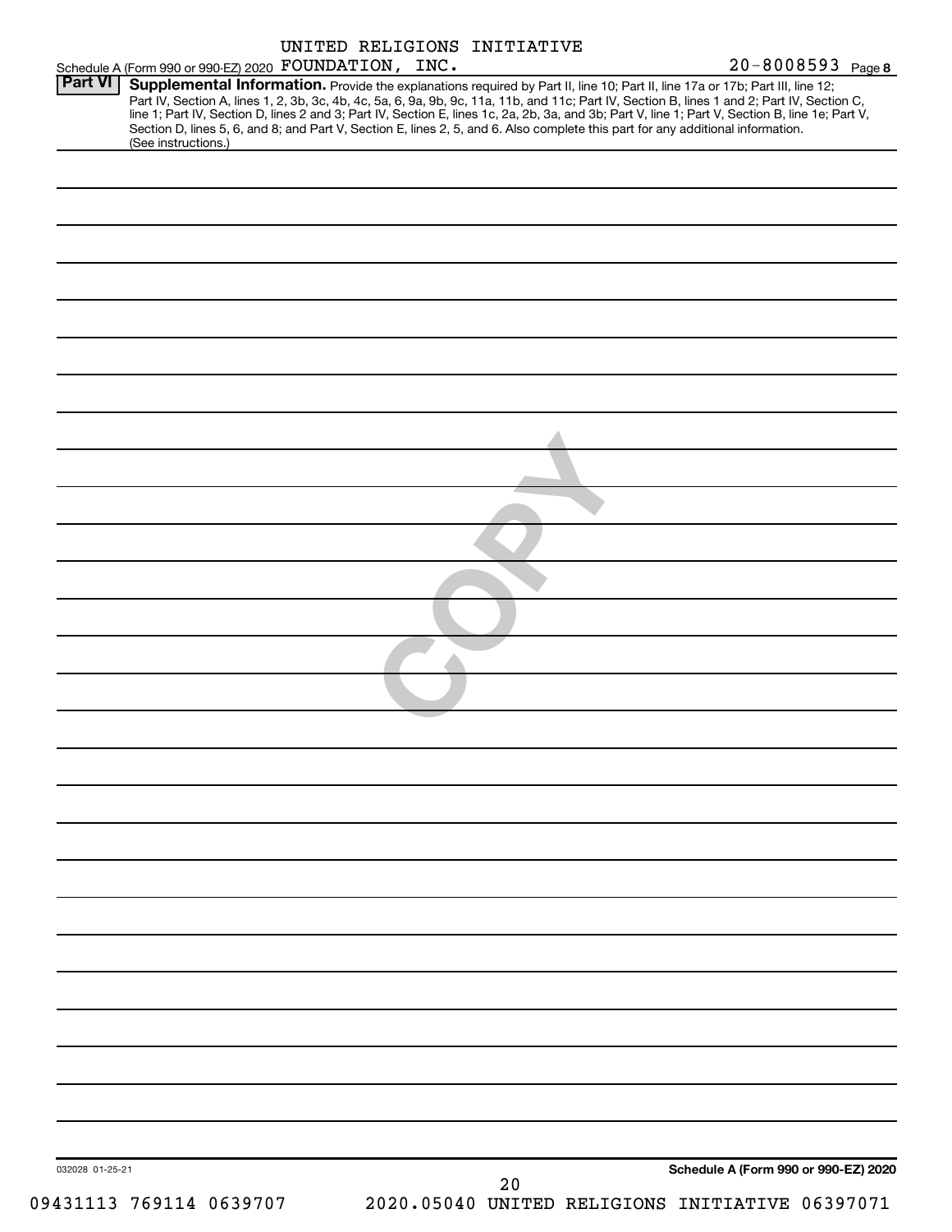Schedule A (Form 990 or 990-EZ) 2020 UNITED RELIGIONS INITIATIVE FOUNDATION, INC. 20-8008593 Page 8

**Part VI** **Supplemental Information.** Provide the explanations required by Part II, line 10; Part II, line 17a or 17b; Part III, line 12; Part IV, Section A, lines 1, 2, 3b, 3c, 4b, 4c, 5a, 6, 9a, 9b, 9c, 11a, 11b, and 11c; Part IV, Section B, lines 1 and 2; Part IV, Section C, line 1; Part IV, Section D, lines 2 and 3; Part IV, Section E, lines 1c, 2a, 2b, 3a, and 3b; Part V, line 1; Part V, Section B, line 1e; Part V, Section D, lines 5, 6, and 8; and Part V, Section E, lines 2, 5, and 6. Also complete this part for any additional information. (See instructions.)

032028 01-25-21

**Schedule A (Form 990 or 990-EZ) 2020**

09431113 769114 0639707 2020.05040 UNITED RELIGIONS INITIATIVE 06397071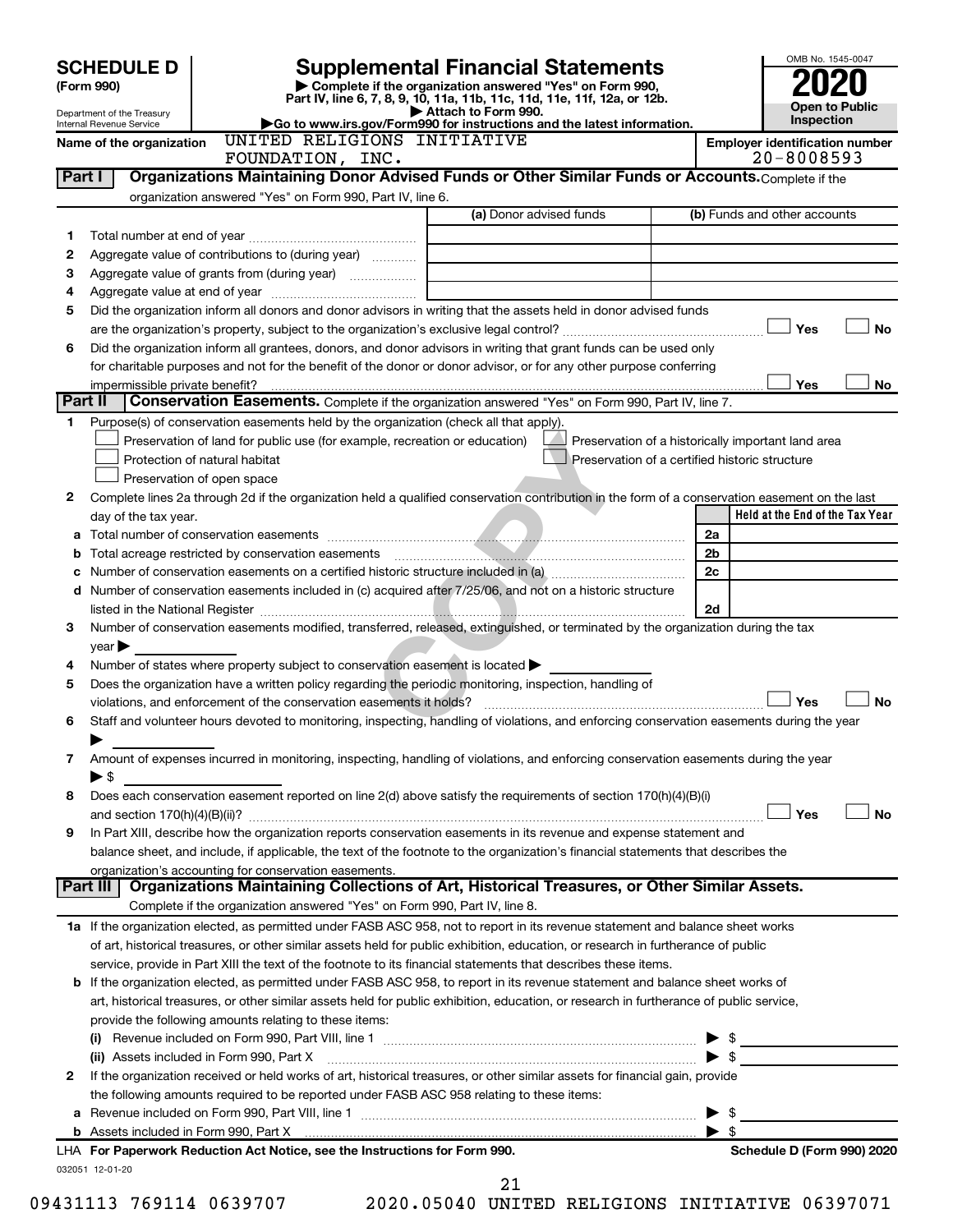**SCHEDULE D** (Form 990)

Department of the Treasury
Internal Revenue Service

# Supplemental Financial Statements

▶ Complete if the organization answered "Yes" on Form 990, Part IV, line 6, 7, 8, 9, 10, 11a, 11b, 11c, 11d, 11e, 11f, 12a, or 12b.
▶ Attach to Form 990.
▶Go to www.irs.gov/Form990 for instructions and the latest information.

OMB No. 1545-0047
**2020**
**Open to Public Inspection**

Name of the organization: UNITED RELIGIONS INITIATIVE FOUNDATION, INC.

Employer identification number: 20-8008593

## Part I — Organizations Maintaining Donor Advised Funds or Other Similar Funds or Accounts.

Complete if the organization answered "Yes" on Form 990, Part IV, line 6.

| | | (a) Donor advised funds | (b) Funds and other accounts |
|---|---|---|---|
| 1 | Total number at end of year | | |
| 2 | Aggregate value of contributions to (during year) | | |
| 3 | Aggregate value of grants from (during year) | | |
| 4 | Aggregate value at end of year | | |

5 Did the organization inform all donors and donor advisors in writing that the assets held in donor advised funds are the organization's property, subject to the organization's exclusive legal control? ☐ Yes ☐ No

6 Did the organization inform all grantees, donors, and donor advisors in writing that grant funds can be used only for charitable purposes and not for the benefit of the donor or donor advisor, or for any other purpose conferring impermissible private benefit? ☐ Yes ☐ No

## Part II — Conservation Easements.

Complete if the organization answered "Yes" on Form 990, Part IV, line 7.

1 Purpose(s) of conservation easements held by the organization (check all that apply).

☐ Preservation of land for public use (for example, recreation or education)
☐ Protection of natural habitat
☐ Preservation of open space
☐ Preservation of a historically important land area
☐ Preservation of a certified historic structure

2 Complete lines 2a through 2d if the organization held a qualified conservation contribution in the form of a conservation easement on the last day of the tax year.

| | | | Held at the End of the Tax Year |
|---|---|---|---|
| a | Total number of conservation easements | 2a | |
| b | Total acreage restricted by conservation easements | 2b | |
| c | Number of conservation easements on a certified historic structure included in (a) | 2c | |
| d | Number of conservation easements included in (c) acquired after 7/25/06, and not on a historic structure listed in the National Register | 2d | |

3 Number of conservation easements modified, transferred, released, extinguished, or terminated by the organization during the tax year ▶

4 Number of states where property subject to conservation easement is located ▶

5 Does the organization have a written policy regarding the periodic monitoring, inspection, handling of violations, and enforcement of the conservation easements it holds? ☐ Yes ☐ No

6 Staff and volunteer hours devoted to monitoring, inspecting, handling of violations, and enforcing conservation easements during the year ▶

7 Amount of expenses incurred in monitoring, inspecting, handling of violations, and enforcing conservation easements during the year ▶ $

8 Does each conservation easement reported on line 2(d) above satisfy the requirements of section 170(h)(4)(B)(i) and section 170(h)(4)(B)(ii)? ☐ Yes ☐ No

9 In Part XIII, describe how the organization reports conservation easements in its revenue and expense statement and balance sheet, and include, if applicable, the text of the footnote to the organization's financial statements that describes the organization's accounting for conservation easements.

## Part III — Organizations Maintaining Collections of Art, Historical Treasures, or Other Similar Assets.

Complete if the organization answered "Yes" on Form 990, Part IV, line 8.

1a If the organization elected, as permitted under FASB ASC 958, not to report in its revenue statement and balance sheet works of art, historical treasures, or other similar assets held for public exhibition, education, or research in furtherance of public service, provide in Part XIII the text of the footnote to its financial statements that describes these items.

b If the organization elected, as permitted under FASB ASC 958, to report in its revenue statement and balance sheet works of art, historical treasures, or other similar assets held for public exhibition, education, or research in furtherance of public service, provide the following amounts relating to these items:

(i) Revenue included on Form 990, Part VIII, line 1 ▶ $

(ii) Assets included in Form 990, Part X ▶ $

2 If the organization received or held works of art, historical treasures, or other similar assets for financial gain, provide the following amounts required to be reported under FASB ASC 958 relating to these items:

a Revenue included on Form 990, Part VIII, line 1 ▶ $

b Assets included in Form 990, Part X ▶ $

LHA For Paperwork Reduction Act Notice, see the Instructions for Form 990. **Schedule D (Form 990) 2020**

032051 12-01-20

09431113 769114 0639707 2020.05040 UNITED RELIGIONS INITIATIVE 06397071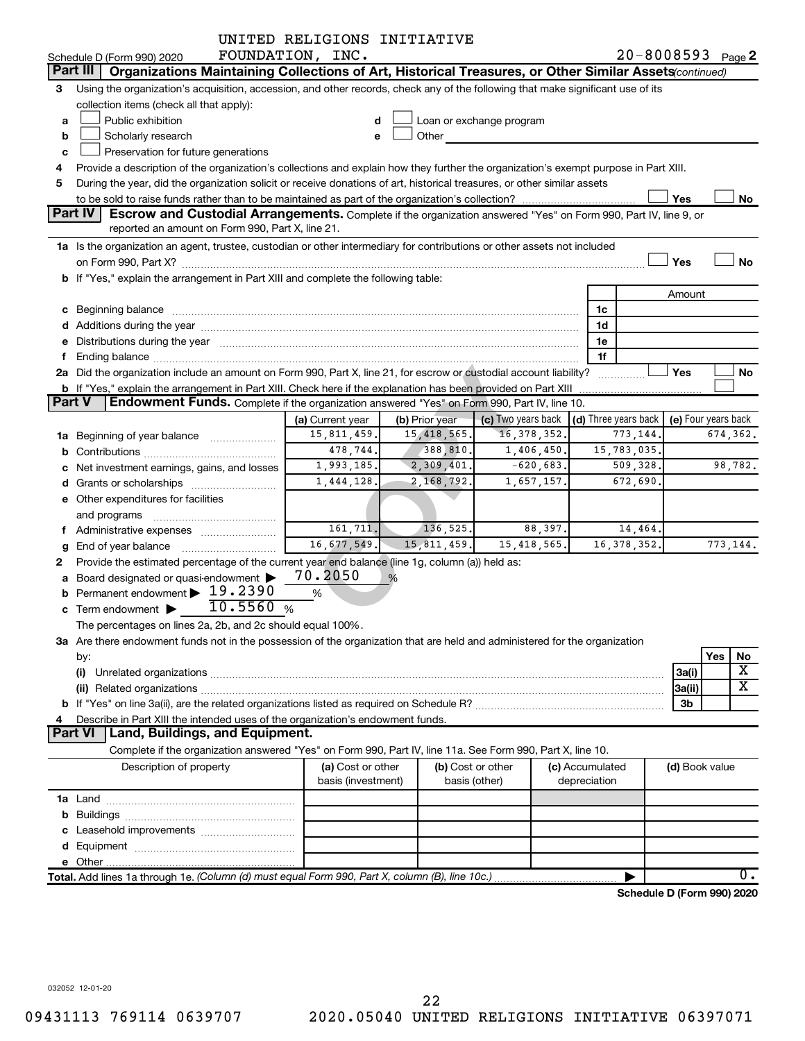UNITED RELIGIONS INITIATIVE FOUNDATION, INC.

Schedule D (Form 990) 2020 — 20-8008593 Page 2

## Part III | Organizations Maintaining Collections of Art, Historical Treasures, or Other Similar Assets *(continued)*

3 Using the organization's acquisition, accession, and other records, check any of the following that make significant use of its collection items (check all that apply):

- a ☐ Public exhibition
- b ☐ Scholarly research
- c ☐ Preservation for future generations
- d ☐ Loan or exchange program
- e ☐ Other

4 Provide a description of the organization's collections and explain how they further the organization's exempt purpose in Part XIII.

5 During the year, did the organization solicit or receive donations of art, historical treasures, or other similar assets to be sold to raise funds rather than to be maintained as part of the organization's collection? ☐ Yes ☐ No

## Part IV | Escrow and Custodial Arrangements.

Complete if the organization answered "Yes" on Form 990, Part IV, line 9, or reported an amount on Form 990, Part X, line 21.

1a Is the organization an agent, trustee, custodian or other intermediary for contributions or other assets not included on Form 990, Part X? ☐ Yes ☐ No

b If "Yes," explain the arrangement in Part XIII and complete the following table:

| | | Amount |
|---|---|---|
| c Beginning balance | 1c | |
| d Additions during the year | 1d | |
| e Distributions during the year | 1e | |
| f Ending balance | 1f | |

2a Did the organization include an amount on Form 990, Part X, line 21, for escrow or custodial account liability? ☐ Yes ☐ No

b If "Yes," explain the arrangement in Part XIII. Check here if the explanation has been provided on Part XIII ☐

## Part V | Endowment Funds.

Complete if the organization answered "Yes" on Form 990, Part IV, line 10.

| | (a) Current year | (b) Prior year | (c) Two years back | (d) Three years back | (e) Four years back |
|---|---|---|---|---|---|
| 1a Beginning of year balance | 15,811,459. | 15,418,565. | 16,378,352. | 773,144. | 674,362. |
| b Contributions | 478,744. | 388,810. | 1,406,450. | 15,783,035. | |
| c Net investment earnings, gains, and losses | 1,993,185. | 2,309,401. | -620,683. | 509,328. | 98,782. |
| d Grants or scholarships | 1,444,128. | 2,168,792. | 1,657,157. | 672,690. | |
| e Other expenditures for facilities and programs | | | | | |
| f Administrative expenses | 161,711. | 136,525. | 88,397. | 14,464. | |
| g End of year balance | 16,677,549. | 15,811,459. | 15,418,565. | 16,378,352. | 773,144. |

2 Provide the estimated percentage of the current year end balance (line 1g, column (a)) held as:

- a Board designated or quasi-endowment ▶ 70.2050 %
- b Permanent endowment ▶ 19.2390 %
- c Term endowment ▶ 10.5560 %

The percentages on lines 2a, 2b, and 2c should equal 100%.

3a Are there endowment funds not in the possession of the organization that are held and administered for the organization by:

| | | Yes | No |
|---|---|---|---|
| (i) Unrelated organizations | 3a(i) | | X |
| (ii) Related organizations | 3a(ii) | | X |
| b If "Yes" on line 3a(ii), are the related organizations listed as required on Schedule R? | 3b | | |

4 Describe in Part XIII the intended uses of the organization's endowment funds.

## Part VI | Land, Buildings, and Equipment.

Complete if the organization answered "Yes" on Form 990, Part IV, line 11a. See Form 990, Part X, line 10.

| Description of property | (a) Cost or other basis (investment) | (b) Cost or other basis (other) | (c) Accumulated depreciation | (d) Book value |
|---|---|---|---|---|
| 1a Land | | | | |
| b Buildings | | | | |
| c Leasehold improvements | | | | |
| d Equipment | | | | |
| e Other | | | | |

Total. Add lines 1a through 1e. *(Column (d) must equal Form 990, Part X, column (B), line 10c.)* ▶ 0.

Schedule D (Form 990) 2020

032052 12-01-20

09431113 769114 0639707 2020.05040 UNITED RELIGIONS INITIATIVE 06397071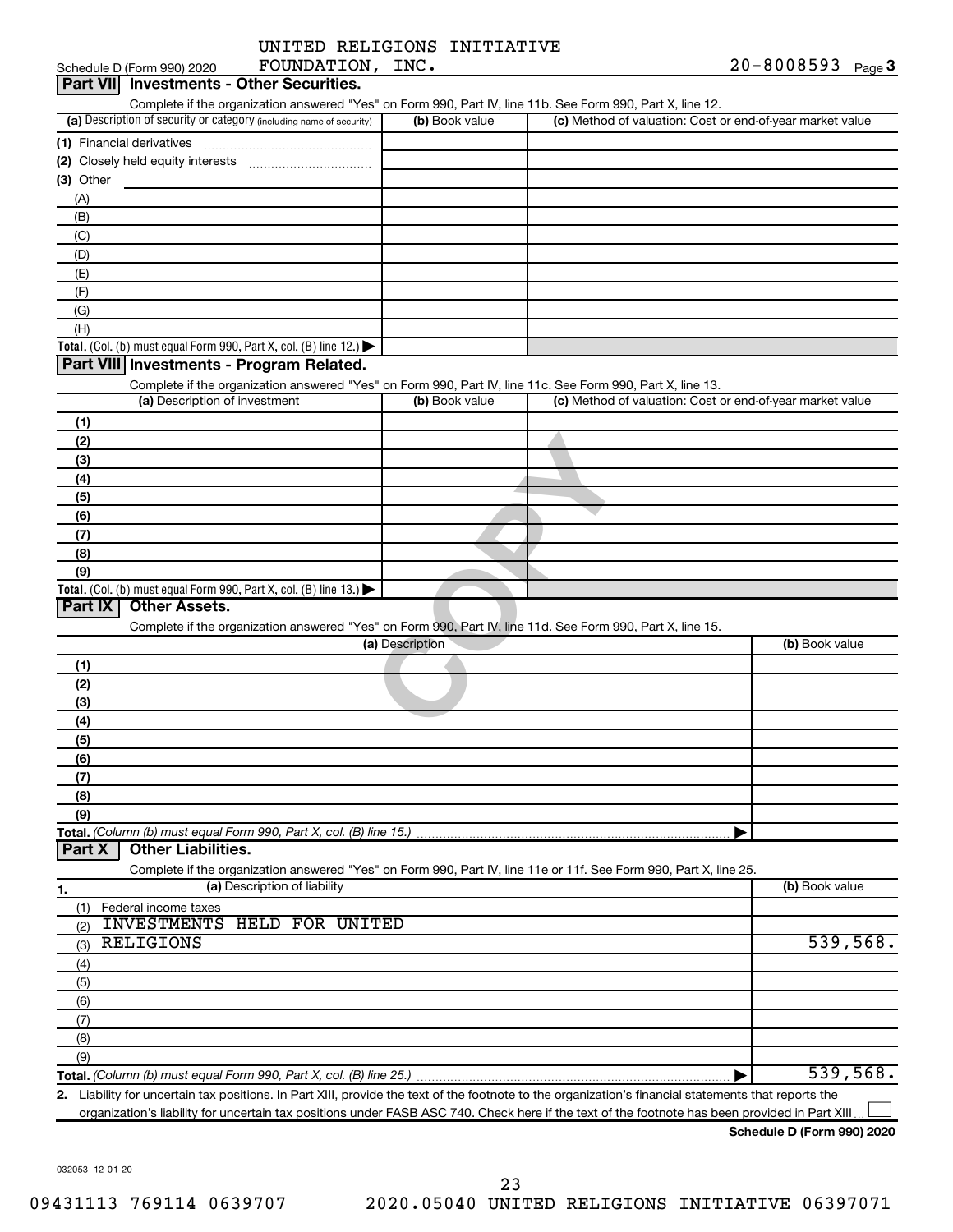Schedule D (Form 990) 2020 UNITED RELIGIONS INITIATIVE FOUNDATION, INC. 20-8008593 Page 3

## Part VII Investments - Other Securities.

Complete if the organization answered "Yes" on Form 990, Part IV, line 11b. See Form 990, Part X, line 12.

| (a) Description of security or category (including name of security) | (b) Book value | (c) Method of valuation: Cost or end-of-year market value |
|---|---|---|
| (1) Financial derivatives | | |
| (2) Closely held equity interests | | |
| (3) Other | | |
| (A) | | |
| (B) | | |
| (C) | | |
| (D) | | |
| (E) | | |
| (F) | | |
| (G) | | |
| (H) | | |
| **Total.** (Col. (b) must equal Form 990, Part X, col. (B) line 12.) ▶ | | |

## Part VIII Investments - Program Related.

Complete if the organization answered "Yes" on Form 990, Part IV, line 11c. See Form 990, Part X, line 13.

| (a) Description of investment | (b) Book value | (c) Method of valuation: Cost or end-of-year market value |
|---|---|---|
| (1) | | |
| (2) | | |
| (3) | | |
| (4) | | |
| (5) | | |
| (6) | | |
| (7) | | |
| (8) | | |
| (9) | | |
| **Total.** (Col. (b) must equal Form 990, Part X, col. (B) line 13.) ▶ | | |

## Part IX Other Assets.

Complete if the organization answered "Yes" on Form 990, Part IV, line 11d. See Form 990, Part X, line 15.

| (a) Description | (b) Book value |
|---|---|
| (1) | |
| (2) | |
| (3) | |
| (4) | |
| (5) | |
| (6) | |
| (7) | |
| (8) | |
| (9) | |
| **Total.** *(Column (b) must equal Form 990, Part X, col. (B) line 15.)* ▶ | |

## Part X Other Liabilities.

Complete if the organization answered "Yes" on Form 990, Part IV, line 11e or 11f. See Form 990, Part X, line 25.

| 1. (a) Description of liability | (b) Book value |
|---|---|
| (1) Federal income taxes | |
| (2) INVESTMENTS HELD FOR UNITED | |
| (3) RELIGIONS | 539,568. |
| (4) | |
| (5) | |
| (6) | |
| (7) | |
| (8) | |
| (9) | |
| **Total.** *(Column (b) must equal Form 990, Part X, col. (B) line 25.)* ▶ | 539,568. |

2. Liability for uncertain tax positions. In Part XIII, provide the text of the footnote to the organization's financial statements that reports the organization's liability for uncertain tax positions under FASB ASC 740. Check here if the text of the footnote has been provided in Part XIII ☐

**Schedule D (Form 990) 2020**

032053 12-01-20

09431113 769114 0639707 2020.05040 UNITED RELIGIONS INITIATIVE 06397071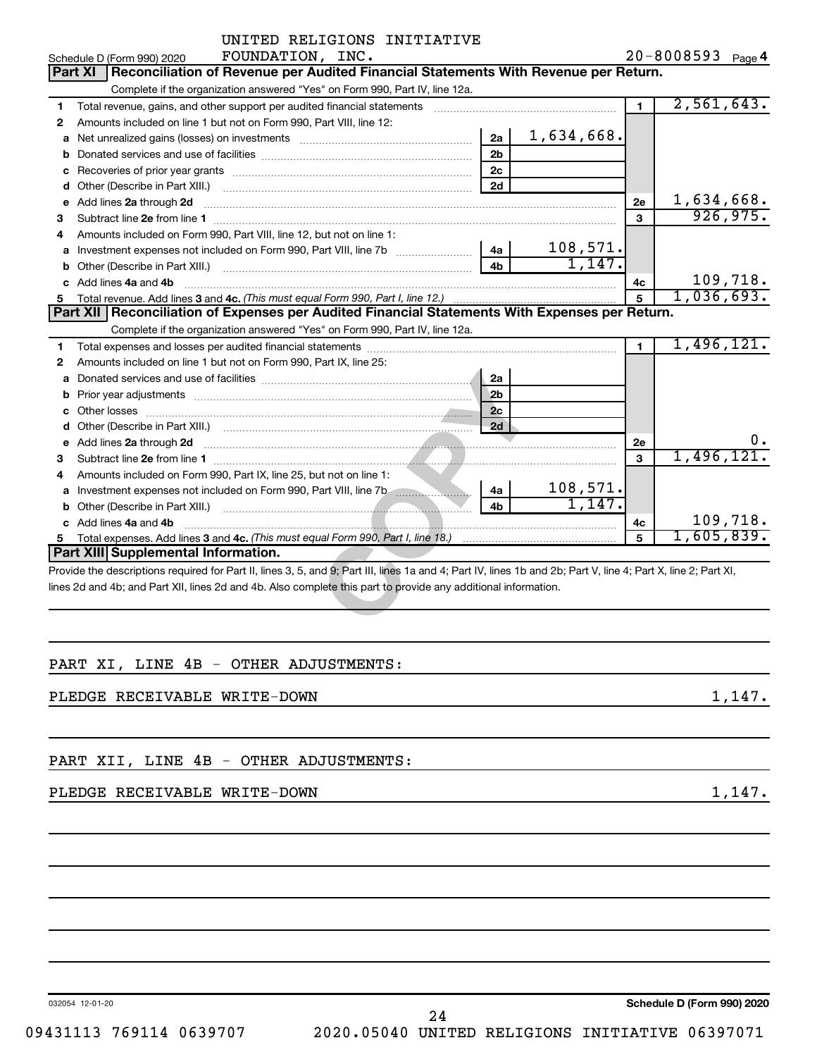UNITED RELIGIONS INITIATIVE FOUNDATION, INC.

Schedule D (Form 990) 2020 — 20-8008593 Page 4

## Part XI Reconciliation of Revenue per Audited Financial Statements With Revenue per Return.

Complete if the organization answered "Yes" on Form 990, Part IV, line 12a.

| | | | | | |
|---|---|---|---|---|---|
| 1 | Total revenue, gains, and other support per audited financial statements | | | 1 | 2,561,643. |
| 2 | Amounts included on line 1 but not on Form 990, Part VIII, line 12: | | | | |
| a | Net unrealized gains (losses) on investments | 2a | 1,634,668. | | |
| b | Donated services and use of facilities | 2b | | | |
| c | Recoveries of prior year grants | 2c | | | |
| d | Other (Describe in Part XIII.) | 2d | | | |
| e | Add lines 2a through 2d | | | 2e | 1,634,668. |
| 3 | Subtract line 2e from line 1 | | | 3 | 926,975. |
| 4 | Amounts included on Form 990, Part VIII, line 12, but not on line 1: | | | | |
| a | Investment expenses not included on Form 990, Part VIII, line 7b | 4a | 108,571. | | |
| b | Other (Describe in Part XIII.) | 4b | 1,147. | | |
| c | Add lines 4a and 4b | | | 4c | 109,718. |
| 5 | Total revenue. Add lines 3 and 4c. *(This must equal Form 990, Part I, line 12.)* | | | 5 | 1,036,693. |

## Part XII Reconciliation of Expenses per Audited Financial Statements With Expenses per Return.

Complete if the organization answered "Yes" on Form 990, Part IV, line 12a.

| | | | | | |
|---|---|---|---|---|---|
| 1 | Total expenses and losses per audited financial statements | | | 1 | 1,496,121. |
| 2 | Amounts included on line 1 but not on Form 990, Part IX, line 25: | | | | |
| a | Donated services and use of facilities | 2a | | | |
| b | Prior year adjustments | 2b | | | |
| c | Other losses | 2c | | | |
| d | Other (Describe in Part XIII.) | 2d | | | |
| e | Add lines 2a through 2d | | | 2e | 0. |
| 3 | Subtract line 2e from line 1 | | | 3 | 1,496,121. |
| 4 | Amounts included on Form 990, Part IX, line 25, but not on line 1: | | | | |
| a | Investment expenses not included on Form 990, Part VIII, line 7b | 4a | 108,571. | | |
| b | Other (Describe in Part XIII.) | 4b | 1,147. | | |
| c | Add lines 4a and 4b | | | 4c | 109,718. |
| 5 | Total expenses. Add lines 3 and 4c. *(This must equal Form 990, Part I, line 18.)* | | | 5 | 1,605,839. |

## Part XIII Supplemental Information.

Provide the descriptions required for Part II, lines 3, 5, and 9; Part III, lines 1a and 4; Part IV, lines 1b and 2b; Part V, line 4; Part X, line 2; Part XI, lines 2d and 4b; and Part XII, lines 2d and 4b. Also complete this part to provide any additional information.

PART XI, LINE 4B - OTHER ADJUSTMENTS:

PLEDGE RECEIVABLE WRITE-DOWN 1,147.

PART XII, LINE 4B - OTHER ADJUSTMENTS:

PLEDGE RECEIVABLE WRITE-DOWN 1,147.

032054 12-01-20 — Schedule D (Form 990) 2020

09431113 769114 0639707 2020.05040 UNITED RELIGIONS INITIATIVE 06397071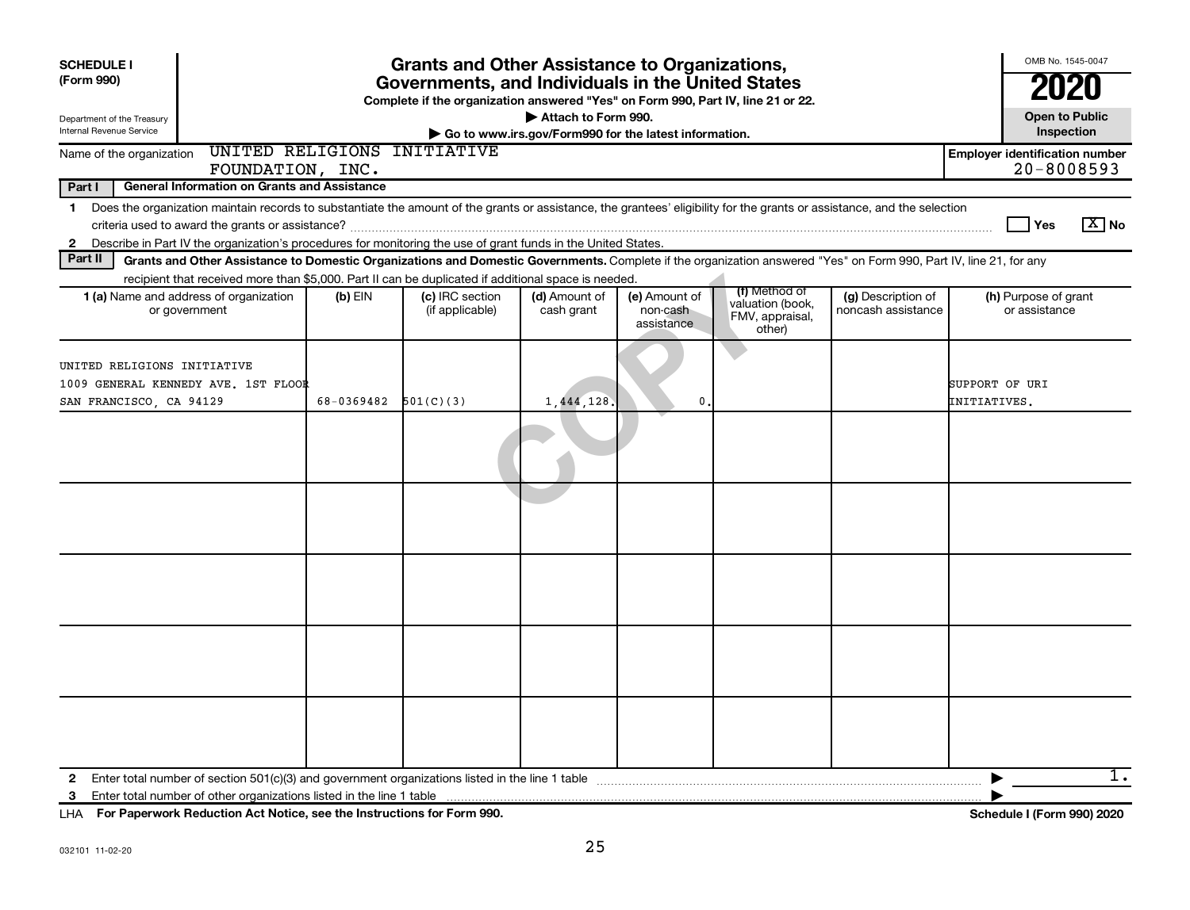**SCHEDULE I (Form 990)**

Department of the Treasury
Internal Revenue Service

# Grants and Other Assistance to Organizations, Governments, and Individuals in the United States

**Complete if the organization answered "Yes" on Form 990, Part IV, line 21 or 22.**
**▶ Attach to Form 990.**
**▶ Go to www.irs.gov/Form990 for the latest information.**

OMB No. 1545-0047

**2020**

**Open to Public Inspection**

Name of the organization: UNITED RELIGIONS INITIATIVE FOUNDATION, INC.

**Employer identification number** 20-8008593

**Part I — General Information on Grants and Assistance**

1 Does the organization maintain records to substantiate the amount of the grants or assistance, the grantees' eligibility for the grants or assistance, and the selection criteria used to award the grants or assistance? ☐ Yes ☒ No

2 Describe in Part IV the organization's procedures for monitoring the use of grant funds in the United States.

**Part II — Grants and Other Assistance to Domestic Organizations and Domestic Governments.** Complete if the organization answered "Yes" on Form 990, Part IV, line 21, for any recipient that received more than $5,000. Part II can be duplicated if additional space is needed.

| 1 (a) Name and address of organization or government | (b) EIN | (c) IRC section (if applicable) | (d) Amount of cash grant | (e) Amount of non-cash assistance | (f) Method of valuation (book, FMV, appraisal, other) | (g) Description of noncash assistance | (h) Purpose of grant or assistance |
|---|---|---|---|---|---|---|---|
| UNITED RELIGIONS INITIATIVE<br>1009 GENERAL KENNEDY AVE. 1ST FLOOR<br>SAN FRANCISCO, CA 94129 | 68-0369482 | 501(C)(3) | 1,444,128. | 0. | | | SUPPORT OF URI INITIATIVES. |
| | | | | | | | |
| | | | | | | | |
| | | | | | | | |
| | | | | | | | |
| | | | | | | | |

2 Enter total number of section 501(c)(3) and government organizations listed in the line 1 table ▶ 1.

3 Enter total number of other organizations listed in the line 1 table ▶

LHA **For Paperwork Reduction Act Notice, see the Instructions for Form 990.** **Schedule I (Form 990) 2020**

032101 11-02-20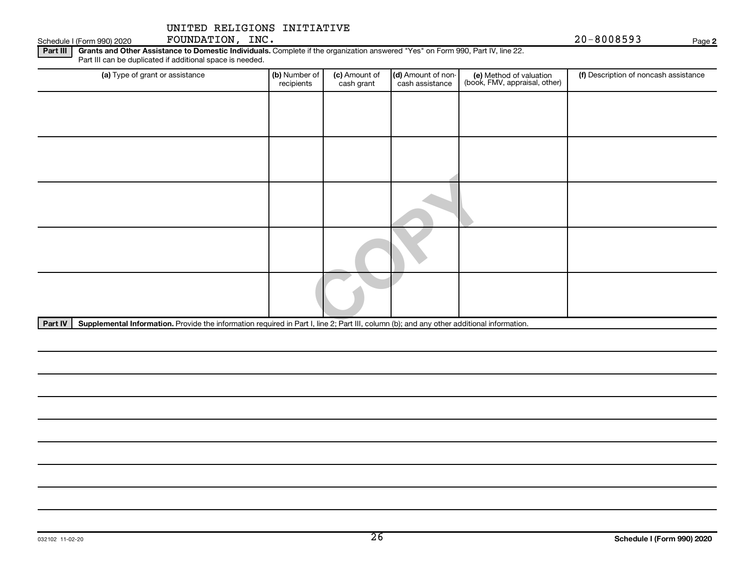Schedule I (Form 990) 2020 UNITED RELIGIONS INITIATIVE FOUNDATION, INC. 20-8008593 Page 2

**Part III** **Grants and Other Assistance to Domestic Individuals.** Complete if the organization answered "Yes" on Form 990, Part IV, line 22. Part III can be duplicated if additional space is needed.

| (a) Type of grant or assistance | (b) Number of recipients | (c) Amount of cash grant | (d) Amount of non-cash assistance | (e) Method of valuation (book, FMV, appraisal, other) | (f) Description of noncash assistance |
|---|---|---|---|---|---|
| | | | | | |
| | | | | | |
| | | | | | |
| | | | | | |
| | | | | | |

COPY

**Part IV** **Supplemental Information.** Provide the information required in Part I, line 2; Part III, column (b); and any other additional information.

032102 11-02-20

**Schedule I (Form 990) 2020**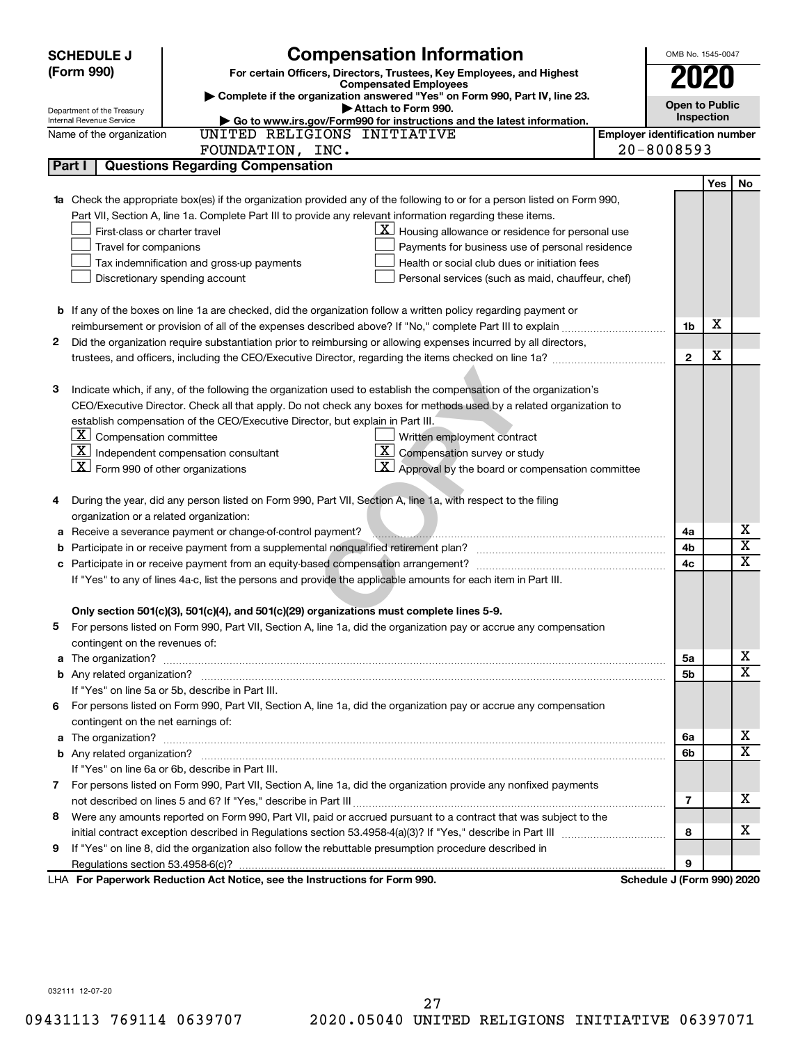**SCHEDULE J (Form 990)**

Department of the Treasury
Internal Revenue Service

# Compensation Information

**For certain Officers, Directors, Trustees, Key Employees, and Highest Compensated Employees**

▶ Complete if the organization answered "Yes" on Form 990, Part IV, line 23.
▶ Attach to Form 990.
▶ Go to www.irs.gov/Form990 for instructions and the latest information.

OMB No. 1545-0047

**2020**

**Open to Public Inspection**

Name of the organization: UNITED RELIGIONS INITIATIVE FOUNDATION, INC.

Employer identification number: 20-8008593

## Part I Questions Regarding Compensation

| | | | Yes | No |
|---|---|---|---|---|
| **1a** | Check the appropriate box(es) if the organization provided any of the following to or for a person listed on Form 990, Part VII, Section A, line 1a. Complete Part III to provide any relevant information regarding these items.<br>☐ First-class or charter travel<br>☐ Travel for companions<br>☐ Tax indemnification and gross-up payments<br>☐ Discretionary spending account<br>☒ Housing allowance or residence for personal use<br>☐ Payments for business use of personal residence<br>☐ Health or social club dues or initiation fees<br>☐ Personal services (such as maid, chauffeur, chef) | | | |
| **b** | If any of the boxes on line 1a are checked, did the organization follow a written policy regarding payment or reimbursement or provision of all of the expenses described above? If "No," complete Part III to explain | 1b | X | |
| **2** | Did the organization require substantiation prior to reimbursing or allowing expenses incurred by all directors, trustees, and officers, including the CEO/Executive Director, regarding the items checked on line 1a? | 2 | X | |
| **3** | Indicate which, if any, of the following the organization used to establish the compensation of the organization's CEO/Executive Director. Check all that apply. Do not check any boxes for methods used by a related organization to establish compensation of the CEO/Executive Director, but explain in Part III.<br>☒ Compensation committee<br>☒ Independent compensation consultant<br>☒ Form 990 of other organizations<br>☐ Written employment contract<br>☒ Compensation survey or study<br>☒ Approval by the board or compensation committee | | | |
| **4** | During the year, did any person listed on Form 990, Part VII, Section A, line 1a, with respect to the filing organization or a related organization: | | | |
| **a** | Receive a severance payment or change-of-control payment? | 4a | | X |
| **b** | Participate in or receive payment from a supplemental nonqualified retirement plan? | 4b | | X |
| **c** | Participate in or receive payment from an equity-based compensation arrangement? | 4c | | X |
| | If "Yes" to any of lines 4a-c, list the persons and provide the applicable amounts for each item in Part III. | | | |
| | **Only section 501(c)(3), 501(c)(4), and 501(c)(29) organizations must complete lines 5-9.** | | | |
| **5** | For persons listed on Form 990, Part VII, Section A, line 1a, did the organization pay or accrue any compensation contingent on the revenues of: | | | |
| **a** | The organization? | 5a | | X |
| **b** | Any related organization? | 5b | | X |
| | If "Yes" on line 5a or 5b, describe in Part III. | | | |
| **6** | For persons listed on Form 990, Part VII, Section A, line 1a, did the organization pay or accrue any compensation contingent on the net earnings of: | | | |
| **a** | The organization? | 6a | | X |
| **b** | Any related organization? | 6b | | X |
| | If "Yes" on line 6a or 6b, describe in Part III. | | | |
| **7** | For persons listed on Form 990, Part VII, Section A, line 1a, did the organization provide any nonfixed payments not described on lines 5 and 6? If "Yes," describe in Part III | 7 | | X |
| **8** | Were any amounts reported on Form 990, Part VII, paid or accrued pursuant to a contract that was subject to the initial contract exception described in Regulations section 53.4958-4(a)(3)? If "Yes," describe in Part III | 8 | | X |
| **9** | If "Yes" on line 8, did the organization also follow the rebuttable presumption procedure described in Regulations section 53.4958-6(c)? | 9 | | |

LHA **For Paperwork Reduction Act Notice, see the Instructions for Form 990.** **Schedule J (Form 990) 2020**

032111 12-07-20

09431113 769114 0639707 2020.05040 UNITED RELIGIONS INITIATIVE 06397071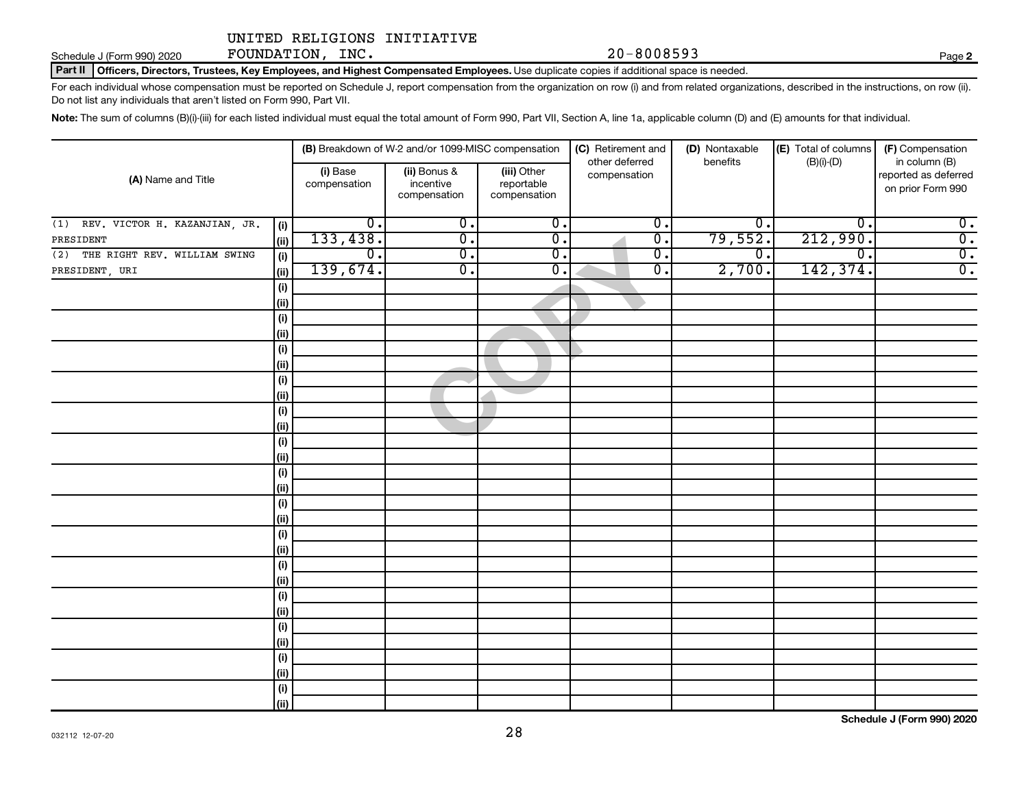UNITED RELIGIONS INITIATIVE
Schedule J (Form 990) 2020 FOUNDATION, INC. 20-8008593 Page **2**

**Part II | Officers, Directors, Trustees, Key Employees, and Highest Compensated Employees.** Use duplicate copies if additional space is needed.

For each individual whose compensation must be reported on Schedule J, report compensation from the organization on row (i) and from related organizations, described in the instructions, on row (ii). Do not list any individuals that aren't listed on Form 990, Part VII.

**Note:** The sum of columns (B)(i)-(iii) for each listed individual must equal the total amount of Form 990, Part VII, Section A, line 1a, applicable column (D) and (E) amounts for that individual.

| (A) Name and Title | | (B) Breakdown of W-2 and/or 1099-MISC compensation (i) Base compensation | (ii) Bonus & incentive compensation | (iii) Other reportable compensation | (C) Retirement and other deferred compensation | (D) Nontaxable benefits | (E) Total of columns (B)(i)-(D) | (F) Compensation in column (B) reported as deferred on prior Form 990 |
|---|---|---|---|---|---|---|---|---|
| (1) REV. VICTOR H. KAZANJIAN, JR. | (i) | 0. | 0. | 0. | 0. | 0. | 0. | 0. |
| PRESIDENT | (ii) | 133,438. | 0. | 0. | 0. | 79,552. | 212,990. | 0. |
| (2) THE RIGHT REV. WILLIAM SWING | (i) | 0. | 0. | 0. | 0. | 0. | 0. | 0. |
| PRESIDENT, URI | (ii) | 139,674. | 0. | 0. | 0. | 2,700. | 142,374. | 0. |
| | (i) | | | | | | | |
| | (ii) | | | | | | | |
| | (i) | | | | | | | |
| | (ii) | | | | | | | |
| | (i) | | | | | | | |
| | (ii) | | | | | | | |
| | (i) | | | | | | | |
| | (ii) | | | | | | | |
| | (i) | | | | | | | |
| | (ii) | | | | | | | |
| | (i) | | | | | | | |
| | (ii) | | | | | | | |
| | (i) | | | | | | | |
| | (ii) | | | | | | | |
| | (i) | | | | | | | |
| | (ii) | | | | | | | |
| | (i) | | | | | | | |
| | (ii) | | | | | | | |
| | (i) | | | | | | | |
| | (ii) | | | | | | | |
| | (i) | | | | | | | |
| | (ii) | | | | | | | |
| | (i) | | | | | | | |
| | (ii) | | | | | | | |
| | (i) | | | | | | | |
| | (ii) | | | | | | | |
| | (i) | | | | | | | |
| | (ii) | | | | | | | |

**Schedule J (Form 990) 2020**

032112 12-07-20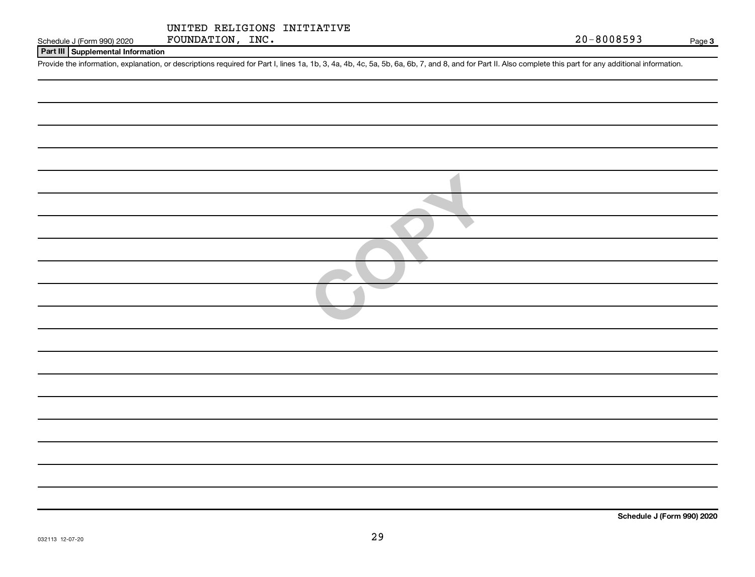Schedule J (Form 990) 2020 UNITED RELIGIONS INITIATIVE FOUNDATION, INC. 20-8008593 Page 3

**Part III Supplemental Information**

Provide the information, explanation, or descriptions required for Part I, lines 1a, 1b, 3, 4a, 4b, 4c, 5a, 5b, 6a, 6b, 7, and 8, and for Part II. Also complete this part for any additional information.

COPY

**Schedule J (Form 990) 2020**

032113 12-07-20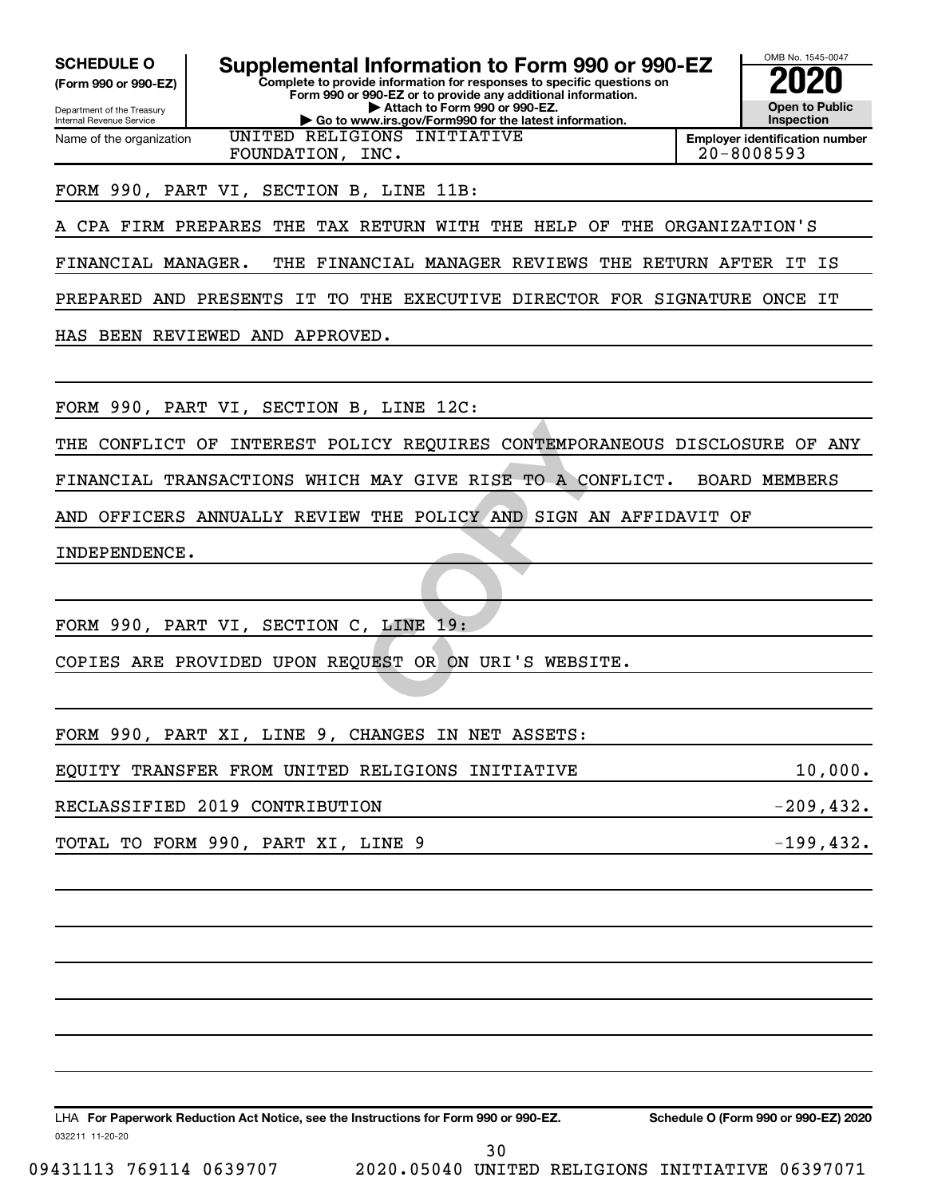**SCHEDULE O**
**(Form 990 or 990-EZ)**

Department of the Treasury
Internal Revenue Service

# Supplemental Information to Form 990 or 990-EZ

**Complete to provide information for responses to specific questions on Form 990 or 990-EZ or to provide any additional information.**
**▶ Attach to Form 990 or 990-EZ.**
**▶ Go to www.irs.gov/Form990 for the latest information.**

OMB No. 1545-0047
**2020**
**Open to Public Inspection**

Name of the organization: UNITED RELIGIONS INITIATIVE FOUNDATION, INC.

**Employer identification number:** 20-8008593

FORM 990, PART VI, SECTION B, LINE 11B:

A CPA FIRM PREPARES THE TAX RETURN WITH THE HELP OF THE ORGANIZATION'S FINANCIAL MANAGER. THE FINANCIAL MANAGER REVIEWS THE RETURN AFTER IT IS PREPARED AND PRESENTS IT TO THE EXECUTIVE DIRECTOR FOR SIGNATURE ONCE IT HAS BEEN REVIEWED AND APPROVED.

FORM 990, PART VI, SECTION B, LINE 12C:

THE CONFLICT OF INTEREST POLICY REQUIRES CONTEMPORANEOUS DISCLOSURE OF ANY FINANCIAL TRANSACTIONS WHICH MAY GIVE RISE TO A CONFLICT. BOARD MEMBERS AND OFFICERS ANNUALLY REVIEW THE POLICY AND SIGN AN AFFIDAVIT OF INDEPENDENCE.

FORM 990, PART VI, SECTION C, LINE 19:

COPIES ARE PROVIDED UPON REQUEST OR ON URI'S WEBSITE.

FORM 990, PART XI, LINE 9, CHANGES IN NET ASSETS:

| | |
|---|---|
| EQUITY TRANSFER FROM UNITED RELIGIONS INITIATIVE | 10,000. |
| RECLASSIFIED 2019 CONTRIBUTION | -209,432. |
| TOTAL TO FORM 990, PART XI, LINE 9 | -199,432. |

LHA **For Paperwork Reduction Act Notice, see the Instructions for Form 990 or 990-EZ.** **Schedule O (Form 990 or 990-EZ) 2020**

032211 11-20-20

09431113 769114 0639707 2020.05040 UNITED RELIGIONS INITIATIVE 06397071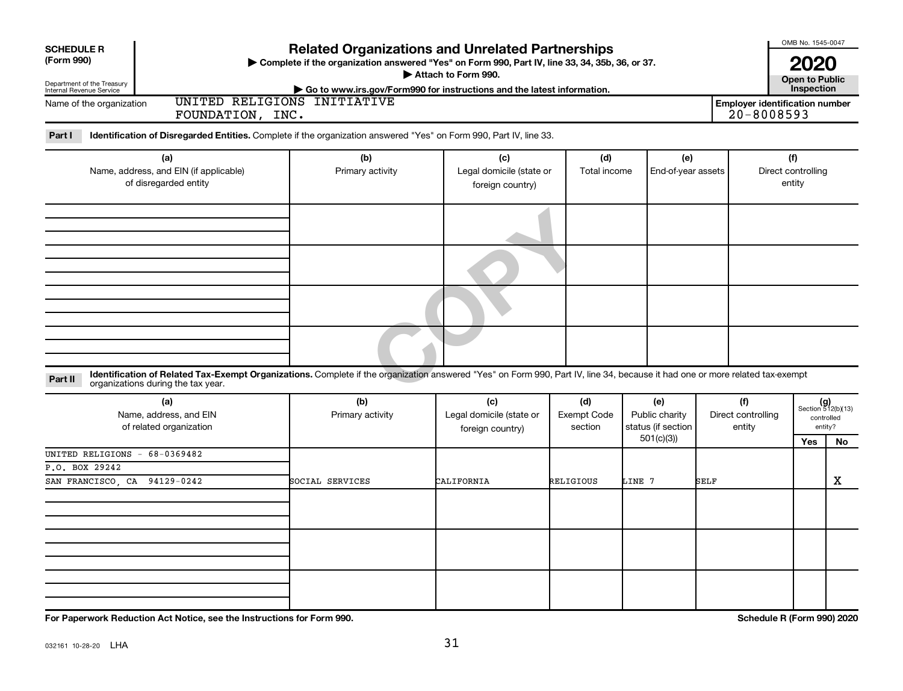**SCHEDULE R (Form 990)**

Department of the Treasury
Internal Revenue Service

# Related Organizations and Unrelated Partnerships

▶ Complete if the organization answered "Yes" on Form 990, Part IV, line 33, 34, 35b, 36, or 37.
▶ Attach to Form 990.
▶ Go to www.irs.gov/Form990 for instructions and the latest information.

OMB No. 1545-0047

**2020**

**Open to Public Inspection**

Name of the organization: UNITED RELIGIONS INITIATIVE FOUNDATION, INC.

Employer identification number: 20-8008593

**Part I** **Identification of Disregarded Entities.** Complete if the organization answered "Yes" on Form 990, Part IV, line 33.

| (a) Name, address, and EIN (if applicable) of disregarded entity | (b) Primary activity | (c) Legal domicile (state or foreign country) | (d) Total income | (e) End-of-year assets | (f) Direct controlling entity |
|---|---|---|---|---|---|
| | | | | | |
| | | | | | |
| | | | | | |
| | | | | | |

**Part II** **Identification of Related Tax-Exempt Organizations.** Complete if the organization answered "Yes" on Form 990, Part IV, line 34, because it had one or more related tax-exempt organizations during the tax year.

| (a) Name, address, and EIN of related organization | (b) Primary activity | (c) Legal domicile (state or foreign country) | (d) Exempt Code section | (e) Public charity status (if section 501(c)(3)) | (f) Direct controlling entity | (g) Section 512(b)(13) controlled entity? Yes | No |
|---|---|---|---|---|---|---|---|
| UNITED RELIGIONS - 68-0369482<br>P.O. BOX 29242<br>SAN FRANCISCO, CA 94129-0242 | SOCIAL SERVICES | CALIFORNIA | RELIGIOUS | LINE 7 | SELF | | X |
| | | | | | | | |
| | | | | | | | |
| | | | | | | | |

**For Paperwork Reduction Act Notice, see the Instructions for Form 990.**

**Schedule R (Form 990) 2020**

032161 10-28-20 LHA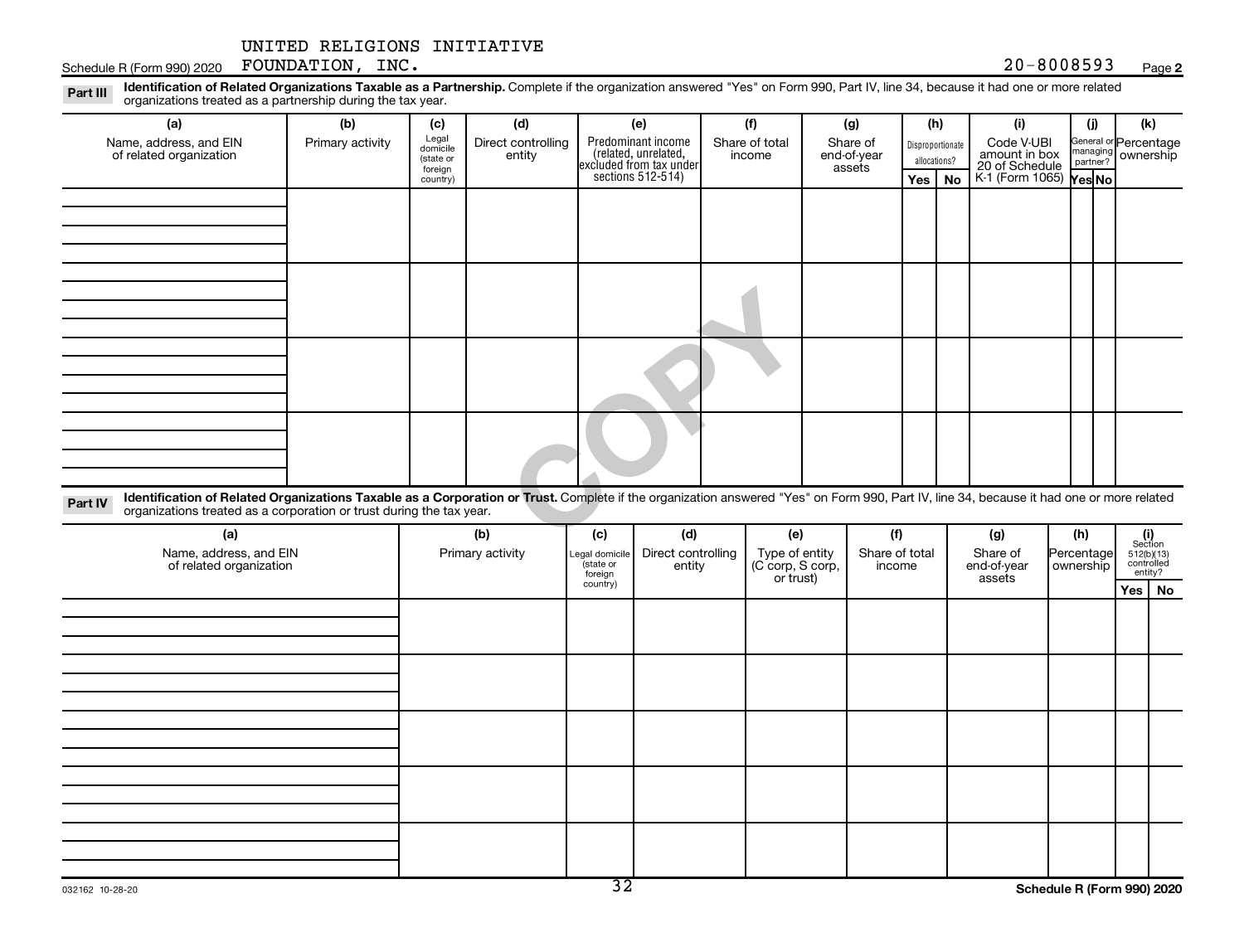UNITED RELIGIONS INITIATIVE FOUNDATION, INC. 20-8008593

Schedule R (Form 990) 2020

**Part III** **Identification of Related Organizations Taxable as a Partnership.** Complete if the organization answered "Yes" on Form 990, Part IV, line 34, because it had one or more related organizations treated as a partnership during the tax year.

| (a) Name, address, and EIN of related organization | (b) Primary activity | (c) Legal domicile (state or foreign country) | (d) Direct controlling entity | (e) Predominant income (related, unrelated, excluded from tax under sections 512-514) | (f) Share of total income | (g) Share of end-of-year assets | (h) Disproportionate allocations? Yes | No | (i) Code V-UBI amount in box 20 of Schedule K-1 (Form 1065) | (j) General or managing partner? Yes | No | (k) Percentage ownership |
|---|---|---|---|---|---|---|---|---|---|---|---|---|
| | | | | | | | | | | | | |
| | | | | | | | | | | | | |
| | | | | | | | | | | | | |
| | | | | | | | | | | | | |

**Part IV** **Identification of Related Organizations Taxable as a Corporation or Trust.** Complete if the organization answered "Yes" on Form 990, Part IV, line 34, because it had one or more related organizations treated as a corporation or trust during the tax year.

| (a) Name, address, and EIN of related organization | (b) Primary activity | (c) Legal domicile (state or foreign country) | (d) Direct controlling entity | (e) Type of entity (C corp, S corp, or trust) | (f) Share of total income | (g) Share of end-of-year assets | (h) Percentage ownership | (i) Section 512(b)(13) controlled entity? Yes | No |
|---|---|---|---|---|---|---|---|---|---|
| | | | | | | | | | |
| | | | | | | | | | |
| | | | | | | | | | |
| | | | | | | | | | |
| | | | | | | | | | |

032162 10-28-20

Schedule R (Form 990) 2020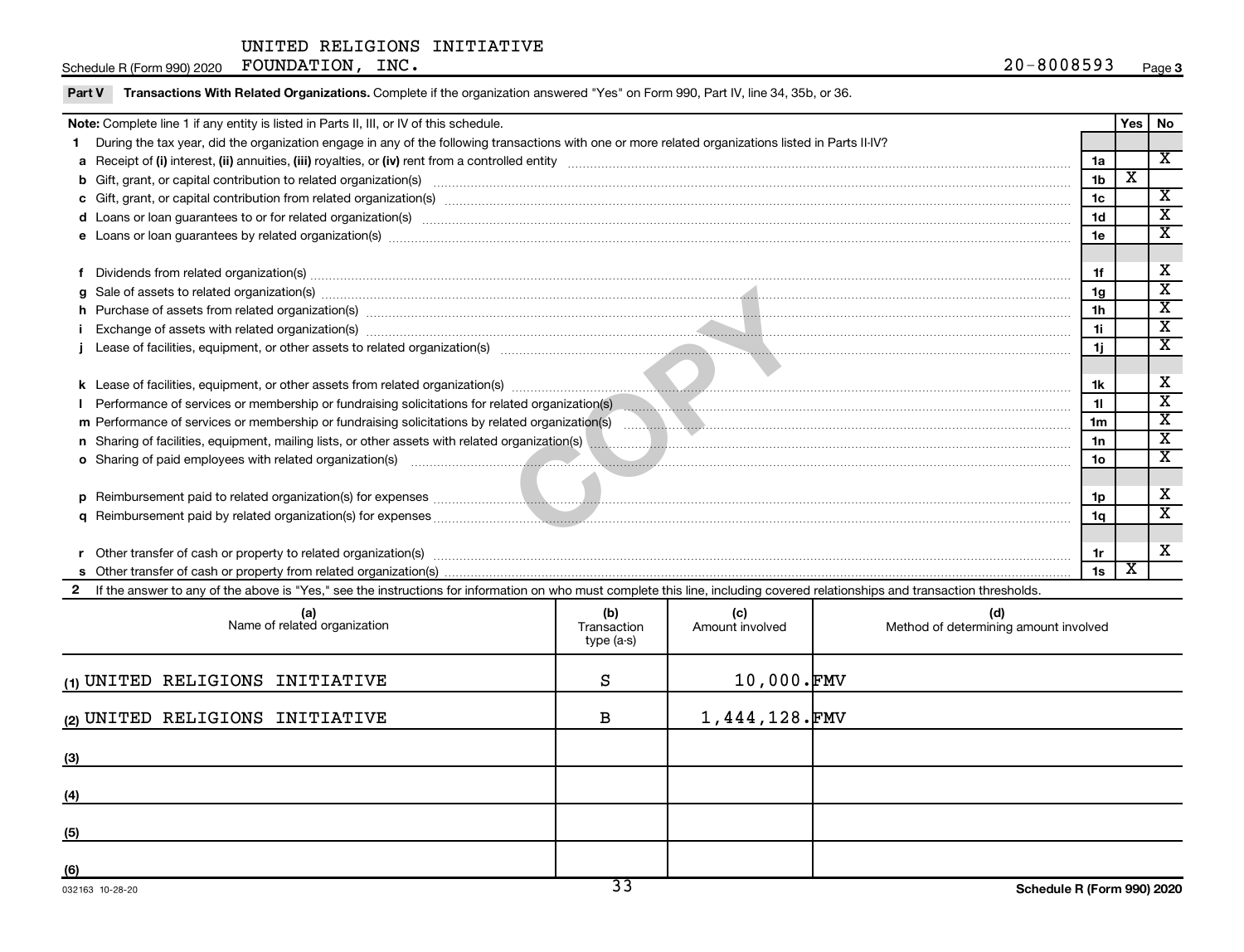UNITED RELIGIONS INITIATIVE

Schedule R (Form 990) 2020 FOUNDATION, INC. 20-8008593 Page 3

**Part V Transactions With Related Organizations.** Complete if the organization answered "Yes" on Form 990, Part IV, line 34, 35b, or 36.

| Note: Complete line 1 if any entity is listed in Parts II, III, or IV of this schedule. | | Yes | No |
|---|---|---|---|
| **1** During the tax year, did the organization engage in any of the following transactions with one or more related organizations listed in Parts II-IV? | | | |
| **a** Receipt of **(i)** interest, **(ii)** annuities, **(iii)** royalties, or **(iv)** rent from a controlled entity | 1a | | X |
| **b** Gift, grant, or capital contribution to related organization(s) | 1b | X | |
| **c** Gift, grant, or capital contribution from related organization(s) | 1c | | X |
| **d** Loans or loan guarantees to or for related organization(s) | 1d | | X |
| **e** Loans or loan guarantees by related organization(s) | 1e | | X |
| **f** Dividends from related organization(s) | 1f | | X |
| **g** Sale of assets to related organization(s) | 1g | | X |
| **h** Purchase of assets from related organization(s) | 1h | | X |
| **i** Exchange of assets with related organization(s) | 1i | | X |
| **j** Lease of facilities, equipment, or other assets to related organization(s) | 1j | | X |
| **k** Lease of facilities, equipment, or other assets from related organization(s) | 1k | | X |
| **l** Performance of services or membership or fundraising solicitations for related organization(s) | 1l | | X |
| **m** Performance of services or membership or fundraising solicitations by related organization(s) | 1m | | X |
| **n** Sharing of facilities, equipment, mailing lists, or other assets with related organization(s) | 1n | | X |
| **o** Sharing of paid employees with related organization(s) | 1o | | X |
| **p** Reimbursement paid to related organization(s) for expenses | 1p | | X |
| **q** Reimbursement paid by related organization(s) for expenses | 1q | | X |
| **r** Other transfer of cash or property to related organization(s) | 1r | | X |
| **s** Other transfer of cash or property from related organization(s) | 1s | X | |

**2** If the answer to any of the above is "Yes," see the instructions for information on who must complete this line, including covered relationships and transaction thresholds.

| (a) Name of related organization | (b) Transaction type (a-s) | (c) Amount involved | (d) Method of determining amount involved |
|---|---|---|---|
| (1) UNITED RELIGIONS INITIATIVE | S | 10,000. | FMV |
| (2) UNITED RELIGIONS INITIATIVE | B | 1,444,128. | FMV |
| (3) | | | |
| (4) | | | |
| (5) | | | |
| (6) | | | |

032163 10-28-20

**Schedule R (Form 990) 2020**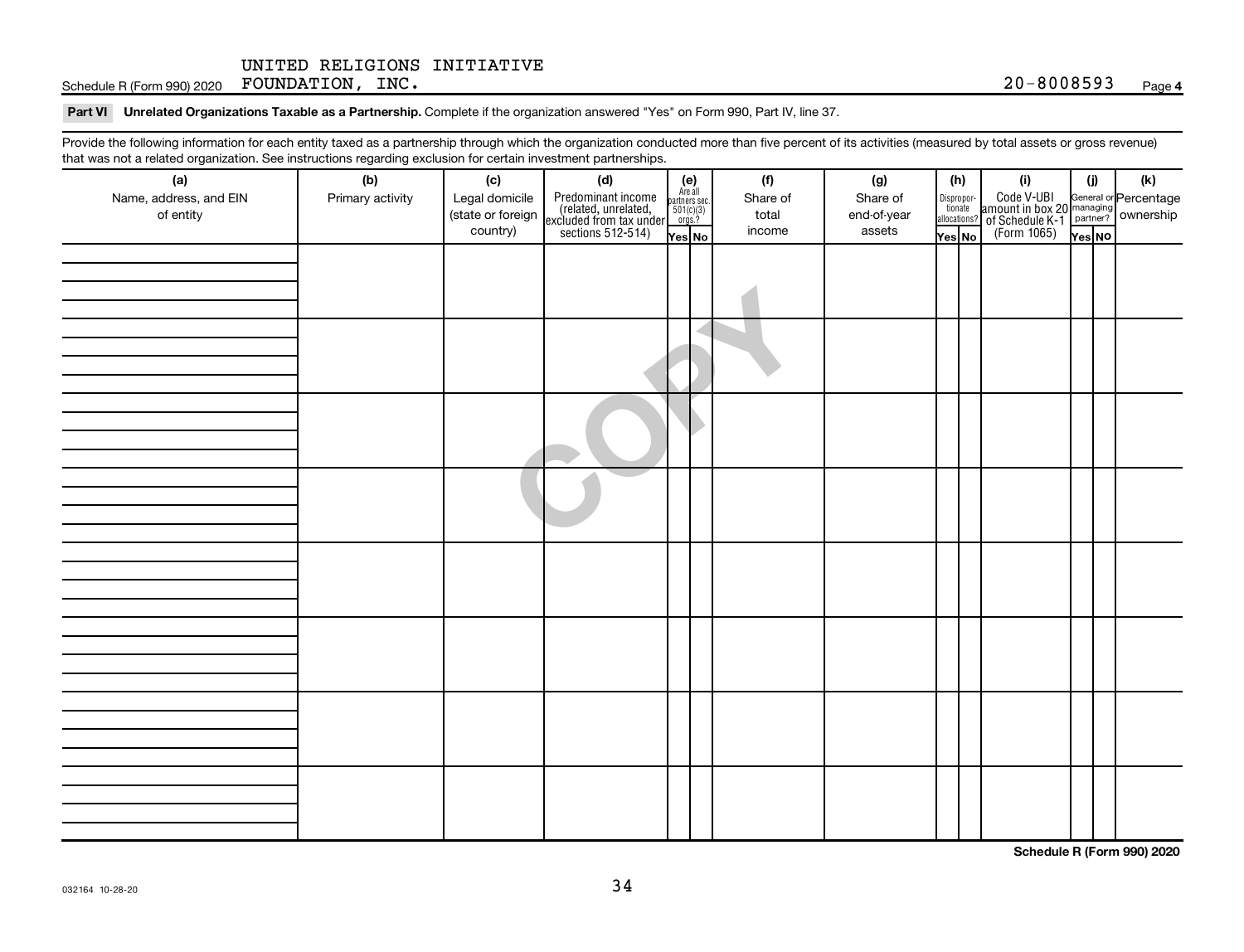UNITED RELIGIONS INITIATIVE
Schedule R (Form 990) 2020 FOUNDATION, INC. 20-8008593 Page **4**

**Part VI Unrelated Organizations Taxable as a Partnership.** Complete if the organization answered "Yes" on Form 990, Part IV, line 37.

Provide the following information for each entity taxed as a partnership through which the organization conducted more than five percent of its activities (measured by total assets or gross revenue) that was not a related organization. See instructions regarding exclusion for certain investment partnerships.

| (a) Name, address, and EIN of entity | (b) Primary activity | (c) Legal domicile (state or foreign country) | (d) Predominant income (related, unrelated, excluded from tax under sections 512-514) | (e) Are all partners sec. 501(c)(3) orgs.? | | (f) Share of total income | (g) Share of end-of-year assets | (h) Disproportionate allocations? | | (i) Code V-UBI amount in box 20 of Schedule K-1 (Form 1065) | (j) General or managing partner? | | (k) Percentage ownership |
|---|---|---|---|---|---|---|---|---|---|---|---|---|---|
| | | | | Yes | No | | | Yes | No | | Yes | No | |
| | | | | | | | | | | | | | |
| | | | | | | | | | | | | | |
| | | | | | | | | | | | | | |
| | | | | | | | | | | | | | |
| | | | | | | | | | | | | | |
| | | | | | | | | | | | | | |
| | | | | | | | | | | | | | |
| | | | | | | | | | | | | | |

COPY

032164 10-28-20

**Schedule R (Form 990) 2020**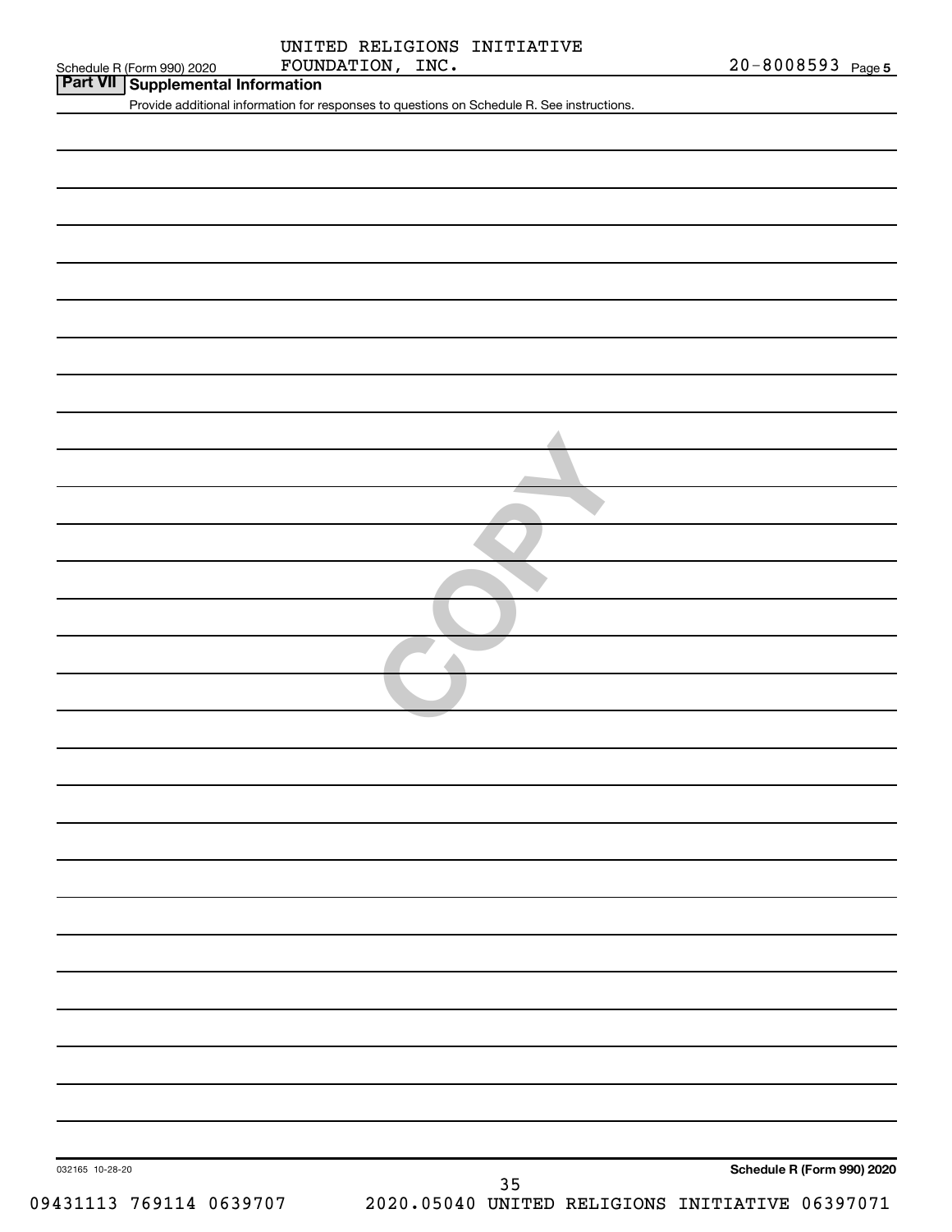Schedule R (Form 990) 2020 UNITED RELIGIONS INITIATIVE FOUNDATION, INC. 20-8008593 Page 5

## Part VII Supplemental Information

Provide additional information for responses to questions on Schedule R. See instructions.

032165 10-28-20

**Schedule R (Form 990) 2020**

09431113 769114 0639707 2020.05040 UNITED RELIGIONS INITIATIVE 06397071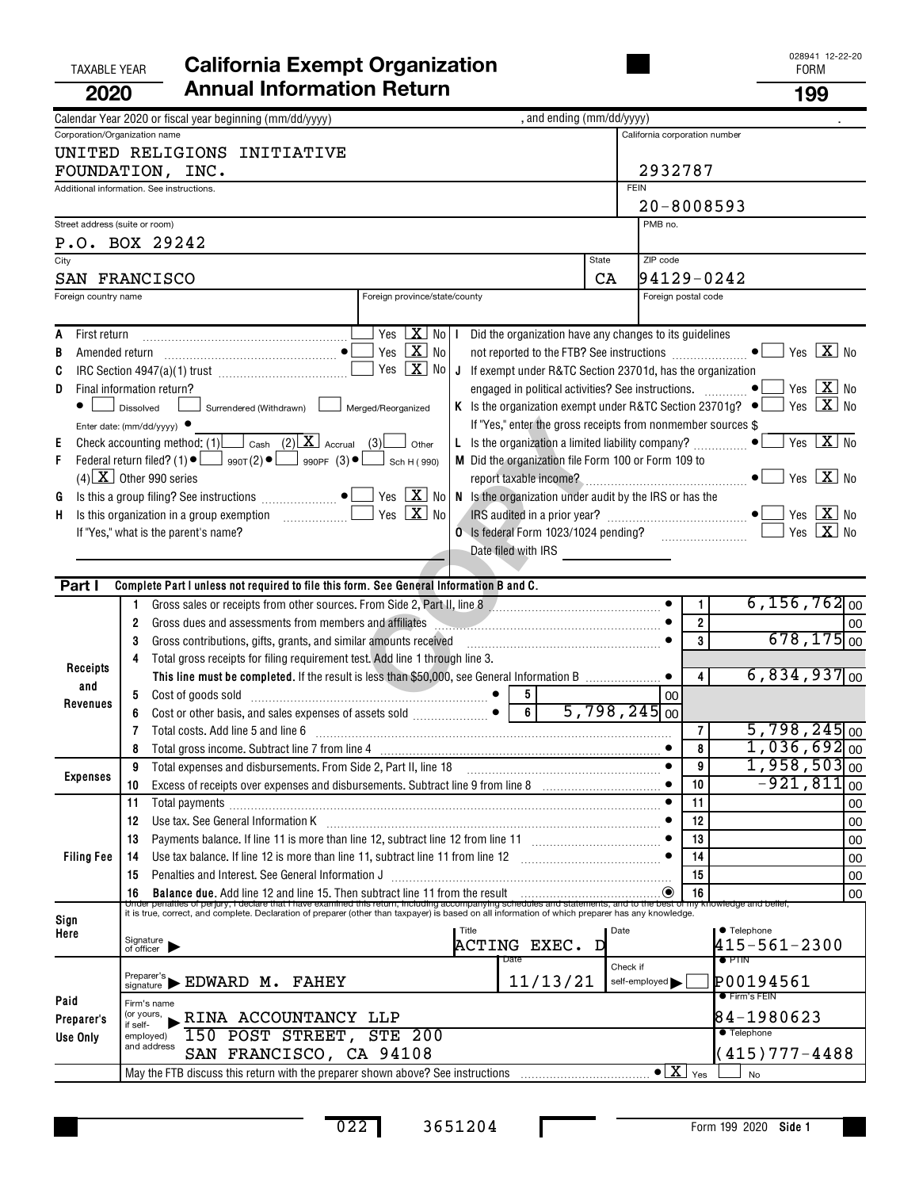TAXABLE YEAR **2020**

# California Exempt Organization Annual Information Return

FORM **199**

Calendar Year 2020 or fiscal year beginning (mm/dd/yyyy) , and ending (mm/dd/yyyy) .

| Corporation/Organization name | California corporation number |
|---|---|
| UNITED RELIGIONS INITIATIVE FOUNDATION, INC. | 2932787 |
| Additional information. See instructions. | FEIN 20-8008593 |
| Street address (suite or room) P.O. BOX 29242 | PMB no. |
| City SAN FRANCISCO | State CA | ZIP code 94129-0242 |
| Foreign country name | Foreign province/state/county | Foreign postal code |

- **A** First return — Yes [ ] No [X]
- **B** Amended return — Yes [ ] No [X]
- **C** IRC Section 4947(a)(1) trust — Yes [ ] No [X]
- **D** Final information return? [ ] Dissolved [ ] Surrendered (Withdrawn) [ ] Merged/Reorganized
  Enter date: (mm/dd/yyyy)
- **E** Check accounting method: (1) [ ] Cash (2) [X] Accrual (3) [ ] Other
- **F** Federal return filed? (1) [ ] 990T (2) [ ] 990PF (3) [ ] Sch H (990) (4) [X] Other 990 series
- **G** Is this a group filing? See instructions — Yes [ ] No [X]
- **H** Is this organization in a group exemption — Yes [ ] No [X]
  If "Yes," what is the parent's name?
- **I** Did the organization have any changes to its guidelines not reported to the FTB? See instructions — Yes [ ] No [X]
- **J** If exempt under R&TC Section 23701d, has the organization engaged in political activities? See instructions. — Yes [ ] No [X]
- **K** Is the organization exempt under R&TC Section 23701g? — Yes [ ] No [X]
  If "Yes," enter the gross receipts from nonmember sources $
- **L** Is the organization a limited liability company? — Yes [ ] No [X]
- **M** Did the organization file Form 100 or Form 109 to report taxable income? — Yes [ ] No [X]
- **N** Is the organization under audit by the IRS or has the IRS audited in a prior year? — Yes [ ] No [X]
- **O** Is federal Form 1023/1024 pending? — Yes [ ] No [X]
  Date filed with IRS

## Part I — Complete Part I unless not required to file this form. See General Information B and C.

| Section | Line | Description | | Line | Amount |
|---|---|---|---|---|---|
| Receipts and Revenues | 1 | Gross sales or receipts from other sources. From Side 2, Part II, line 8 | | 1 | 6,156,762 00 |
| | 2 | Gross dues and assessments from members and affiliates | | 2 | 00 |
| | 3 | Gross contributions, gifts, grants, and similar amounts received | | 3 | 678,175 00 |
| | 4 | Total gross receipts for filing requirement test. Add line 1 through line 3. **This line must be completed.** If the result is less than $50,000, see General Information B | | 4 | 6,834,937 00 |
| | 5 | Cost of goods sold | 5: 00 | | |
| | 6 | Cost or other basis, and sales expenses of assets sold | 6: 5,798,245 00 | | |
| | 7 | Total costs. Add line 5 and line 6 | | 7 | 5,798,245 00 |
| | 8 | Total gross income. Subtract line 7 from line 4 | | 8 | 1,036,692 00 |
| Expenses | 9 | Total expenses and disbursements. From Side 2, Part II, line 18 | | 9 | 1,958,503 00 |
| | 10 | Excess of receipts over expenses and disbursements. Subtract line 9 from line 8 | | 10 | -921,811 00 |
| Filing Fee | 11 | Total payments | | 11 | 00 |
| | 12 | Use tax. See General Information K | | 12 | 00 |
| | 13 | Payments balance. If line 11 is more than line 12, subtract line 12 from line 11 | | 13 | 00 |
| | 14 | Use tax balance. If line 12 is more than line 11, subtract line 11 from line 12 | | 14 | 00 |
| | 15 | Penalties and Interest. See General Information J | | 15 | 00 |
| | 16 | **Balance due.** Add line 12 and line 15. Then subtract line 11 from the result | | 16 | 00 |

**Sign Here**

Under penalties of perjury, I declare that I have examined this return, including accompanying schedules and statements, and to the best of my knowledge and belief, it is true, correct, and complete. Declaration of preparer (other than taxpayer) is based on all information of which preparer has any knowledge.

Signature of officer | Title: ACTING EXEC. D | Date | Telephone: 415-561-2300

**Paid Preparer's Use Only**

Preparer's signature: EDWARD M. FAHEY | Date: 11/13/21 | Check if self-employed [ ] | PTIN: P00194561

Firm's name (or yours, if self-employed) and address: RINA ACCOUNTANCY LLP, 150 POST STREET, STE 200, SAN FRANCISCO, CA 94108 | Firm's FEIN: 84-1980623 | Telephone: (415)777-4488

May the FTB discuss this return with the preparer shown above? See instructions — [X] Yes [ ] No

022 3651204

Form 199 2020 Side 1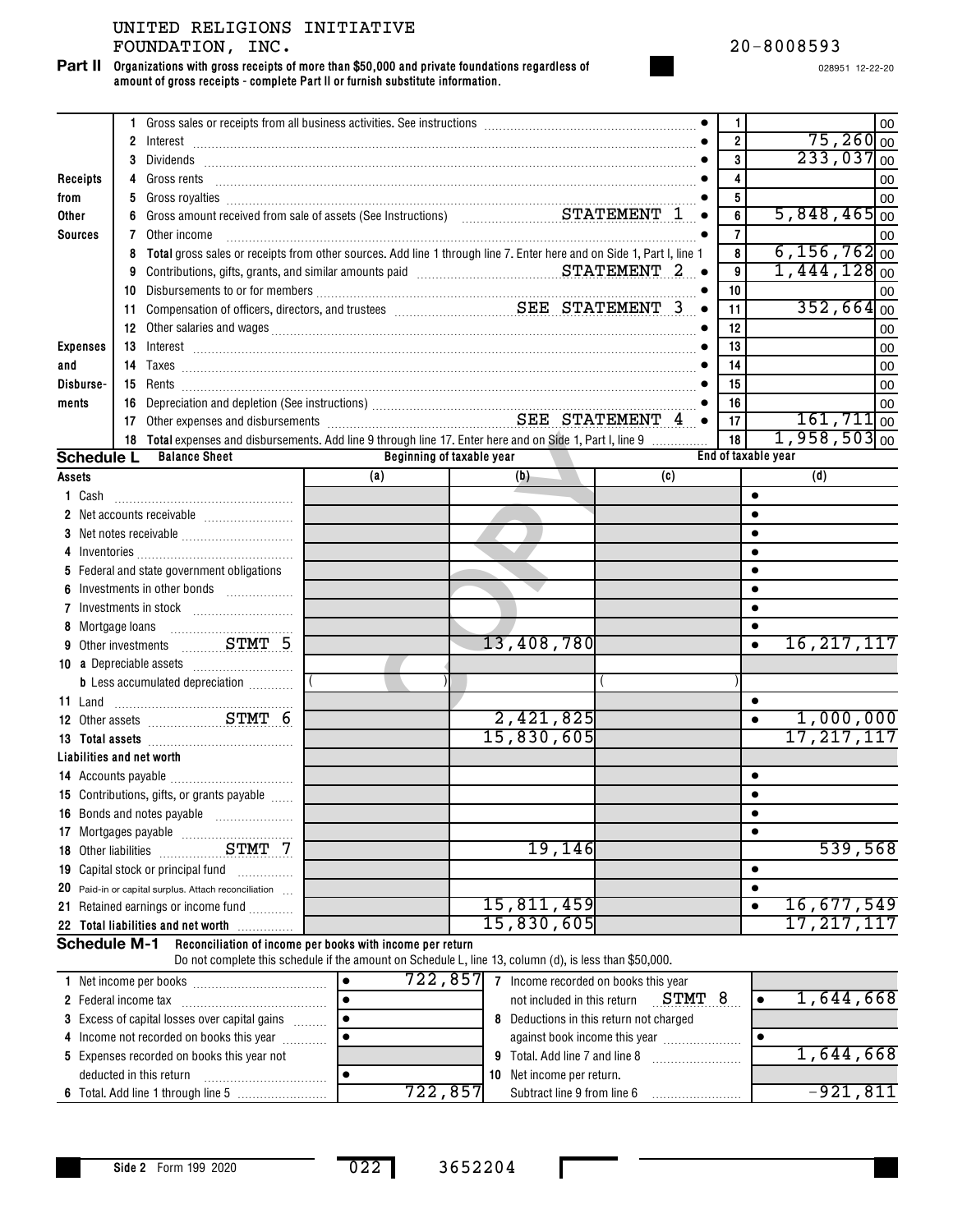UNITED RELIGIONS INITIATIVE
FOUNDATION, INC.

20-8008593

028951 12-22-20

**Part II** **Organizations with gross receipts of more than $50,000 and private foundations regardless of amount of gross receipts - complete Part II or furnish substitute information.**

| | | | | |
|---|---|---|---|---|
| Receipts from Other Sources | 1 Gross sales or receipts from all business activities. See instructions | 1 | | 00 |
| | 2 Interest | 2 | 75,260 | 00 |
| | 3 Dividends | 3 | 233,037 | 00 |
| | 4 Gross rents | 4 | | 00 |
| | 5 Gross royalties | 5 | | 00 |
| | 6 Gross amount received from sale of assets (See Instructions) STATEMENT 1 | 6 | 5,848,465 | 00 |
| | 7 Other income | 7 | | 00 |
| | 8 **Total** gross sales or receipts from other sources. Add line 1 through line 7. Enter here and on Side 1, Part I, line 1 | 8 | 6,156,762 | 00 |
| Expenses and Disbursements | 9 Contributions, gifts, grants, and similar amounts paid STATEMENT 2 | 9 | 1,444,128 | 00 |
| | 10 Disbursements to or for members | 10 | | 00 |
| | 11 Compensation of officers, directors, and trustees SEE STATEMENT 3 | 11 | 352,664 | 00 |
| | 12 Other salaries and wages | 12 | | 00 |
| | 13 Interest | 13 | | 00 |
| | 14 Taxes | 14 | | 00 |
| | 15 Rents | 15 | | 00 |
| | 16 Depreciation and depletion (See instructions) | 16 | | 00 |
| | 17 Other expenses and disbursements SEE STATEMENT 4 | 17 | 161,711 | 00 |
| | 18 **Total** expenses and disbursements. Add line 9 through line 17. Enter here and on Side 1, Part I, line 9 | 18 | 1,958,503 | 00 |

**Schedule L** Balance Sheet

| | Beginning of taxable year (a) | Beginning of taxable year (b) | End of taxable year (c) | End of taxable year (d) |
|---|---|---|---|---|
| **Assets** | | | | |
| 1 Cash | | | | |
| 2 Net accounts receivable | | | | |
| 3 Net notes receivable | | | | |
| 4 Inventories | | | | |
| 5 Federal and state government obligations | | | | |
| 6 Investments in other bonds | | | | |
| 7 Investments in stock | | | | |
| 8 Mortgage loans | | | | |
| 9 Other investments STMT 5 | | 13,408,780 | | 16,217,117 |
| 10 a Depreciable assets | | | | |
| b Less accumulated depreciation | ( ) | | ( ) | |
| 11 Land | | | | |
| 12 Other assets STMT 6 | | 2,421,825 | | 1,000,000 |
| 13 **Total assets** | | 15,830,605 | | 17,217,117 |
| **Liabilities and net worth** | | | | |
| 14 Accounts payable | | | | |
| 15 Contributions, gifts, or grants payable | | | | |
| 16 Bonds and notes payable | | | | |
| 17 Mortgages payable | | | | |
| 18 Other liabilities STMT 7 | | 19,146 | | 539,568 |
| 19 Capital stock or principal fund | | | | |
| 20 Paid-in or capital surplus. Attach reconciliation | | | | |
| 21 Retained earnings or income fund | | 15,811,459 | | 16,677,549 |
| 22 **Total liabilities and net worth** | | 15,830,605 | | 17,217,117 |

**Schedule M-1** **Reconciliation of income per books with income per return**
Do not complete this schedule if the amount on Schedule L, line 13, column (d), is less than $50,000.

| | | | |
|---|---|---|---|
| 1 Net income per books | 722,857 | 7 Income recorded on books this year not included in this return STMT 8 | 1,644,668 |
| 2 Federal income tax | | 8 Deductions in this return not charged against book income this year | |
| 3 Excess of capital losses over capital gains | | | |
| 4 Income not recorded on books this year | | 9 Total. Add line 7 and line 8 | 1,644,668 |
| 5 Expenses recorded on books this year not deducted in this return | | 10 Net income per return. Subtract line 9 from line 6 | -921,811 |
| 6 Total. Add line 1 through line 5 | 722,857 | | |

Side 2 Form 199 2020 022 3652204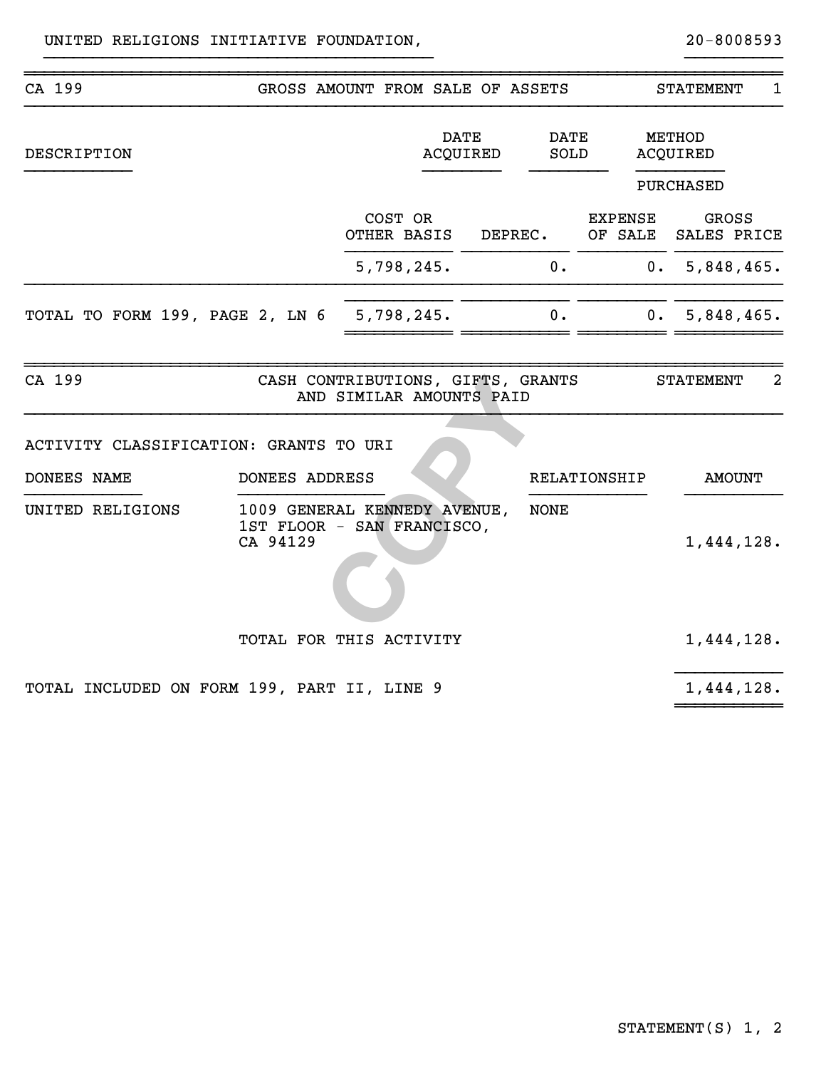UNITED RELIGIONS INITIATIVE FOUNDATION, 20-8008593

## CA 199 — GROSS AMOUNT FROM SALE OF ASSETS — STATEMENT 1

| DESCRIPTION | DATE ACQUIRED | DATE SOLD | METHOD ACQUIRED |
|---|---|---|---|
| | | | PURCHASED |

| | COST OR OTHER BASIS | DEPREC. | EXPENSE OF SALE | GROSS SALES PRICE |
|---|---|---|---|---|
| | 5,798,245. | 0. | 0. | 5,848,465. |
| TOTAL TO FORM 199, PAGE 2, LN 6 | 5,798,245. | 0. | 0. | 5,848,465. |

## CA 199 — CASH CONTRIBUTIONS, GIFTS, GRANTS AND SIMILAR AMOUNTS PAID — STATEMENT 2

ACTIVITY CLASSIFICATION: GRANTS TO URI

| DONEES NAME | DONEES ADDRESS | RELATIONSHIP | AMOUNT |
|---|---|---|---|
| UNITED RELIGIONS | 1009 GENERAL KENNEDY AVENUE, 1ST FLOOR - SAN FRANCISCO, CA 94129 | NONE | 1,444,128. |
| | TOTAL FOR THIS ACTIVITY | | 1,444,128. |
| TOTAL INCLUDED ON FORM 199, PART II, LINE 9 | | | 1,444,128. |

STATEMENT(S) 1, 2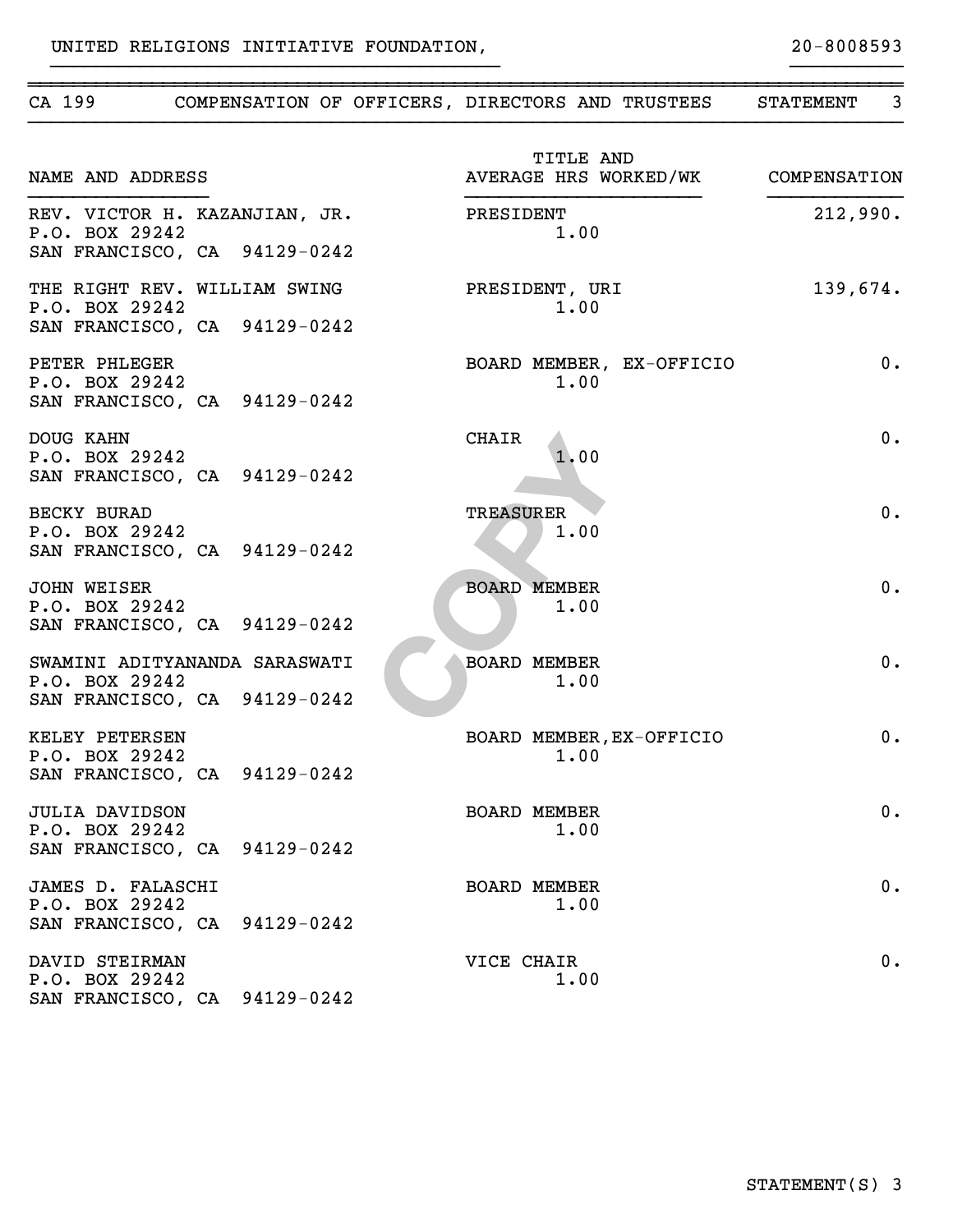UNITED RELIGIONS INITIATIVE FOUNDATION, 20-8008593

## CA 199 COMPENSATION OF OFFICERS, DIRECTORS AND TRUSTEES STATEMENT 3

| NAME AND ADDRESS | TITLE AND AVERAGE HRS WORKED/WK | COMPENSATION |
|---|---|---|
| REV. VICTOR H. KAZANJIAN, JR.<br>P.O. BOX 29242<br>SAN FRANCISCO, CA 94129-0242 | PRESIDENT<br>1.00 | 212,990. |
| THE RIGHT REV. WILLIAM SWING<br>P.O. BOX 29242<br>SAN FRANCISCO, CA 94129-0242 | PRESIDENT, URI<br>1.00 | 139,674. |
| PETER PHLEGER<br>P.O. BOX 29242<br>SAN FRANCISCO, CA 94129-0242 | BOARD MEMBER, EX-OFFICIO<br>1.00 | 0. |
| DOUG KAHN<br>P.O. BOX 29242<br>SAN FRANCISCO, CA 94129-0242 | CHAIR<br>1.00 | 0. |
| BECKY BURAD<br>P.O. BOX 29242<br>SAN FRANCISCO, CA 94129-0242 | TREASURER<br>1.00 | 0. |
| JOHN WEISER<br>P.O. BOX 29242<br>SAN FRANCISCO, CA 94129-0242 | BOARD MEMBER<br>1.00 | 0. |
| SWAMINI ADITYANANDA SARASWATI<br>P.O. BOX 29242<br>SAN FRANCISCO, CA 94129-0242 | BOARD MEMBER<br>1.00 | 0. |
| KELEY PETERSEN<br>P.O. BOX 29242<br>SAN FRANCISCO, CA 94129-0242 | BOARD MEMBER,EX-OFFICIO<br>1.00 | 0. |
| JULIA DAVIDSON<br>P.O. BOX 29242<br>SAN FRANCISCO, CA 94129-0242 | BOARD MEMBER<br>1.00 | 0. |
| JAMES D. FALASCHI<br>P.O. BOX 29242<br>SAN FRANCISCO, CA 94129-0242 | BOARD MEMBER<br>1.00 | 0. |
| DAVID STEIRMAN<br>P.O. BOX 29242<br>SAN FRANCISCO, CA 94129-0242 | VICE CHAIR<br>1.00 | 0. |

STATEMENT(S) 3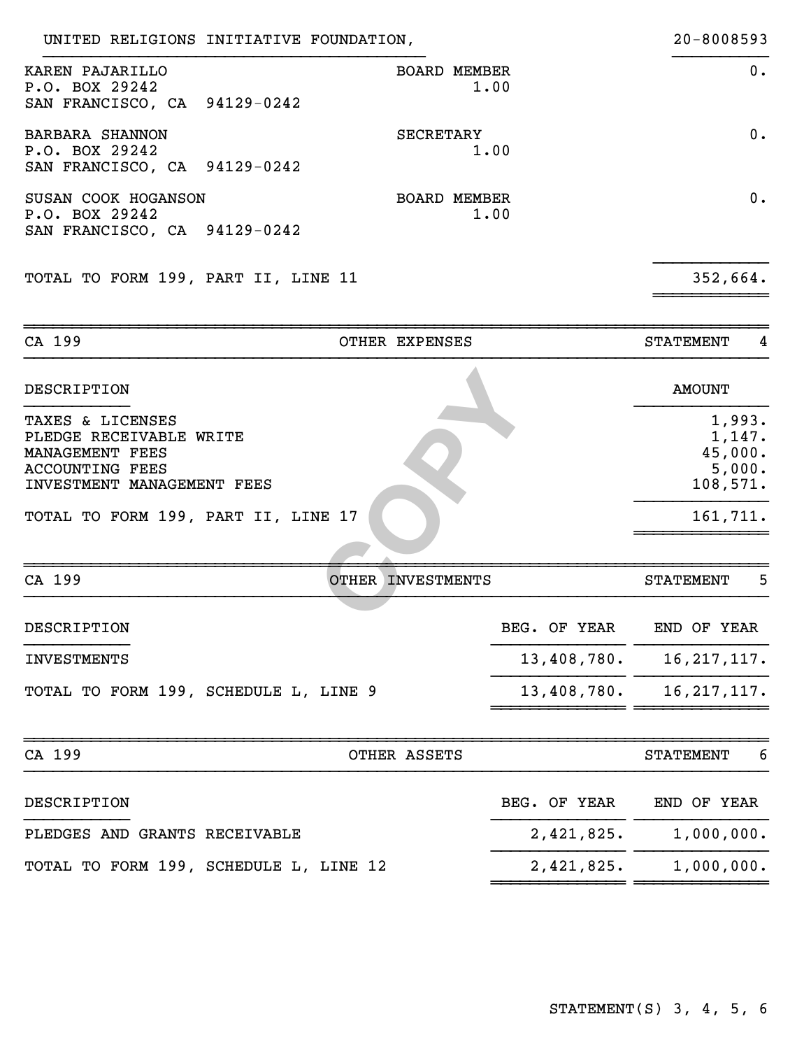UNITED RELIGIONS INITIATIVE FOUNDATION, 20-8008593

| | | |
|---|---|---|
| KAREN PAJARILLO<br>P.O. BOX 29242<br>SAN FRANCISCO, CA 94129-0242 | BOARD MEMBER<br>1.00 | 0. |
| BARBARA SHANNON<br>P.O. BOX 29242<br>SAN FRANCISCO, CA 94129-0242 | SECRETARY<br>1.00 | 0. |
| SUSAN COOK HOGANSON<br>P.O. BOX 29242<br>SAN FRANCISCO, CA 94129-0242 | BOARD MEMBER<br>1.00 | 0. |
| TOTAL TO FORM 199, PART II, LINE 11 | | 352,664. |

CA 199 — OTHER EXPENSES — STATEMENT 4

| DESCRIPTION | AMOUNT |
|---|---|
| TAXES & LICENSES | 1,993. |
| PLEDGE RECEIVABLE WRITE | 1,147. |
| MANAGEMENT FEES | 45,000. |
| ACCOUNTING FEES | 5,000. |
| INVESTMENT MANAGEMENT FEES | 108,571. |
| TOTAL TO FORM 199, PART II, LINE 17 | 161,711. |

CA 199 — OTHER INVESTMENTS — STATEMENT 5

| DESCRIPTION | BEG. OF YEAR | END OF YEAR |
|---|---|---|
| INVESTMENTS | 13,408,780. | 16,217,117. |
| TOTAL TO FORM 199, SCHEDULE L, LINE 9 | 13,408,780. | 16,217,117. |

CA 199 — OTHER ASSETS — STATEMENT 6

| DESCRIPTION | BEG. OF YEAR | END OF YEAR |
|---|---|---|
| PLEDGES AND GRANTS RECEIVABLE | 2,421,825. | 1,000,000. |
| TOTAL TO FORM 199, SCHEDULE L, LINE 12 | 2,421,825. | 1,000,000. |

STATEMENT(S) 3, 4, 5, 6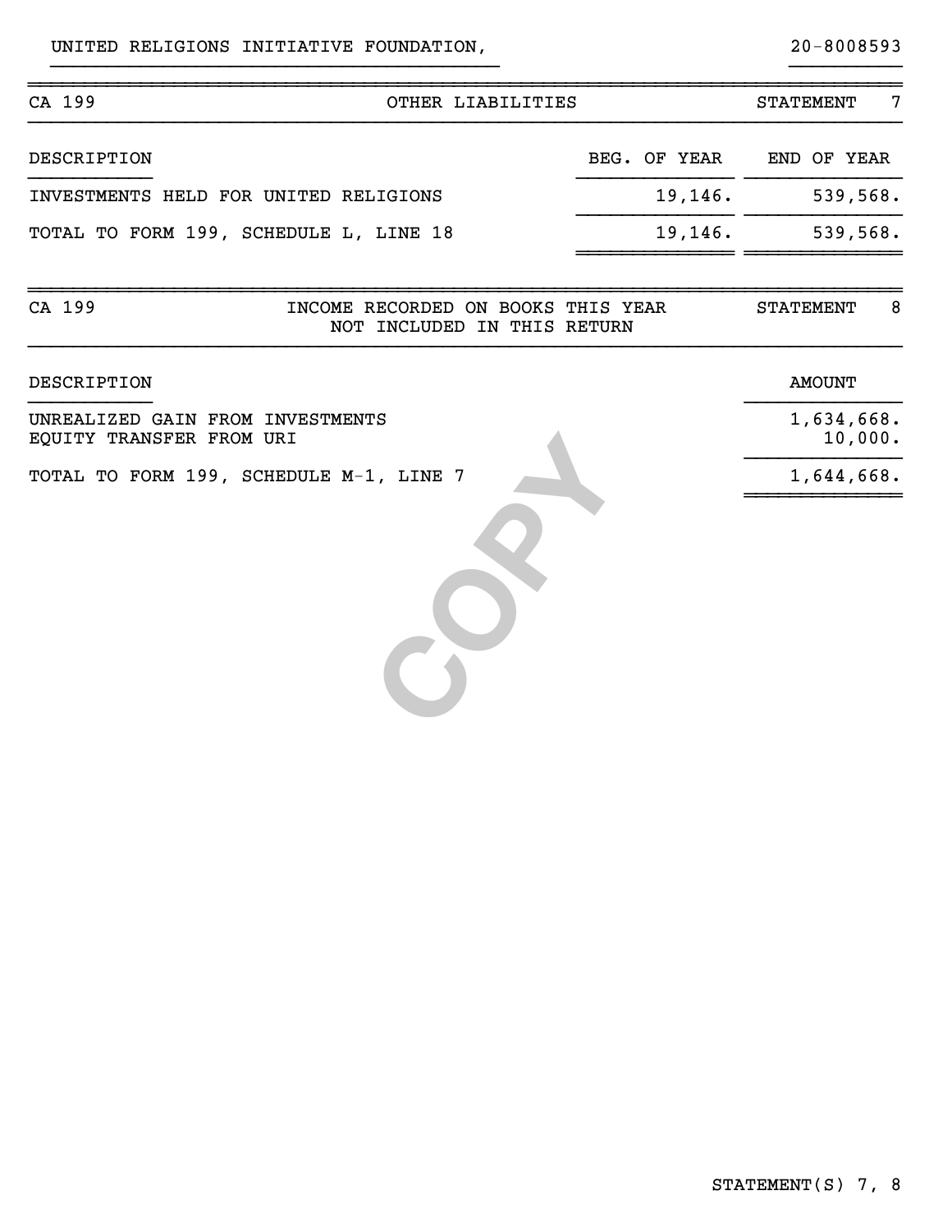UNITED RELIGIONS INITIATIVE FOUNDATION, 20-8008593

CA 199 — OTHER LIABILITIES — STATEMENT 7

| DESCRIPTION | BEG. OF YEAR | END OF YEAR |
|---|---|---|
| INVESTMENTS HELD FOR UNITED RELIGIONS | 19,146. | 539,568. |
| TOTAL TO FORM 199, SCHEDULE L, LINE 18 | 19,146. | 539,568. |

CA 199 — INCOME RECORDED ON BOOKS THIS YEAR NOT INCLUDED IN THIS RETURN — STATEMENT 8

| DESCRIPTION | AMOUNT |
|---|---|
| UNREALIZED GAIN FROM INVESTMENTS | 1,634,668. |
| EQUITY TRANSFER FROM URI | 10,000. |
| TOTAL TO FORM 199, SCHEDULE M-1, LINE 7 | 1,644,668. |

STATEMENT(S) 7, 8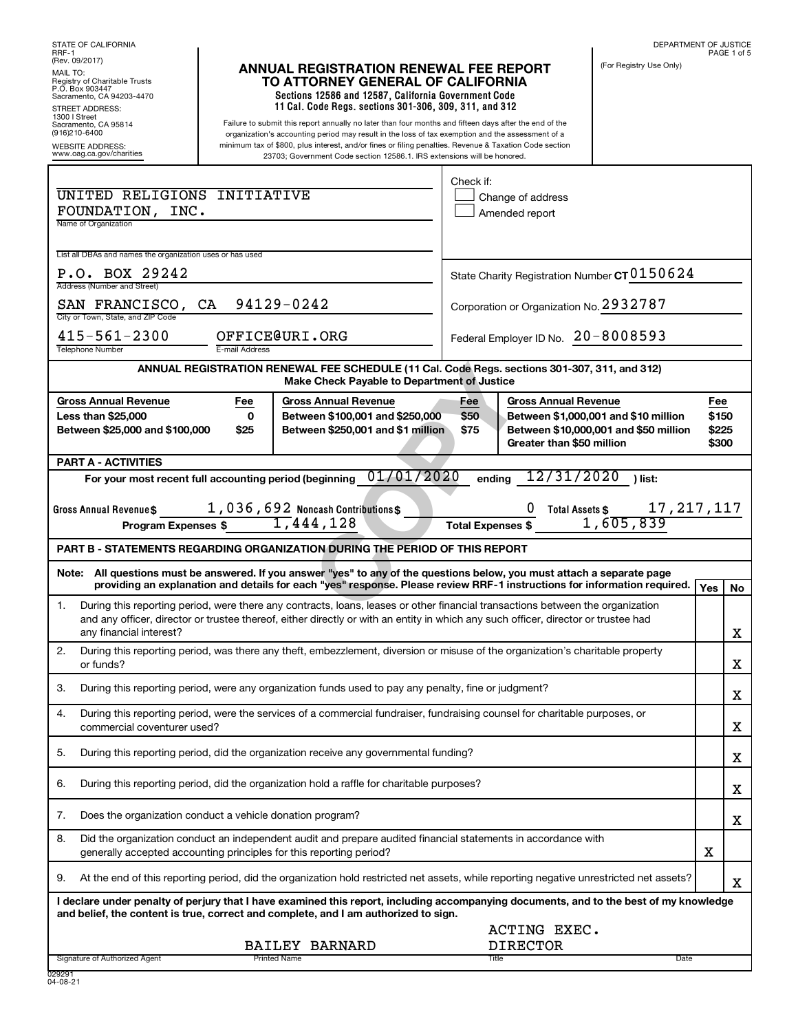STATE OF CALIFORNIA
RRF-1
(Rev. 09/2017)

MAIL TO:
Registry of Charitable Trusts
P.O. Box 903447
Sacramento, CA 94203-4470

STREET ADDRESS:
1300 I Street
Sacramento, CA 95814
(916)210-6400

WEBSITE ADDRESS:
www.oag.ca.gov/charities

DEPARTMENT OF JUSTICE

(For Registry Use Only)

# ANNUAL REGISTRATION RENEWAL FEE REPORT TO ATTORNEY GENERAL OF CALIFORNIA

**Sections 12586 and 12587, California Government Code**
**11 Cal. Code Regs. sections 301-306, 309, 311, and 312**

Failure to submit this report annually no later than four months and fifteen days after the end of the organization's accounting period may result in the loss of tax exemption and the assessment of a minimum tax of $800, plus interest, and/or fines or filing penalties. Revenue & Taxation Code section 23703; Government Code section 12586.1. IRS extensions will be honored.

Name of Organization: UNITED RELIGIONS INITIATIVE FOUNDATION, INC.

Check if: ☐ Change of address ☐ Amended report

List all DBAs and names the organization uses or has used:

Address (Number and Street): P.O. BOX 29242

City or Town, State, and ZIP Code: SAN FRANCISCO, CA 94129-0242

Telephone Number: 415-561-2300 E-mail Address: OFFICE@URI.ORG

State Charity Registration Number CT 0150624

Corporation or Organization No. 2932787

Federal Employer ID No. 20-8008593

**ANNUAL REGISTRATION RENEWAL FEE SCHEDULE (11 Cal. Code Regs. sections 301-307, 311, and 312)**
**Make Check Payable to Department of Justice**

| Gross Annual Revenue | Fee | Gross Annual Revenue | Fee | Gross Annual Revenue | Fee |
|---|---|---|---|---|---|
| Less than $25,000 | 0 | Between $100,001 and $250,000 | $50 | Between $1,000,001 and $10 million | $150 |
| Between $25,000 and $100,000 | $25 | Between $250,001 and $1 million | $75 | Between $10,000,001 and $50 million | $225 |
| | | | | Greater than $50 million | $300 |

**PART A - ACTIVITIES**

For your most recent full accounting period (beginning 01/01/2020 ending 12/31/2020 ) list:

Gross Annual Revenue $ 1,036,692 Noncash Contributions $ 0 Total Assets $ 17,217,117

Program Expenses $ 1,444,128 Total Expenses $ 1,605,839

**PART B - STATEMENTS REGARDING ORGANIZATION DURING THE PERIOD OF THIS REPORT**

| Note: All questions must be answered. If you answer "yes" to any of the questions below, you must attach a separate page providing an explanation and details for each "yes" response. Please review RRF-1 instructions for information required. | Yes | No |
|---|---|---|
| 1. During this reporting period, were there any contracts, loans, leases or other financial transactions between the organization and any officer, director or trustee thereof, either directly or with an entity in which any such officer, director or trustee had any financial interest? | | X |
| 2. During this reporting period, was there any theft, embezzlement, diversion or misuse of the organization's charitable property or funds? | | X |
| 3. During this reporting period, were any organization funds used to pay any penalty, fine or judgment? | | X |
| 4. During this reporting period, were the services of a commercial fundraiser, fundraising counsel for charitable purposes, or commercial coventurer used? | | X |
| 5. During this reporting period, did the organization receive any governmental funding? | | X |
| 6. During this reporting period, did the organization hold a raffle for charitable purposes? | | X |
| 7. Does the organization conduct a vehicle donation program? | | X |
| 8. Did the organization conduct an independent audit and prepare audited financial statements in accordance with generally accepted accounting principles for this reporting period? | X | |
| 9. At the end of this reporting period, did the organization hold restricted net assets, while reporting negative unrestricted net assets? | | X |

**I declare under penalty of perjury that I have examined this report, including accompanying documents, and to the best of my knowledge and belief, the content is true, correct and complete, and I am authorized to sign.**

| Signature of Authorized Agent | Printed Name | Title | Date |
|---|---|---|---|
| | BAILEY BARNARD | ACTING EXEC. DIRECTOR | |

029291
04-08-21